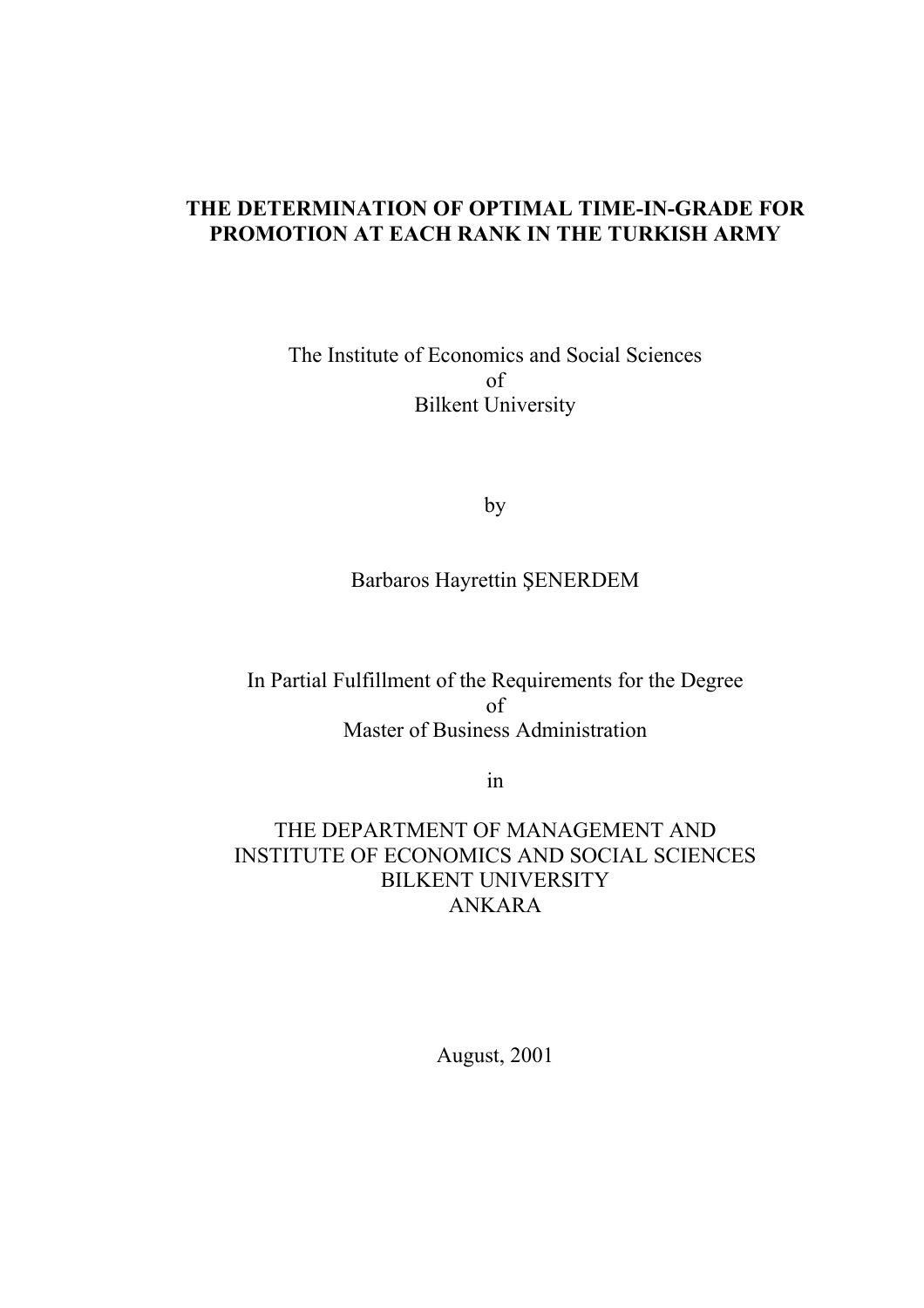# THE DETERMINATION OF OPTIMAL TIME-IN-GRADE FOR PROMOTION AT EACH RANK IN THE TURKISH ARMY

The Institute of Economics and Social Sciences
of
Bilkent University

by

Barbaros Hayrettin ŞENERDEM

In Partial Fulfillment of the Requirements for the Degree
of
Master of Business Administration

in

THE DEPARTMENT OF MANAGEMENT AND
INSTITUTE OF ECONOMICS AND SOCIAL SCIENCES
BILKENT UNIVERSITY
ANKARA

August, 2001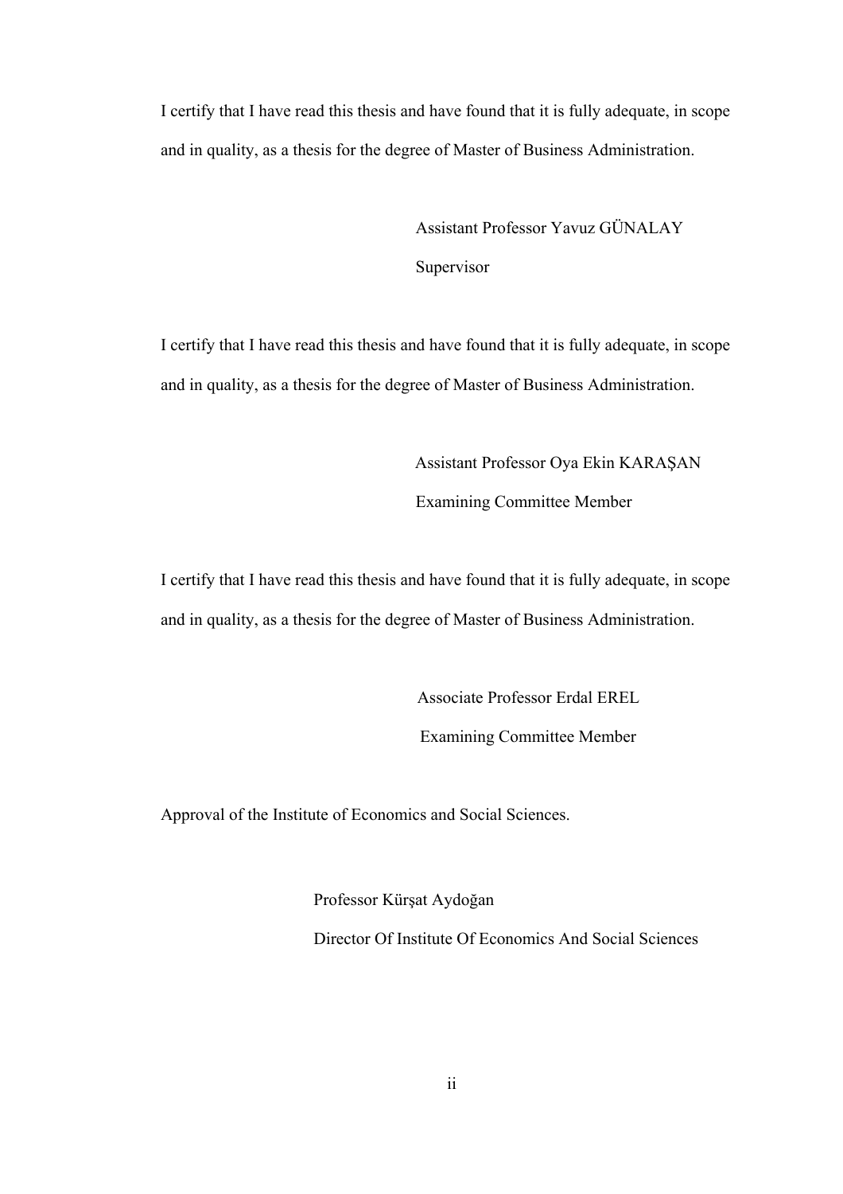I certify that I have read this thesis and have found that it is fully adequate, in scope and in quality, as a thesis for the degree of Master of Business Administration.

Assistant Professor Yavuz GÜNALAY

Supervisor

I certify that I have read this thesis and have found that it is fully adequate, in scope and in quality, as a thesis for the degree of Master of Business Administration.

Assistant Professor Oya Ekin KARAŞAN

Examining Committee Member

I certify that I have read this thesis and have found that it is fully adequate, in scope and in quality, as a thesis for the degree of Master of Business Administration.

Associate Professor Erdal EREL

Examining Committee Member

Approval of the Institute of Economics and Social Sciences.

Professor Kürşat Aydoğan

Director Of Institute Of Economics And Social Sciences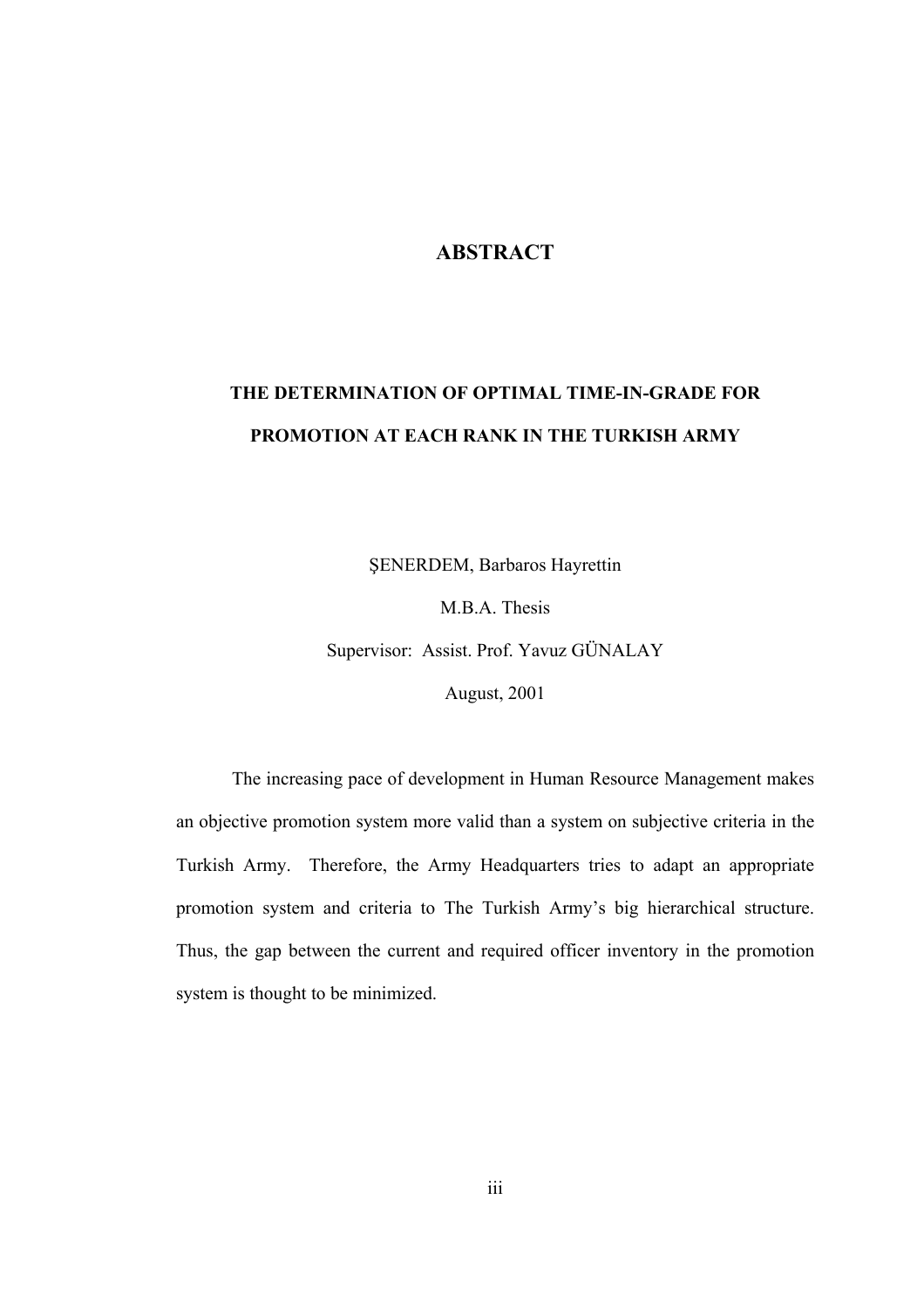# ABSTRACT

## THE DETERMINATION OF OPTIMAL TIME-IN-GRADE FOR PROMOTION AT EACH RANK IN THE TURKISH ARMY

ŞENERDEM, Barbaros Hayrettin

M.B.A. Thesis

Supervisor: Assist. Prof. Yavuz GÜNALAY

August, 2001

The increasing pace of development in Human Resource Management makes an objective promotion system more valid than a system on subjective criteria in the Turkish Army. Therefore, the Army Headquarters tries to adapt an appropriate promotion system and criteria to The Turkish Army's big hierarchical structure. Thus, the gap between the current and required officer inventory in the promotion system is thought to be minimized.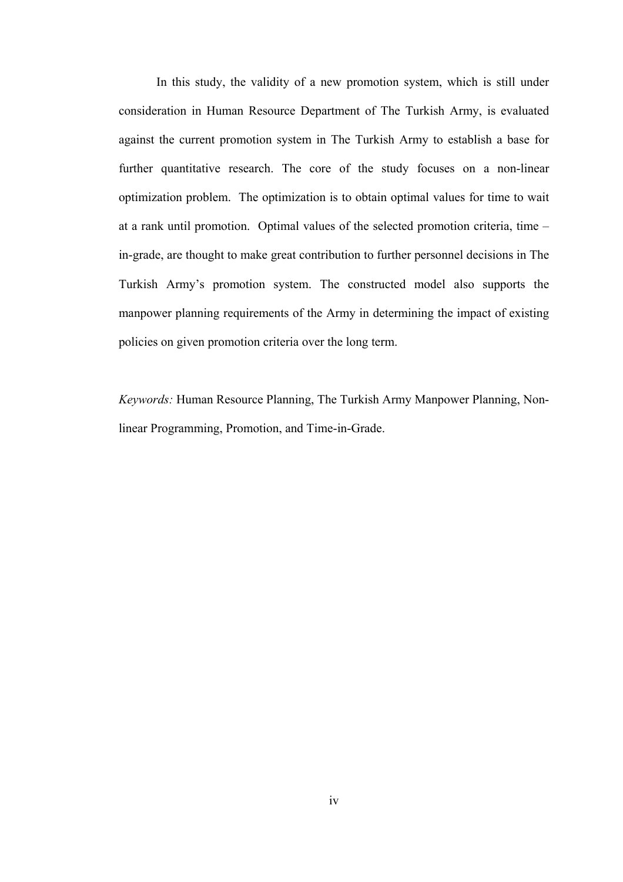In this study, the validity of a new promotion system, which is still under consideration in Human Resource Department of The Turkish Army, is evaluated against the current promotion system in The Turkish Army to establish a base for further quantitative research. The core of the study focuses on a non-linear optimization problem. The optimization is to obtain optimal values for time to wait at a rank until promotion. Optimal values of the selected promotion criteria, time – in-grade, are thought to make great contribution to further personnel decisions in The Turkish Army's promotion system. The constructed model also supports the manpower planning requirements of the Army in determining the impact of existing policies on given promotion criteria over the long term.

*Keywords:* Human Resource Planning, The Turkish Army Manpower Planning, Non-linear Programming, Promotion, and Time-in-Grade.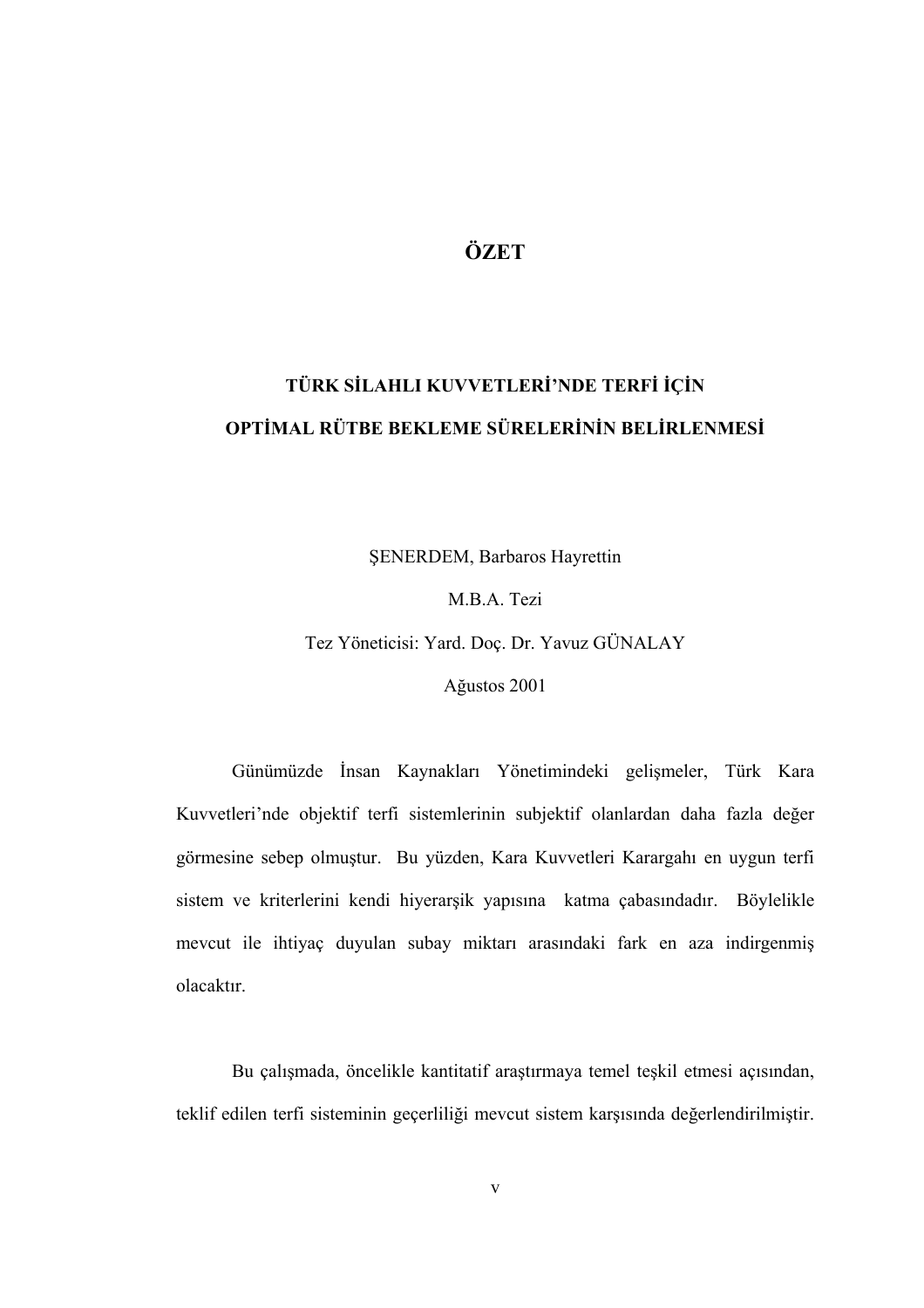# ÖZET

## TÜRK SİLAHLI KUVVETLERİ'NDE TERFİ İÇİN OPTİMAL RÜTBE BEKLEME SÜRELERİNİN BELİRLENMESİ

ŞENERDEM, Barbaros Hayrettin

M.B.A. Tezi

Tez Yöneticisi: Yard. Doç. Dr. Yavuz GÜNALAY

Ağustos 2001

Günümüzde İnsan Kaynakları Yönetimindeki gelişmeler, Türk Kara Kuvvetleri'nde objektif terfi sistemlerinin subjektif olanlardan daha fazla değer görmesine sebep olmuştur. Bu yüzden, Kara Kuvvetleri Karargahı en uygun terfi sistem ve kriterlerini kendi hiyerarşik yapısına katma çabasındadır. Böylelikle mevcut ile ihtiyaç duyulan subay miktarı arasındaki fark en aza indirgenmiş olacaktır.

Bu çalışmada, öncelikle kantitatif araştırmaya temel teşkil etmesi açısından, teklif edilen terfi sisteminin geçerliliği mevcut sistem karşısında değerlendirilmiştir.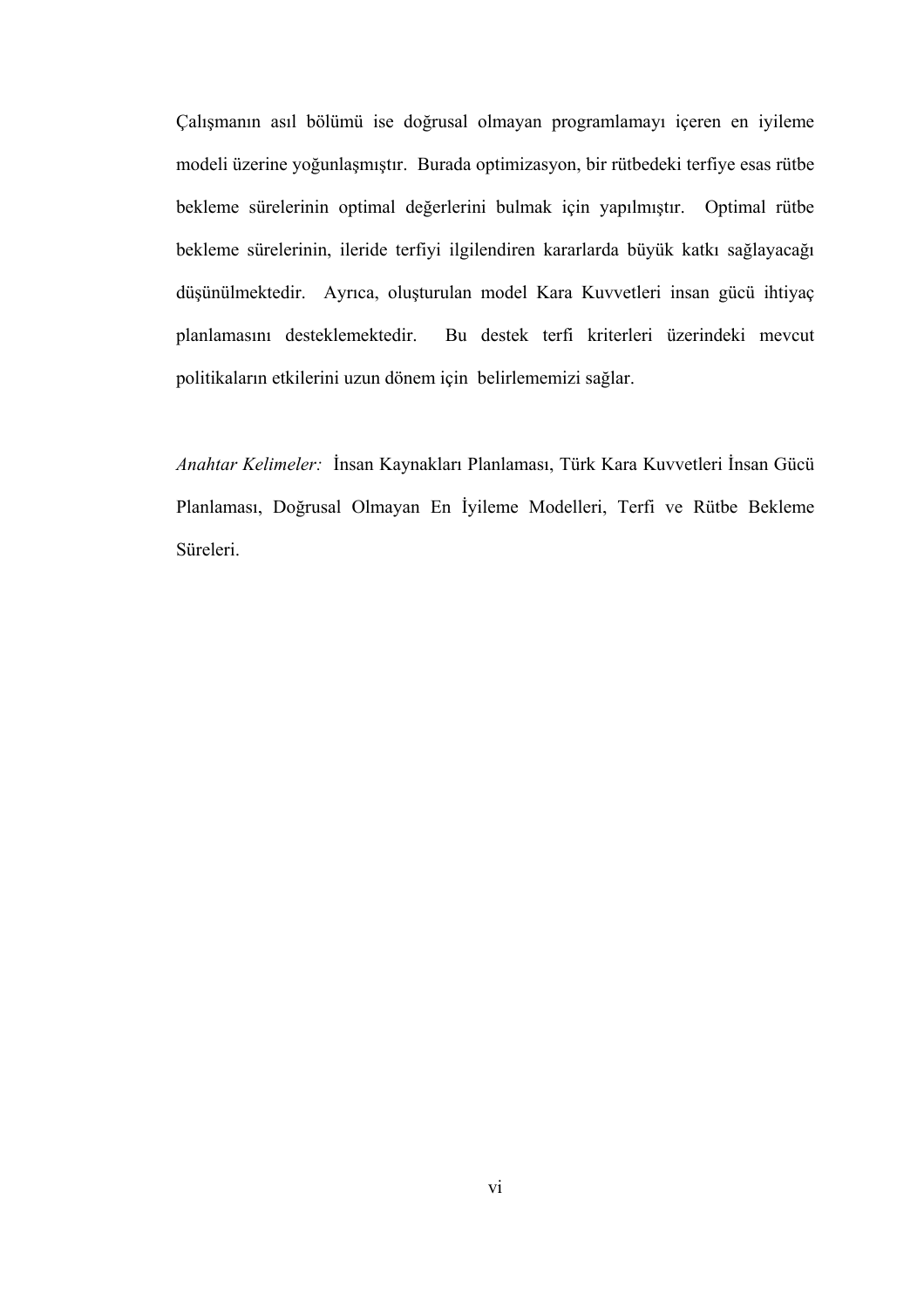Çalışmanın asıl bölümü ise doğrusal olmayan programlamayı içeren en iyileme modeli üzerine yoğunlaşmıştır. Burada optimizasyon, bir rütbedeki terfiye esas rütbe bekleme sürelerinin optimal değerlerini bulmak için yapılmıştır. Optimal rütbe bekleme sürelerinin, ileride terfiyi ilgilendiren kararlarda büyük katkı sağlayacağı düşünülmektedir. Ayrıca, oluşturulan model Kara Kuvvetleri insan gücü ihtiyaç planlamasını desteklemektedir. Bu destek terfi kriterleri üzerindeki mevcut politikaların etkilerini uzun dönem için belirlememizi sağlar.

*Anahtar Kelimeler:* İnsan Kaynakları Planlaması, Türk Kara Kuvvetleri İnsan Gücü Planlaması, Doğrusal Olmayan En İyileme Modelleri, Terfi ve Rütbe Bekleme Süreleri.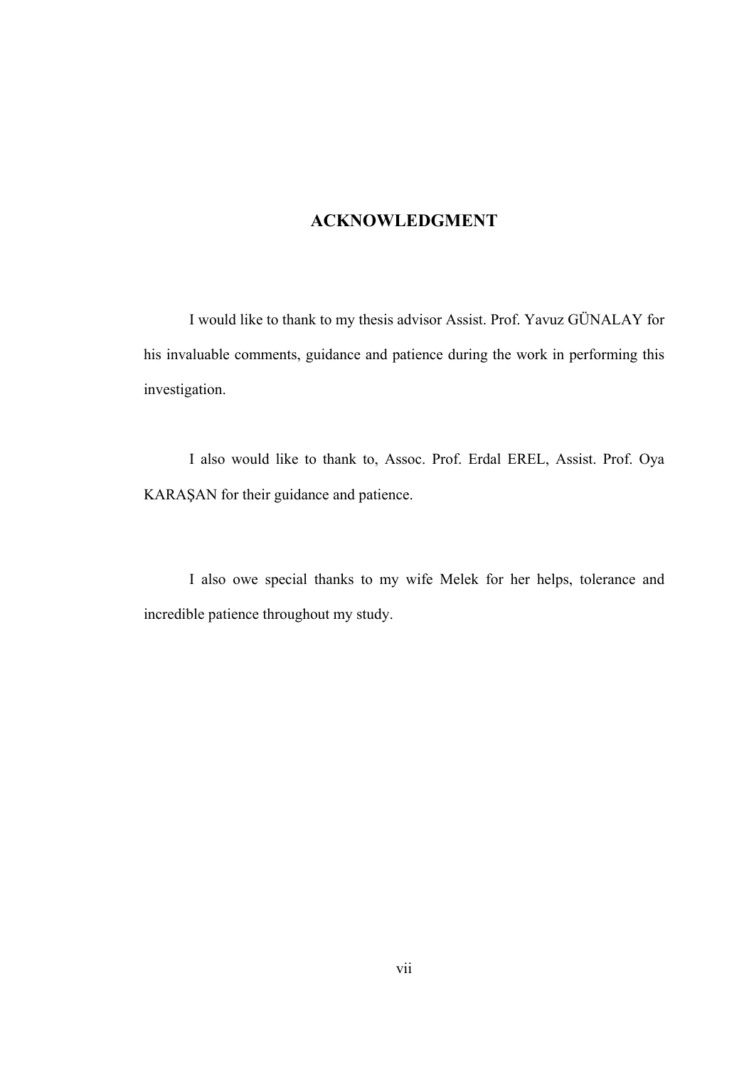# ACKNOWLEDGMENT

I would like to thank to my thesis advisor Assist. Prof. Yavuz GÜNALAY for his invaluable comments, guidance and patience during the work in performing this investigation.

I also would like to thank to, Assoc. Prof. Erdal EREL, Assist. Prof. Oya KARAŞAN for their guidance and patience.

I also owe special thanks to my wife Melek for her helps, tolerance and incredible patience throughout my study.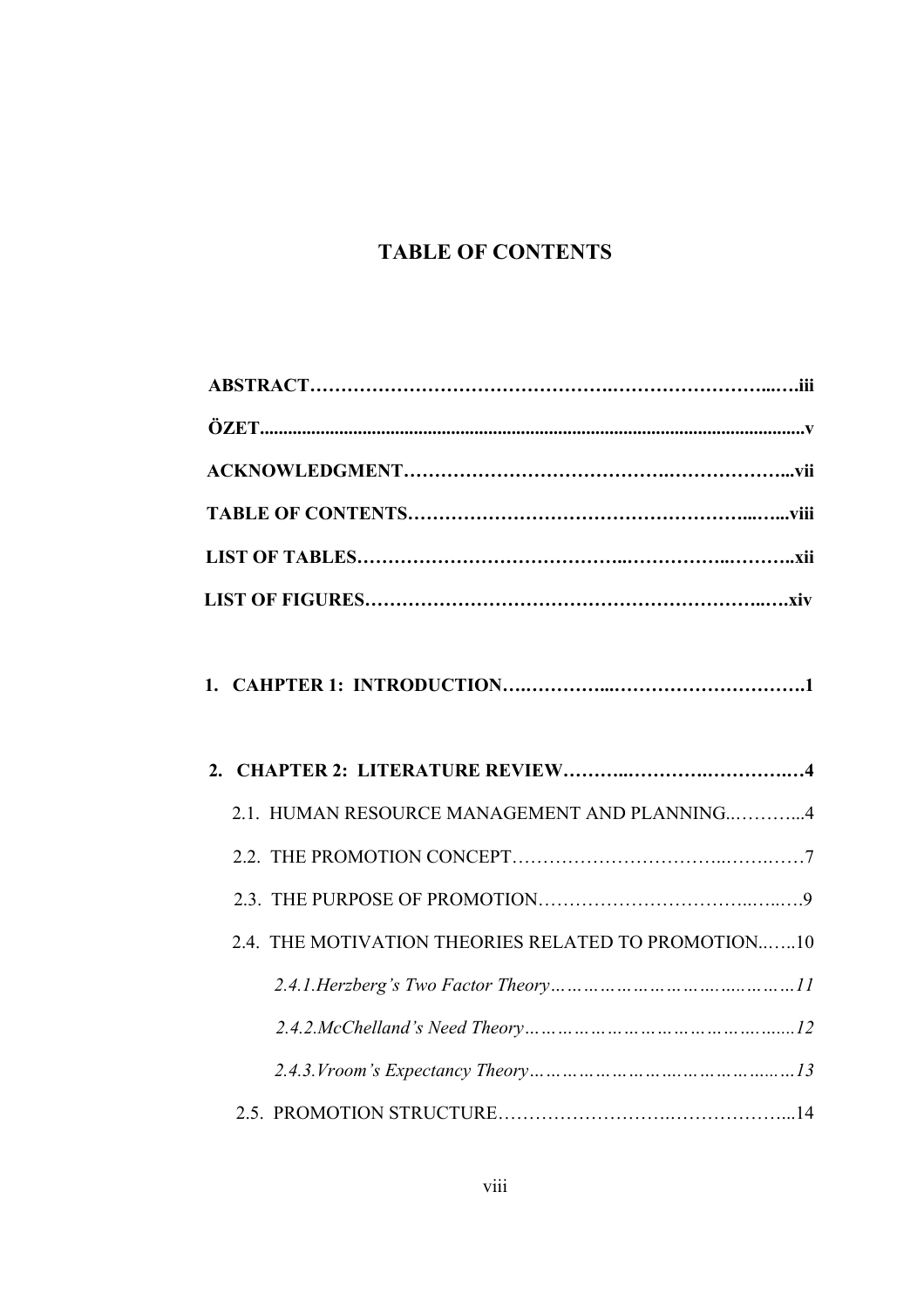# TABLE OF CONTENTS

**ABSTRACT……………………………………….……………………...…iii**

**ÖZET...................................................................................................................v**

**ACKNOWLEDGMENT………………………………….………………...vii**

**TABLE OF CONTENTS…………………………………………….....…...viii**

**LIST OF TABLES…………………………………...……………..………..xii**

**LIST OF FIGURES……………………………………………………..….xiv**

**1. CAHPTER 1: INTRODUCTION….…………...………………………….1**

**2. CHAPTER 2: LITERATURE REVIEW………..…………….…………….4**

2.1. HUMAN RESOURCE MANAGEMENT AND PLANNING..………...4

2.2. THE PROMOTION CONCEPT…………………………...…….……7

2.3. THE PURPOSE OF PROMOTION……………………………..…..….9

2.4. THE MOTIVATION THEORIES RELATED TO PROMOTION..…..10

*2.4.1.Herzberg's Two Factor Theory………………………….….….……11*

*2.4.2.McChelland's Need Theory……………………………………….......12*

*2.4.3.Vroom's Expectancy Theory……………………….…………....…13*

2.5. PROMOTION STRUCTURE…………………….……………...14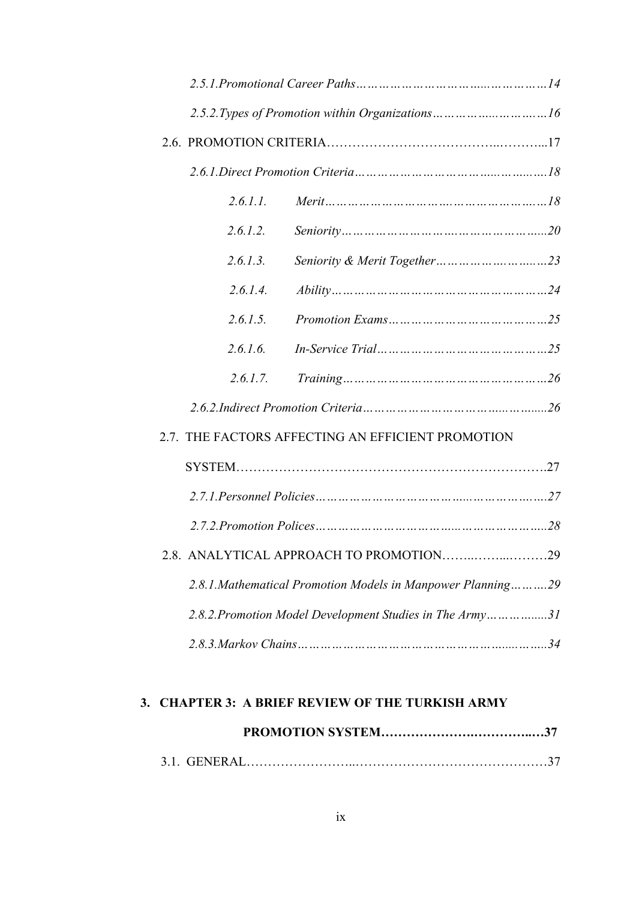*2.5.1.Promotional Career Paths……………………………..……………14*

*2.5.2.Types of Promotion within Organizations…………..……………16*

2.6. PROMOTION CRITERIA………………………………..………...17

*2.6.1.Direct Promotion Criteria…………………………..……..……18*

*2.6.1.1. Merit………………………………………………18*

*2.6.1.2. Seniority…………………………………………...20*

*2.6.1.3. Seniority & Merit Together…………………..……23*

*2.6.1.4. Ability………………………………………………24*

*2.6.1.5. Promotion Exams……………………………………25*

*2.6.1.6. In-Service Trial………………………………………25*

*2.6.1.7. Training………………………………………………26*

*2.6.2.Indirect Promotion Criteria……………………………..…….....26*

2.7. THE FACTORS AFFECTING AN EFFICIENT PROMOTION SYSTEM……………………………………………………………….27

*2.7.1.Personnel Policies……………………………...………………….27*

*2.7.2.Promotion Polices…………………………...…………………....28*

2.8. ANALYTICAL APPROACH TO PROMOTION……..……...………29

*2.8.1.Mathematical Promotion Models in Manpower Planning……….29*

*2.8.2.Promotion Model Development Studies in The Army……….......31*

*2.8.3.Markov Chains……………………………………………......…...34*

**3. CHAPTER 3: A BRIEF REVIEW OF THE TURKISH ARMY PROMOTION SYSTEM…………………..…………..…37**

3.1. GENERAL……………………..……………………………………….37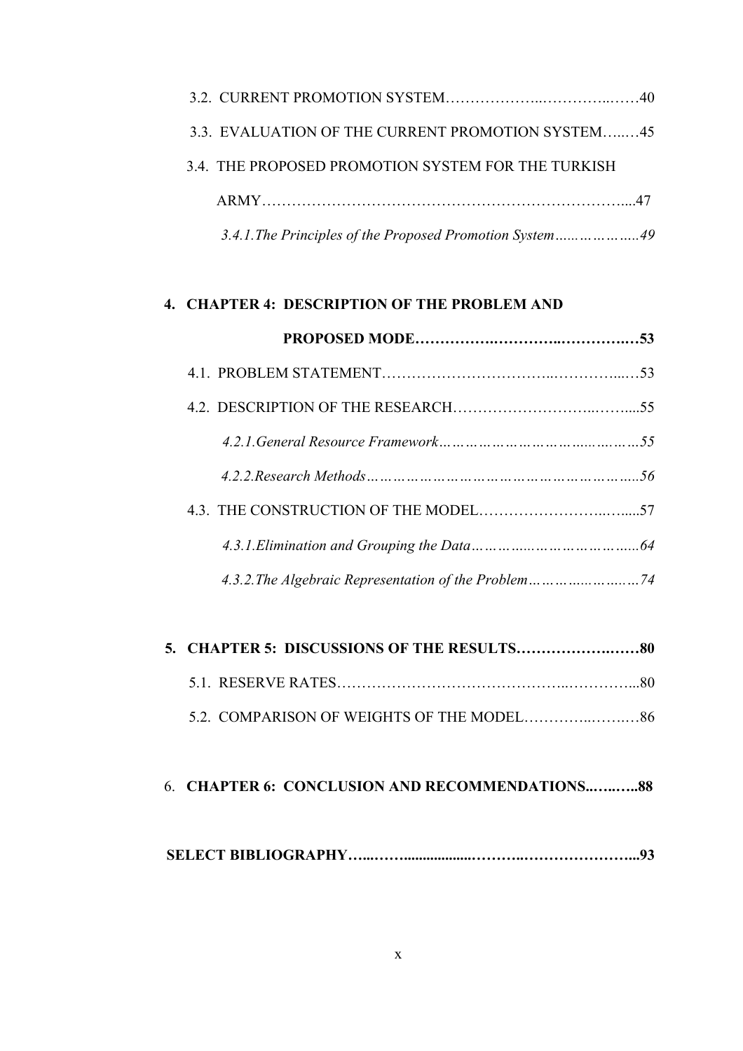3.2. CURRENT PROMOTION SYSTEM……………….…………..……40

3.3. EVALUATION OF THE CURRENT PROMOTION SYSTEM…..…45

3.4. THE PROPOSED PROMOTION SYSTEM FOR THE TURKISH ARMY……………………………………………………………....47

*3.4.1.The Principles of the Proposed Promotion System….……………..49*

**4. CHAPTER 4: DESCRIPTION OF THE PROBLEM AND PROPOSED MODE…………….………..…………….…53**

4.1. PROBLEM STATEMENT………………………………..………....…53

4.2. DESCRIPTION OF THE RESEARCH……………………..……....55

*4.2.1.General Resource Framework……………………………..……55*

*4.2.2.Research Methods…………………………………………………..56*

4.3. THE CONSTRUCTION OF THE MODEL……………………..…....57

*4.3.1.Elimination and Grouping the Data…………..……………………...64*

*4.3.2.The Algebraic Representation of the Problem…………..………..…74*

**5. CHAPTER 5: DISCUSSIONS OF THE RESULTS……………….……80**

5.1. RESERVE RATES…………………………………………..…………...80

5.2. COMPARISON OF WEIGHTS OF THE MODEL…………..…….…86

6. **CHAPTER 6: CONCLUSION AND RECOMMENDATIONS..…..…..88**

**SELECT BIBLIOGRAPHY…...……..................………..………………….....93**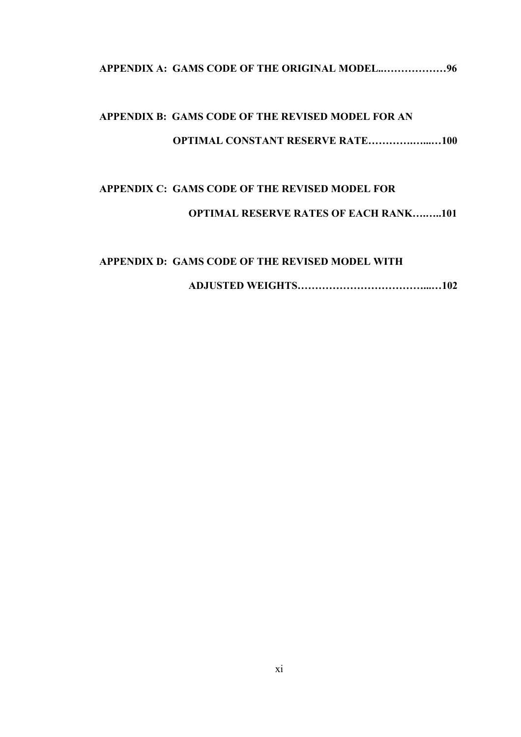**APPENDIX A: GAMS CODE OF THE ORIGINAL MODEL...………………96**

**APPENDIX B: GAMS CODE OF THE REVISED MODEL FOR AN OPTIMAL CONSTANT RESERVE RATE…………….…...…100**

**APPENDIX C: GAMS CODE OF THE REVISED MODEL FOR OPTIMAL RESERVE RATES OF EACH RANK….…...101**

**APPENDIX D: GAMS CODE OF THE REVISED MODEL WITH ADJUSTED WEIGHTS………………………………....…102**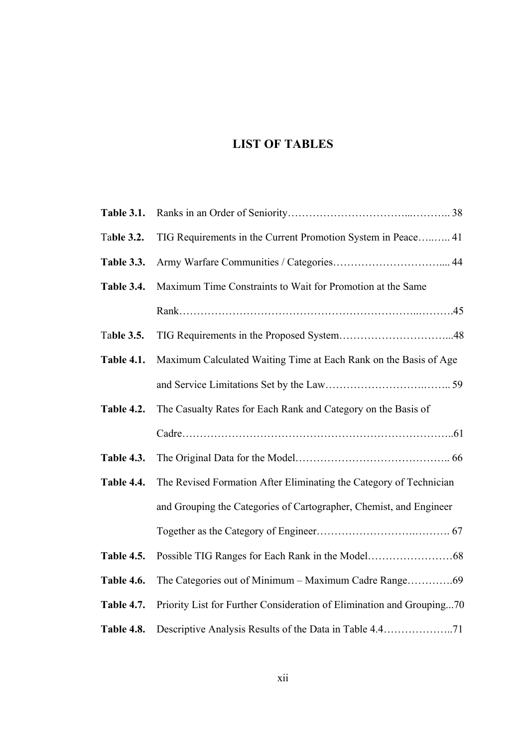# LIST OF TABLES

**Table 3.1.** Ranks in an Order of Seniority……………………………...……….. 38

**Table 3.2.** TIG Requirements in the Current Promotion System in Peace…..….. 41

**Table 3.3.** Army Warfare Communities / Categories………………………….... 44

**Table 3.4.** Maximum Time Constraints to Wait for Promotion at the Same Rank………………………………………………………..……….45

**Table 3.5.** TIG Requirements in the Proposed System…………………………...48

**Table 4.1.** Maximum Calculated Waiting Time at Each Rank on the Basis of Age and Service Limitations Set by the Law……………………….…….. 59

**Table 4.2.** The Casualty Rates for Each Rank and Category on the Basis of Cadre………………………………………………………………..61

**Table 4.3.** The Original Data for the Model…………………………………….. 66

**Table 4.4.** The Revised Formation After Eliminating the Category of Technician and Grouping the Categories of Cartographer, Chemist, and Engineer Together as the Category of Engineer…………………….………. 67

**Table 4.5.** Possible TIG Ranges for Each Rank in the Model……………………68

**Table 4.6.** The Categories out of Minimum – Maximum Cadre Range………….69

**Table 4.7.** Priority List for Further Consideration of Elimination and Grouping...70

**Table 4.8.** Descriptive Analysis Results of the Data in Table 4.4………………..71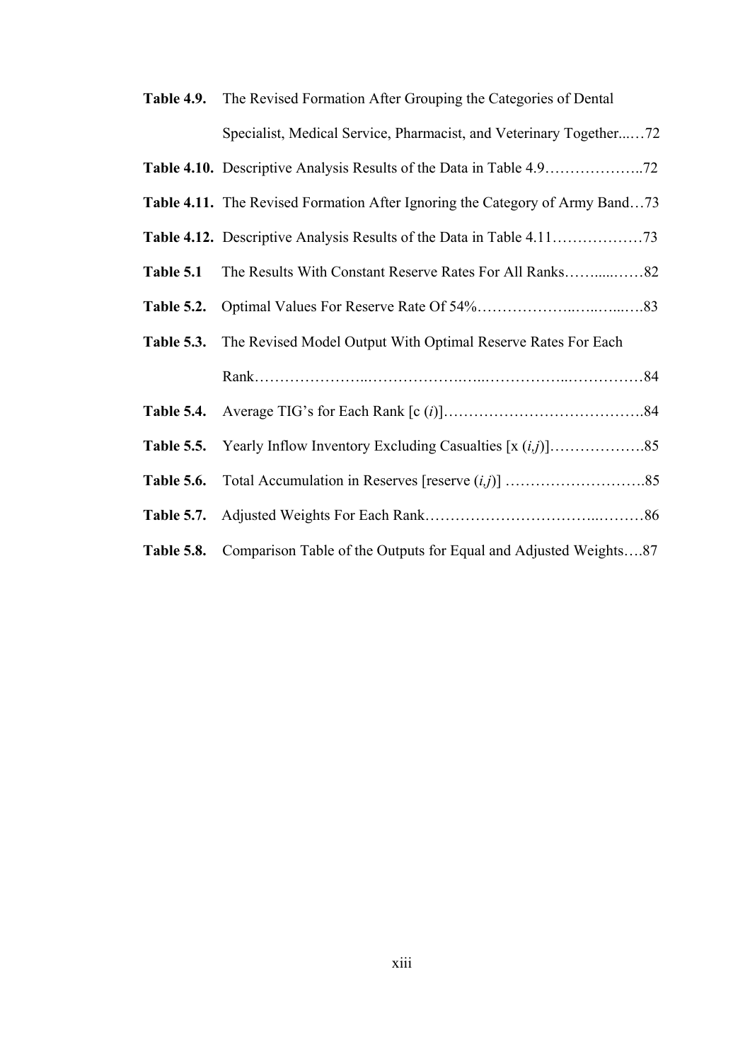**Table 4.9.** The Revised Formation After Grouping the Categories of Dental Specialist, Medical Service, Pharmacist, and Veterinary Together...…72

**Table 4.10.** Descriptive Analysis Results of the Data in Table 4.9………………..72

**Table 4.11.** The Revised Formation After Ignoring the Category of Army Band…73

**Table 4.12.** Descriptive Analysis Results of the Data in Table 4.11………………73

**Table 5.1** The Results With Constant Reserve Rates For All Ranks……....……82

**Table 5.2.** Optimal Values For Reserve Rate Of 54%………………..…..…...….83

**Table 5.3.** The Revised Model Output With Optimal Reserve Rates For Each Rank…………………..………………..…...……………..……………84

**Table 5.4.** Average TIG's for Each Rank [c ($i$)]………………………………….84

**Table 5.5.** Yearly Inflow Inventory Excluding Casualties [x ($i$,$j$)]……………….85

**Table 5.6.** Total Accumulation in Reserves [reserve ($i$,$j$)] ……………………….85

**Table 5.7.** Adjusted Weights For Each Rank…………………………...………86

**Table 5.8.** Comparison Table of the Outputs for Equal and Adjusted Weights….87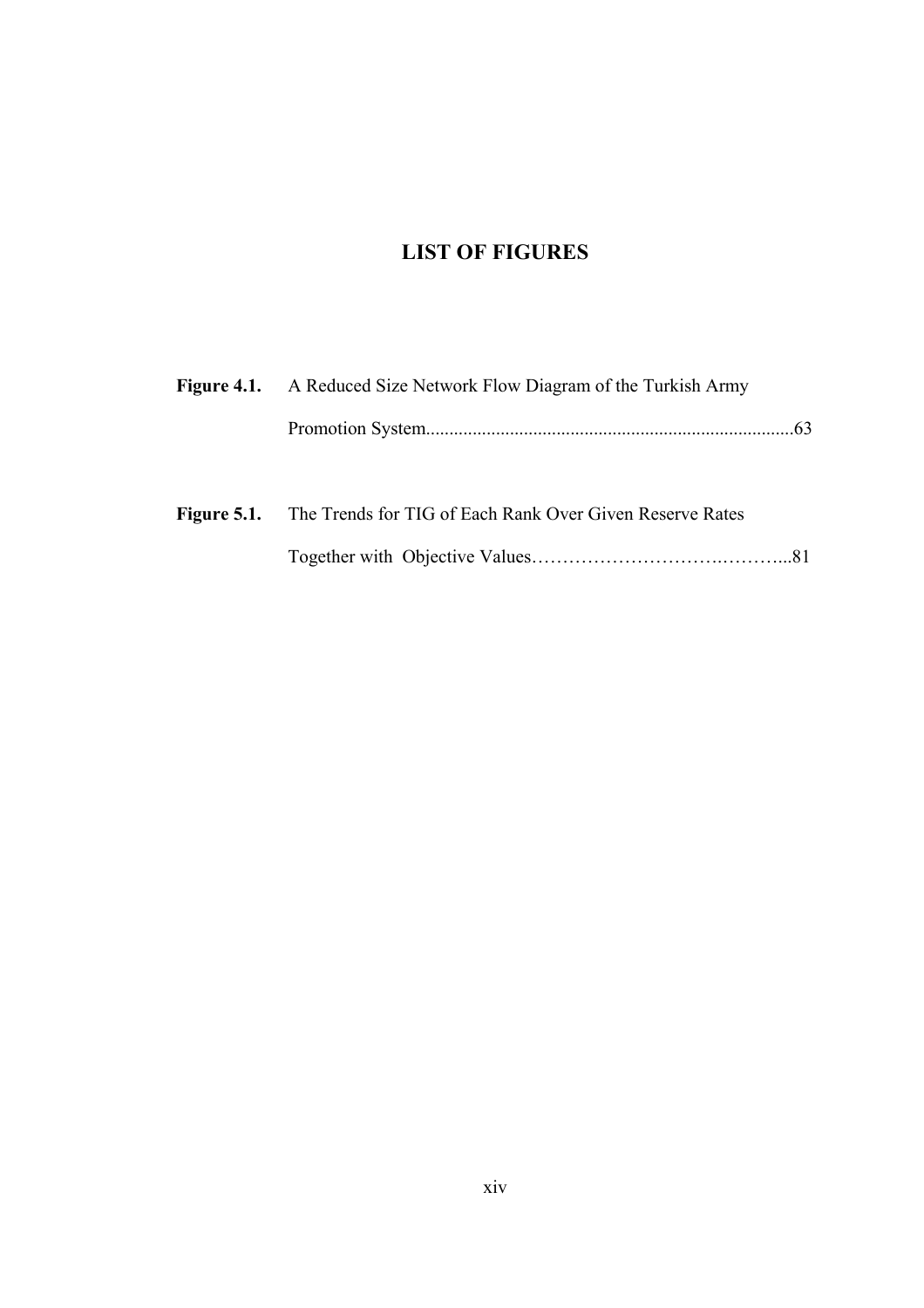# LIST OF FIGURES

**Figure 4.1.** A Reduced Size Network Flow Diagram of the Turkish Army Promotion System..............................................................................63

**Figure 5.1.** The Trends for TIG of Each Rank Over Given Reserve Rates Together with Objective Values……………………….………...81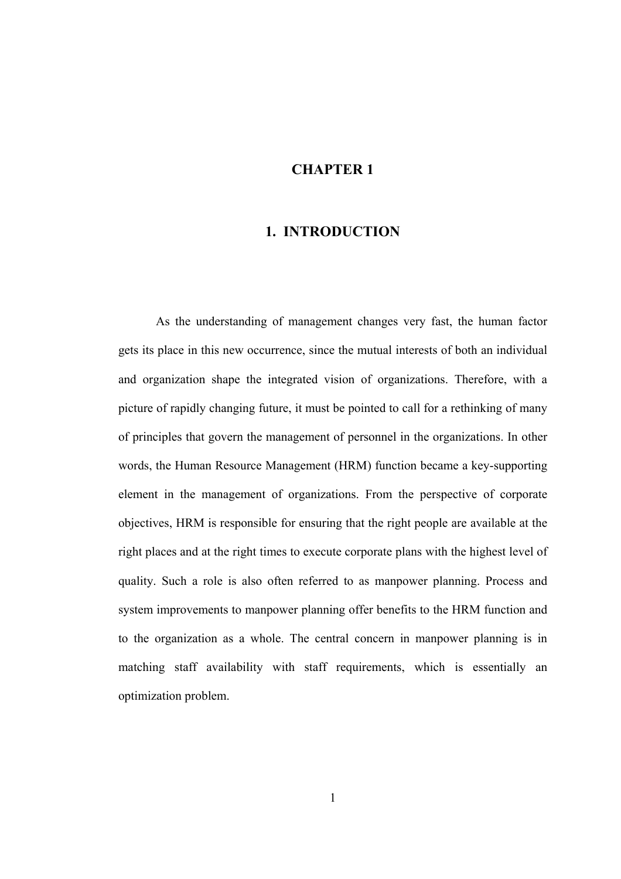# CHAPTER 1

# 1. INTRODUCTION

As the understanding of management changes very fast, the human factor gets its place in this new occurrence, since the mutual interests of both an individual and organization shape the integrated vision of organizations. Therefore, with a picture of rapidly changing future, it must be pointed to call for a rethinking of many of principles that govern the management of personnel in the organizations. In other words, the Human Resource Management (HRM) function became a key-supporting element in the management of organizations. From the perspective of corporate objectives, HRM is responsible for ensuring that the right people are available at the right places and at the right times to execute corporate plans with the highest level of quality. Such a role is also often referred to as manpower planning. Process and system improvements to manpower planning offer benefits to the HRM function and to the organization as a whole. The central concern in manpower planning is in matching staff availability with staff requirements, which is essentially an optimization problem.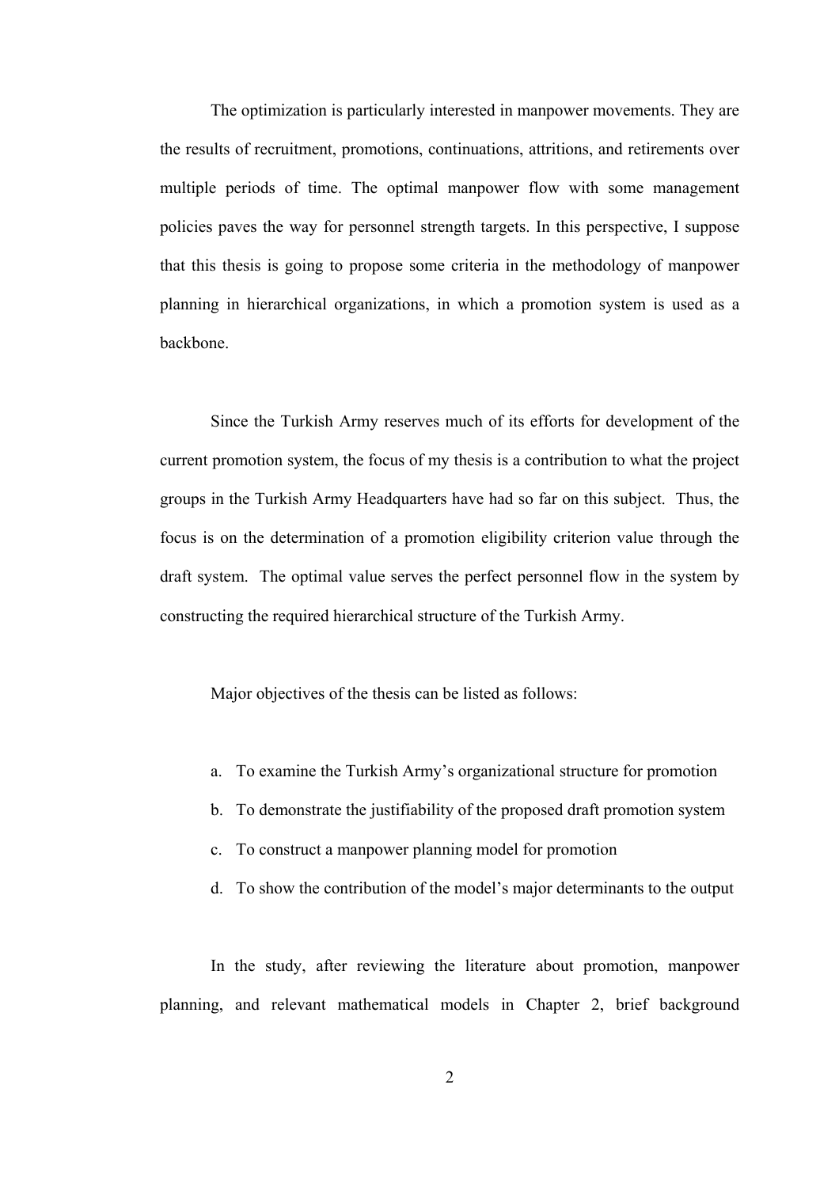The optimization is particularly interested in manpower movements. They are the results of recruitment, promotions, continuations, attritions, and retirements over multiple periods of time. The optimal manpower flow with some management policies paves the way for personnel strength targets. In this perspective, I suppose that this thesis is going to propose some criteria in the methodology of manpower planning in hierarchical organizations, in which a promotion system is used as a backbone.

Since the Turkish Army reserves much of its efforts for development of the current promotion system, the focus of my thesis is a contribution to what the project groups in the Turkish Army Headquarters have had so far on this subject. Thus, the focus is on the determination of a promotion eligibility criterion value through the draft system. The optimal value serves the perfect personnel flow in the system by constructing the required hierarchical structure of the Turkish Army.

Major objectives of the thesis can be listed as follows:

a. To examine the Turkish Army's organizational structure for promotion
b. To demonstrate the justifiability of the proposed draft promotion system
c. To construct a manpower planning model for promotion
d. To show the contribution of the model's major determinants to the output

In the study, after reviewing the literature about promotion, manpower planning, and relevant mathematical models in Chapter 2, brief background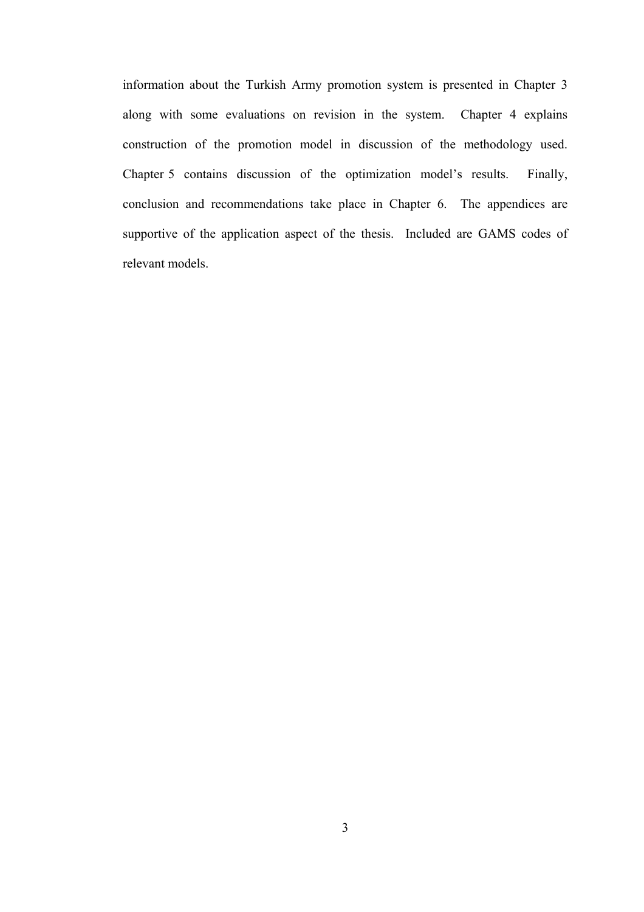information about the Turkish Army promotion system is presented in Chapter 3 along with some evaluations on revision in the system. Chapter 4 explains construction of the promotion model in discussion of the methodology used. Chapter 5 contains discussion of the optimization model's results. Finally, conclusion and recommendations take place in Chapter 6. The appendices are supportive of the application aspect of the thesis. Included are GAMS codes of relevant models.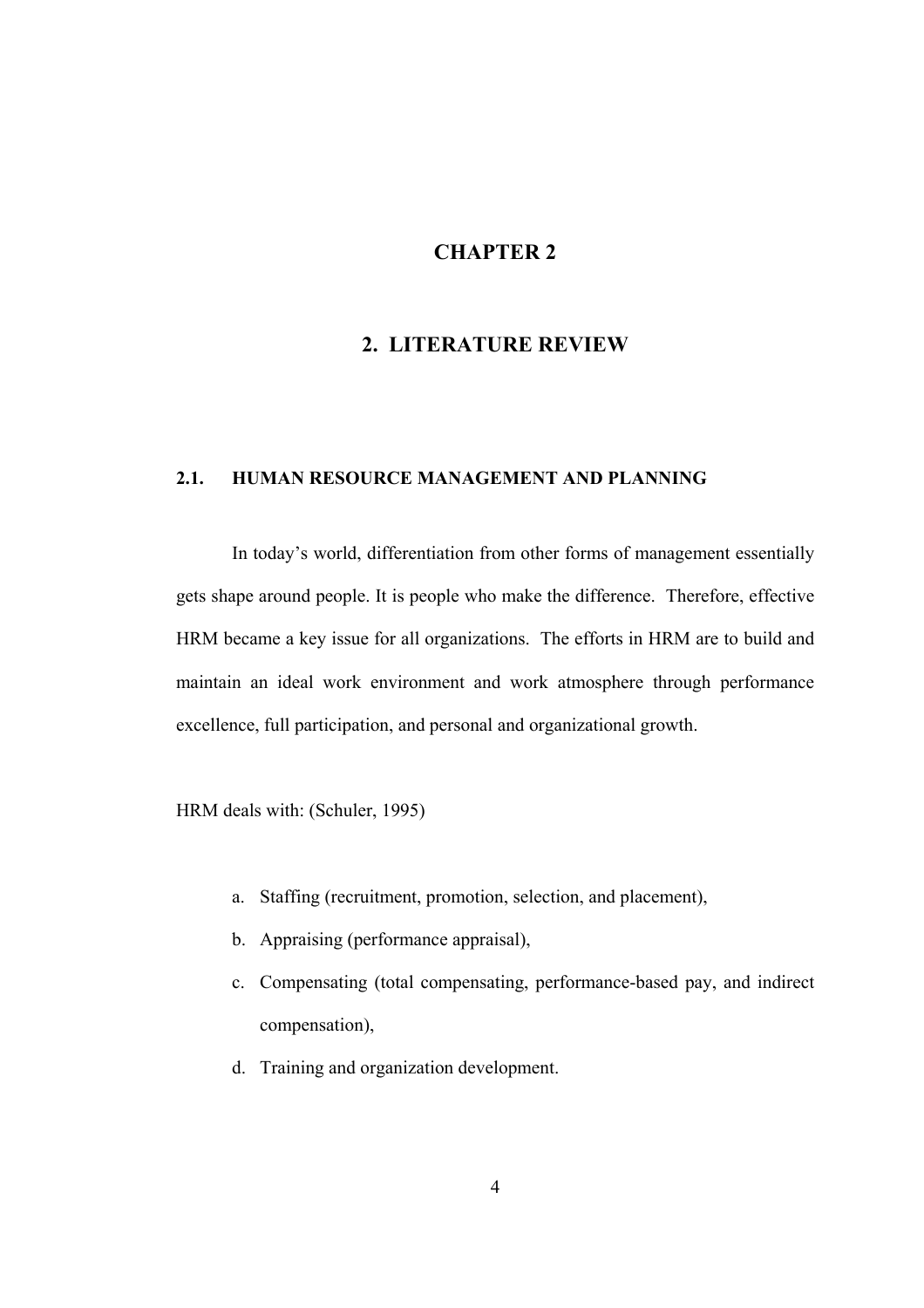# CHAPTER 2

# 2. LITERATURE REVIEW

## 2.1. HUMAN RESOURCE MANAGEMENT AND PLANNING

In today's world, differentiation from other forms of management essentially gets shape around people. It is people who make the difference. Therefore, effective HRM became a key issue for all organizations. The efforts in HRM are to build and maintain an ideal work environment and work atmosphere through performance excellence, full participation, and personal and organizational growth.

HRM deals with: (Schuler, 1995)

a. Staffing (recruitment, promotion, selection, and placement),
b. Appraising (performance appraisal),
c. Compensating (total compensating, performance-based pay, and indirect compensation),
d. Training and organization development.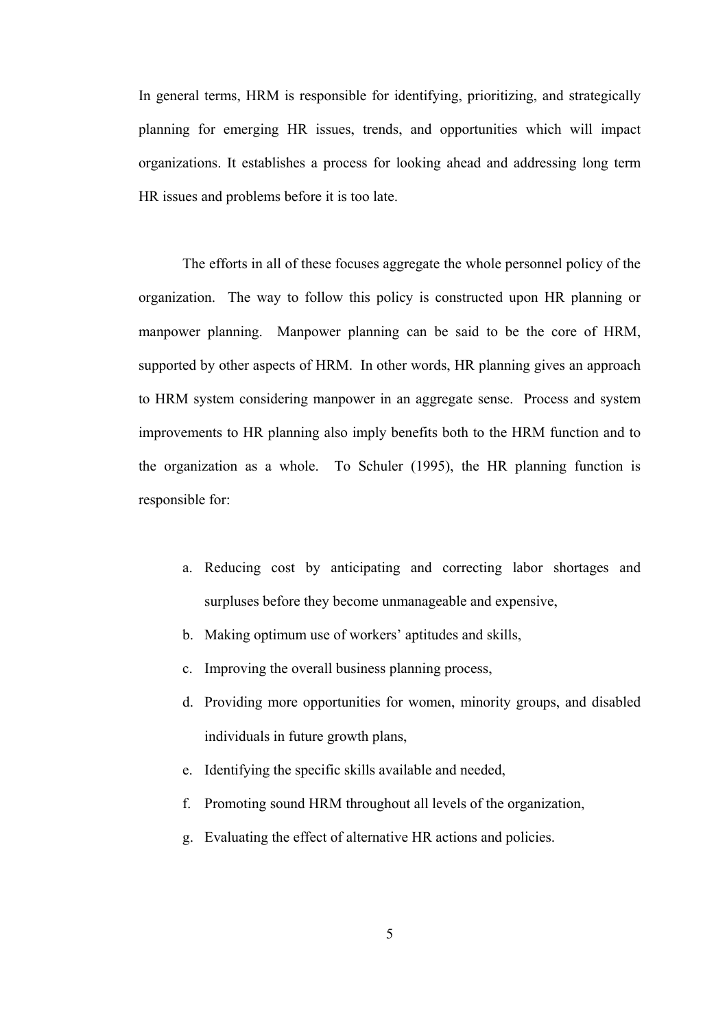In general terms, HRM is responsible for identifying, prioritizing, and strategically planning for emerging HR issues, trends, and opportunities which will impact organizations. It establishes a process for looking ahead and addressing long term HR issues and problems before it is too late.

The efforts in all of these focuses aggregate the whole personnel policy of the organization. The way to follow this policy is constructed upon HR planning or manpower planning. Manpower planning can be said to be the core of HRM, supported by other aspects of HRM. In other words, HR planning gives an approach to HRM system considering manpower in an aggregate sense. Process and system improvements to HR planning also imply benefits both to the HRM function and to the organization as a whole. To Schuler (1995), the HR planning function is responsible for:

a. Reducing cost by anticipating and correcting labor shortages and surpluses before they become unmanageable and expensive,
b. Making optimum use of workers' aptitudes and skills,
c. Improving the overall business planning process,
d. Providing more opportunities for women, minority groups, and disabled individuals in future growth plans,
e. Identifying the specific skills available and needed,
f. Promoting sound HRM throughout all levels of the organization,
g. Evaluating the effect of alternative HR actions and policies.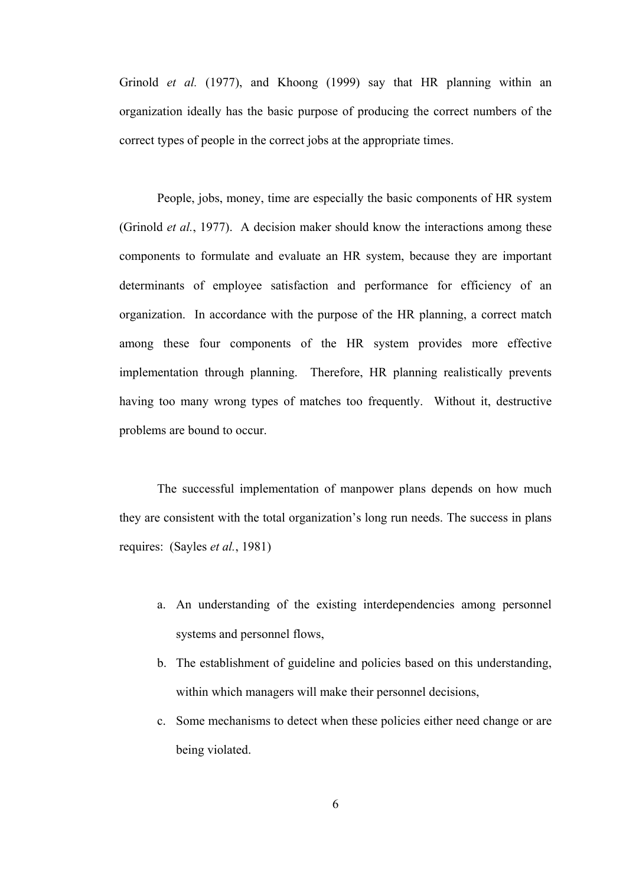Grinold *et al.* (1977), and Khoong (1999) say that HR planning within an organization ideally has the basic purpose of producing the correct numbers of the correct types of people in the correct jobs at the appropriate times.

People, jobs, money, time are especially the basic components of HR system (Grinold *et al.*, 1977). A decision maker should know the interactions among these components to formulate and evaluate an HR system, because they are important determinants of employee satisfaction and performance for efficiency of an organization. In accordance with the purpose of the HR planning, a correct match among these four components of the HR system provides more effective implementation through planning. Therefore, HR planning realistically prevents having too many wrong types of matches too frequently. Without it, destructive problems are bound to occur.

The successful implementation of manpower plans depends on how much they are consistent with the total organization's long run needs. The success in plans requires: (Sayles *et al.*, 1981)

a. An understanding of the existing interdependencies among personnel systems and personnel flows,
b. The establishment of guideline and policies based on this understanding, within which managers will make their personnel decisions,
c. Some mechanisms to detect when these policies either need change or are being violated.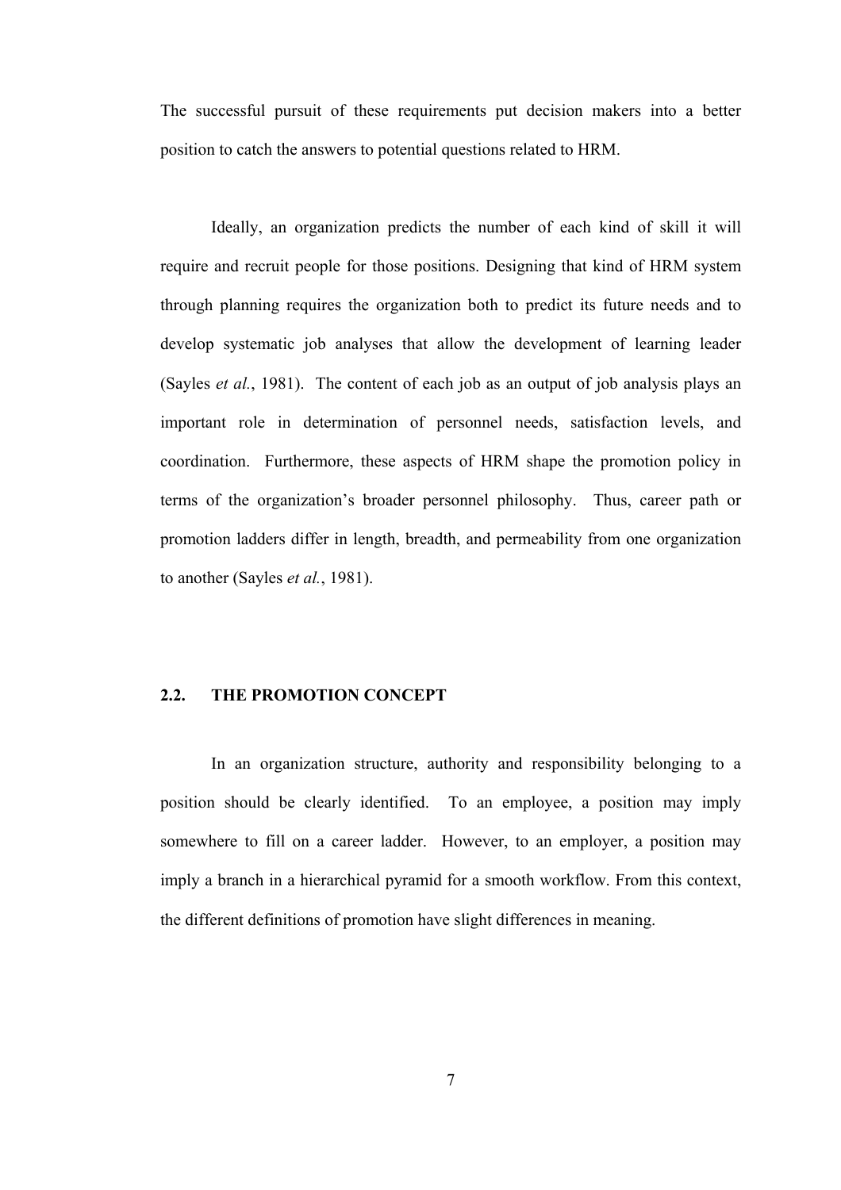The successful pursuit of these requirements put decision makers into a better position to catch the answers to potential questions related to HRM.

Ideally, an organization predicts the number of each kind of skill it will require and recruit people for those positions. Designing that kind of HRM system through planning requires the organization both to predict its future needs and to develop systematic job analyses that allow the development of learning leader (Sayles *et al.*, 1981). The content of each job as an output of job analysis plays an important role in determination of personnel needs, satisfaction levels, and coordination. Furthermore, these aspects of HRM shape the promotion policy in terms of the organization's broader personnel philosophy. Thus, career path or promotion ladders differ in length, breadth, and permeability from one organization to another (Sayles *et al.*, 1981).

## 2.2. THE PROMOTION CONCEPT

In an organization structure, authority and responsibility belonging to a position should be clearly identified. To an employee, a position may imply somewhere to fill on a career ladder. However, to an employer, a position may imply a branch in a hierarchical pyramid for a smooth workflow. From this context, the different definitions of promotion have slight differences in meaning.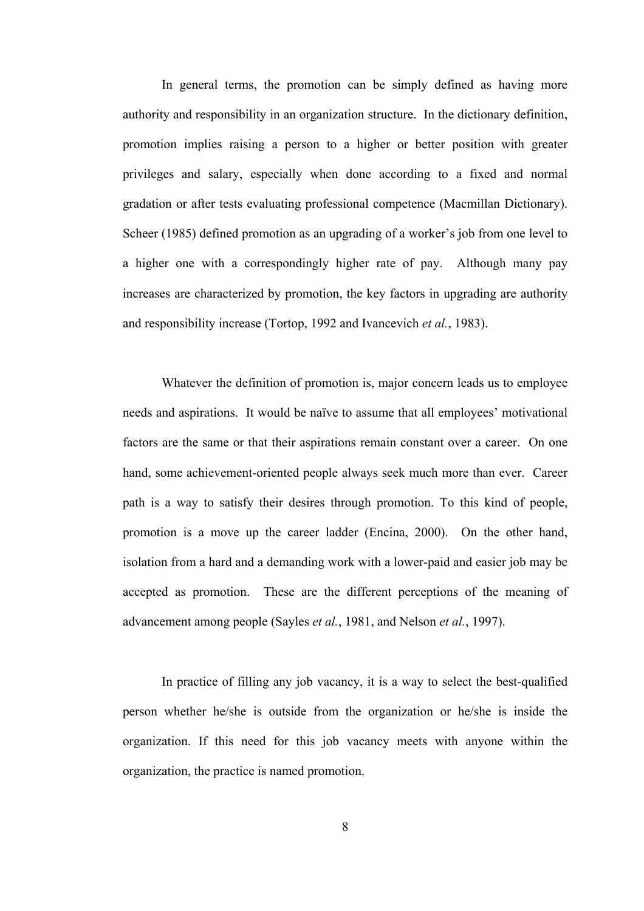In general terms, the promotion can be simply defined as having more authority and responsibility in an organization structure. In the dictionary definition, promotion implies raising a person to a higher or better position with greater privileges and salary, especially when done according to a fixed and normal gradation or after tests evaluating professional competence (Macmillan Dictionary). Scheer (1985) defined promotion as an upgrading of a worker's job from one level to a higher one with a correspondingly higher rate of pay. Although many pay increases are characterized by promotion, the key factors in upgrading are authority and responsibility increase (Tortop, 1992 and Ivancevich *et al.*, 1983).

Whatever the definition of promotion is, major concern leads us to employee needs and aspirations. It would be naïve to assume that all employees' motivational factors are the same or that their aspirations remain constant over a career. On one hand, some achievement-oriented people always seek much more than ever. Career path is a way to satisfy their desires through promotion. To this kind of people, promotion is a move up the career ladder (Encina, 2000). On the other hand, isolation from a hard and a demanding work with a lower-paid and easier job may be accepted as promotion. These are the different perceptions of the meaning of advancement among people (Sayles *et al.*, 1981, and Nelson *et al.*, 1997).

In practice of filling any job vacancy, it is a way to select the best-qualified person whether he/she is outside from the organization or he/she is inside the organization. If this need for this job vacancy meets with anyone within the organization, the practice is named promotion.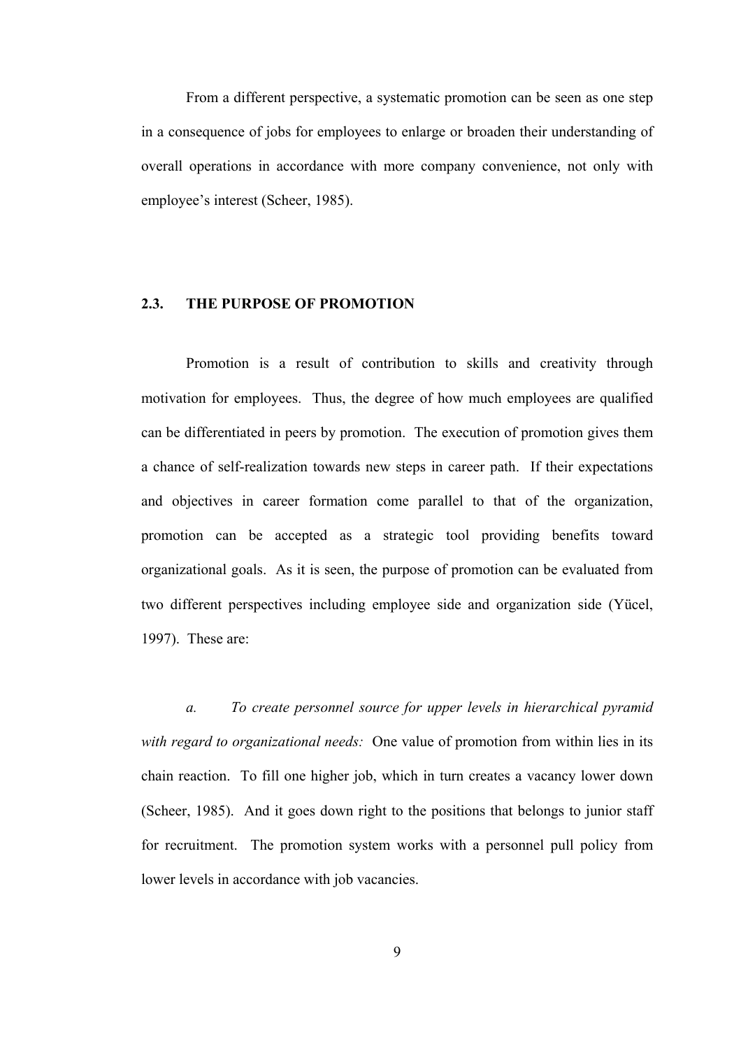From a different perspective, a systematic promotion can be seen as one step in a consequence of jobs for employees to enlarge or broaden their understanding of overall operations in accordance with more company convenience, not only with employee's interest (Scheer, 1985).

## 2.3. THE PURPOSE OF PROMOTION

Promotion is a result of contribution to skills and creativity through motivation for employees. Thus, the degree of how much employees are qualified can be differentiated in peers by promotion. The execution of promotion gives them a chance of self-realization towards new steps in career path. If their expectations and objectives in career formation come parallel to that of the organization, promotion can be accepted as a strategic tool providing benefits toward organizational goals. As it is seen, the purpose of promotion can be evaluated from two different perspectives including employee side and organization side (Yücel, 1997). These are:

*a. To create personnel source for upper levels in hierarchical pyramid with regard to organizational needs:* One value of promotion from within lies in its chain reaction. To fill one higher job, which in turn creates a vacancy lower down (Scheer, 1985). And it goes down right to the positions that belongs to junior staff for recruitment. The promotion system works with a personnel pull policy from lower levels in accordance with job vacancies.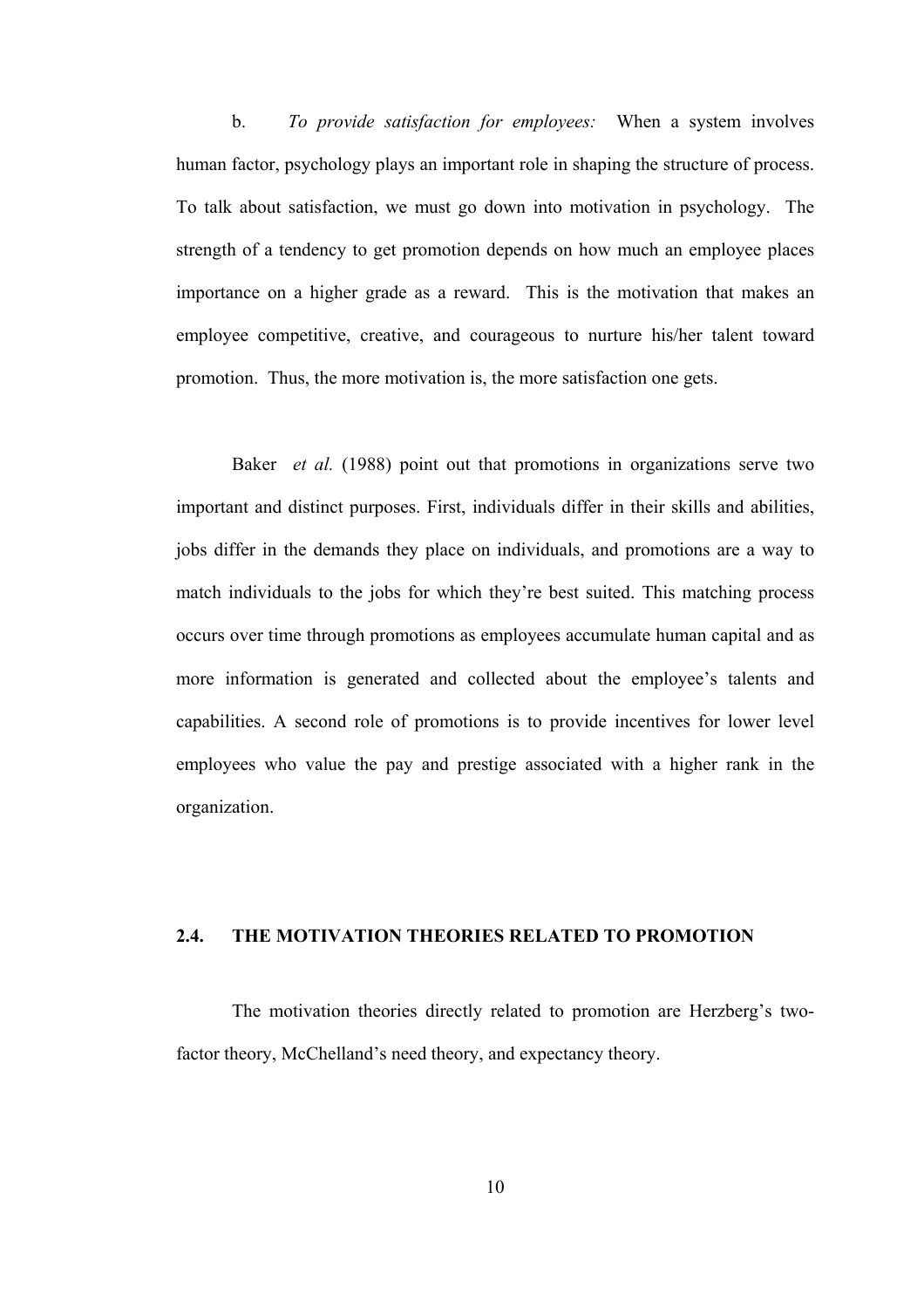b. *To provide satisfaction for employees:* When a system involves human factor, psychology plays an important role in shaping the structure of process. To talk about satisfaction, we must go down into motivation in psychology. The strength of a tendency to get promotion depends on how much an employee places importance on a higher grade as a reward. This is the motivation that makes an employee competitive, creative, and courageous to nurture his/her talent toward promotion. Thus, the more motivation is, the more satisfaction one gets.

Baker *et al.* (1988) point out that promotions in organizations serve two important and distinct purposes. First, individuals differ in their skills and abilities, jobs differ in the demands they place on individuals, and promotions are a way to match individuals to the jobs for which they're best suited. This matching process occurs over time through promotions as employees accumulate human capital and as more information is generated and collected about the employee's talents and capabilities. A second role of promotions is to provide incentives for lower level employees who value the pay and prestige associated with a higher rank in the organization.

## 2.4. THE MOTIVATION THEORIES RELATED TO PROMOTION

The motivation theories directly related to promotion are Herzberg's two-factor theory, McChelland's need theory, and expectancy theory.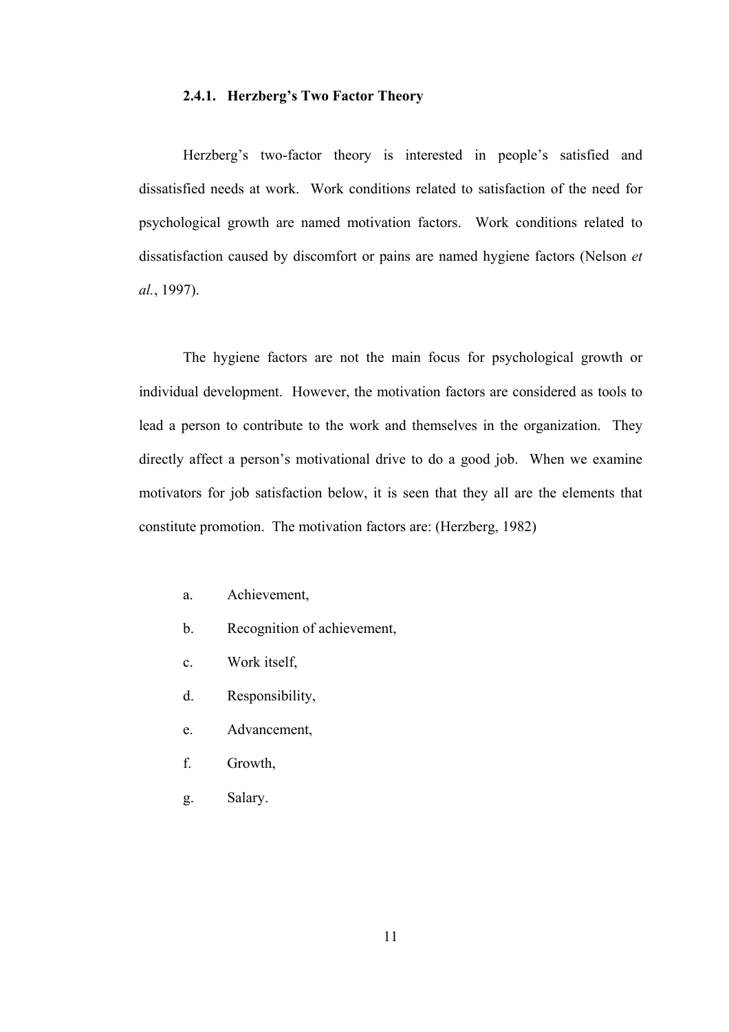### 2.4.1. Herzberg's Two Factor Theory

Herzberg's two-factor theory is interested in people's satisfied and dissatisfied needs at work. Work conditions related to satisfaction of the need for psychological growth are named motivation factors. Work conditions related to dissatisfaction caused by discomfort or pains are named hygiene factors (Nelson *et al.*, 1997).

The hygiene factors are not the main focus for psychological growth or individual development. However, the motivation factors are considered as tools to lead a person to contribute to the work and themselves in the organization. They directly affect a person's motivational drive to do a good job. When we examine motivators for job satisfaction below, it is seen that they all are the elements that constitute promotion. The motivation factors are: (Herzberg, 1982)

a. Achievement,
b. Recognition of achievement,
c. Work itself,
d. Responsibility,
e. Advancement,
f. Growth,
g. Salary.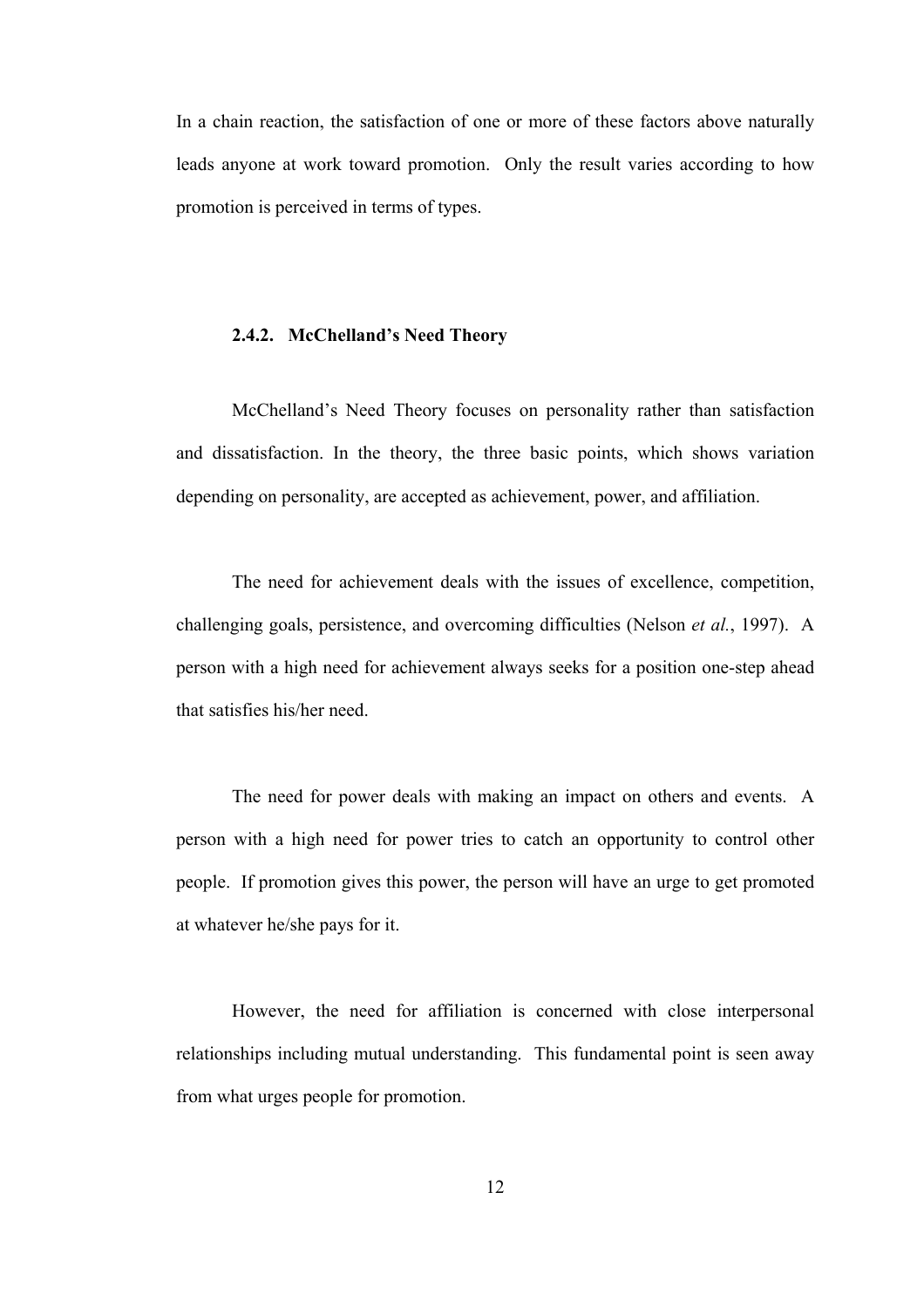In a chain reaction, the satisfaction of one or more of these factors above naturally leads anyone at work toward promotion. Only the result varies according to how promotion is perceived in terms of types.

### 2.4.2. McChelland's Need Theory

McChelland's Need Theory focuses on personality rather than satisfaction and dissatisfaction. In the theory, the three basic points, which shows variation depending on personality, are accepted as achievement, power, and affiliation.

The need for achievement deals with the issues of excellence, competition, challenging goals, persistence, and overcoming difficulties (Nelson *et al.*, 1997). A person with a high need for achievement always seeks for a position one-step ahead that satisfies his/her need.

The need for power deals with making an impact on others and events. A person with a high need for power tries to catch an opportunity to control other people. If promotion gives this power, the person will have an urge to get promoted at whatever he/she pays for it.

However, the need for affiliation is concerned with close interpersonal relationships including mutual understanding. This fundamental point is seen away from what urges people for promotion.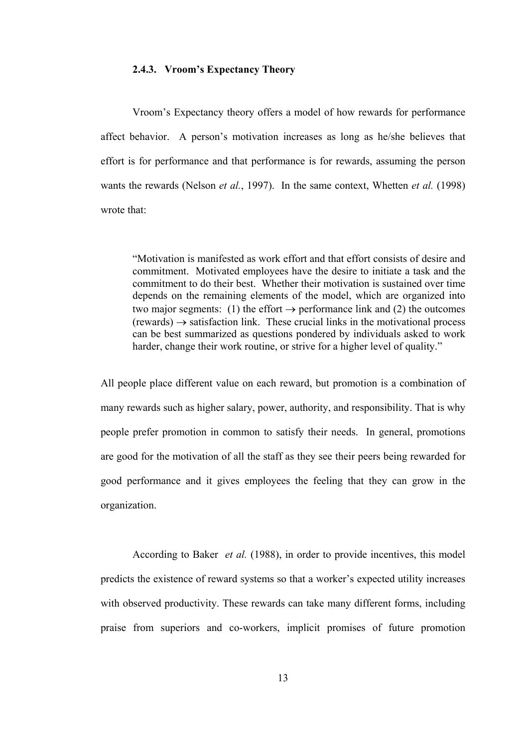### 2.4.3. Vroom's Expectancy Theory

Vroom's Expectancy theory offers a model of how rewards for performance affect behavior. A person's motivation increases as long as he/she believes that effort is for performance and that performance is for rewards, assuming the person wants the rewards (Nelson *et al.*, 1997). In the same context, Whetten *et al.* (1998) wrote that:

> "Motivation is manifested as work effort and that effort consists of desire and commitment. Motivated employees have the desire to initiate a task and the commitment to do their best. Whether their motivation is sustained over time depends on the remaining elements of the model, which are organized into two major segments: (1) the effort → performance link and (2) the outcomes (rewards) → satisfaction link. These crucial links in the motivational process can be best summarized as questions pondered by individuals asked to work harder, change their work routine, or strive for a higher level of quality."

All people place different value on each reward, but promotion is a combination of many rewards such as higher salary, power, authority, and responsibility. That is why people prefer promotion in common to satisfy their needs. In general, promotions are good for the motivation of all the staff as they see their peers being rewarded for good performance and it gives employees the feeling that they can grow in the organization.

According to Baker *et al.* (1988), in order to provide incentives, this model predicts the existence of reward systems so that a worker's expected utility increases with observed productivity. These rewards can take many different forms, including praise from superiors and co-workers, implicit promises of future promotion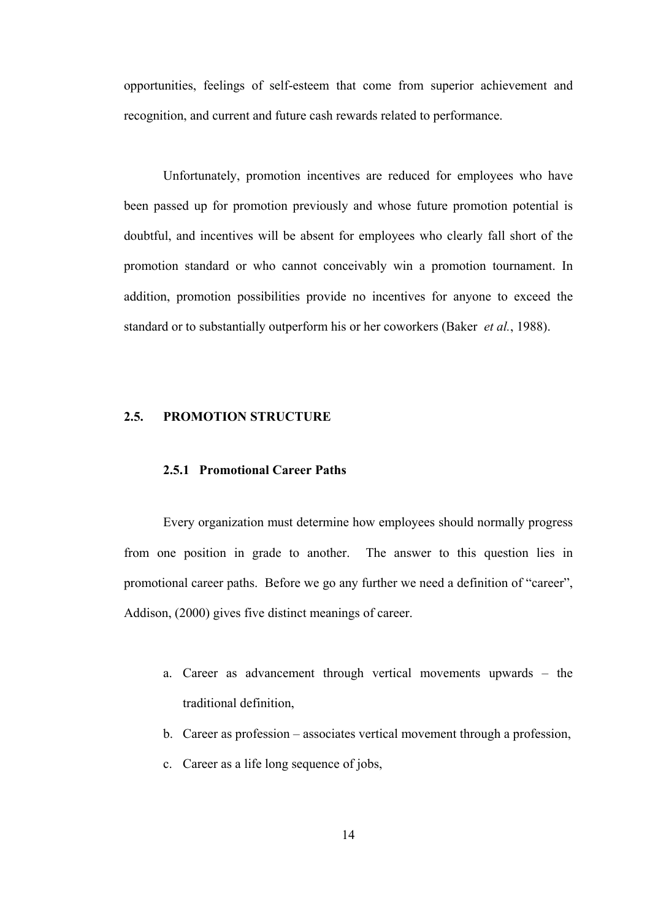opportunities, feelings of self-esteem that come from superior achievement and recognition, and current and future cash rewards related to performance.

Unfortunately, promotion incentives are reduced for employees who have been passed up for promotion previously and whose future promotion potential is doubtful, and incentives will be absent for employees who clearly fall short of the promotion standard or who cannot conceivably win a promotion tournament. In addition, promotion possibilities provide no incentives for anyone to exceed the standard or to substantially outperform his or her coworkers (Baker *et al.*, 1988).

## 2.5. PROMOTION STRUCTURE

### 2.5.1 Promotional Career Paths

Every organization must determine how employees should normally progress from one position in grade to another. The answer to this question lies in promotional career paths. Before we go any further we need a definition of "career", Addison, (2000) gives five distinct meanings of career.

a. Career as advancement through vertical movements upwards – the traditional definition,
b. Career as profession – associates vertical movement through a profession,
c. Career as a life long sequence of jobs,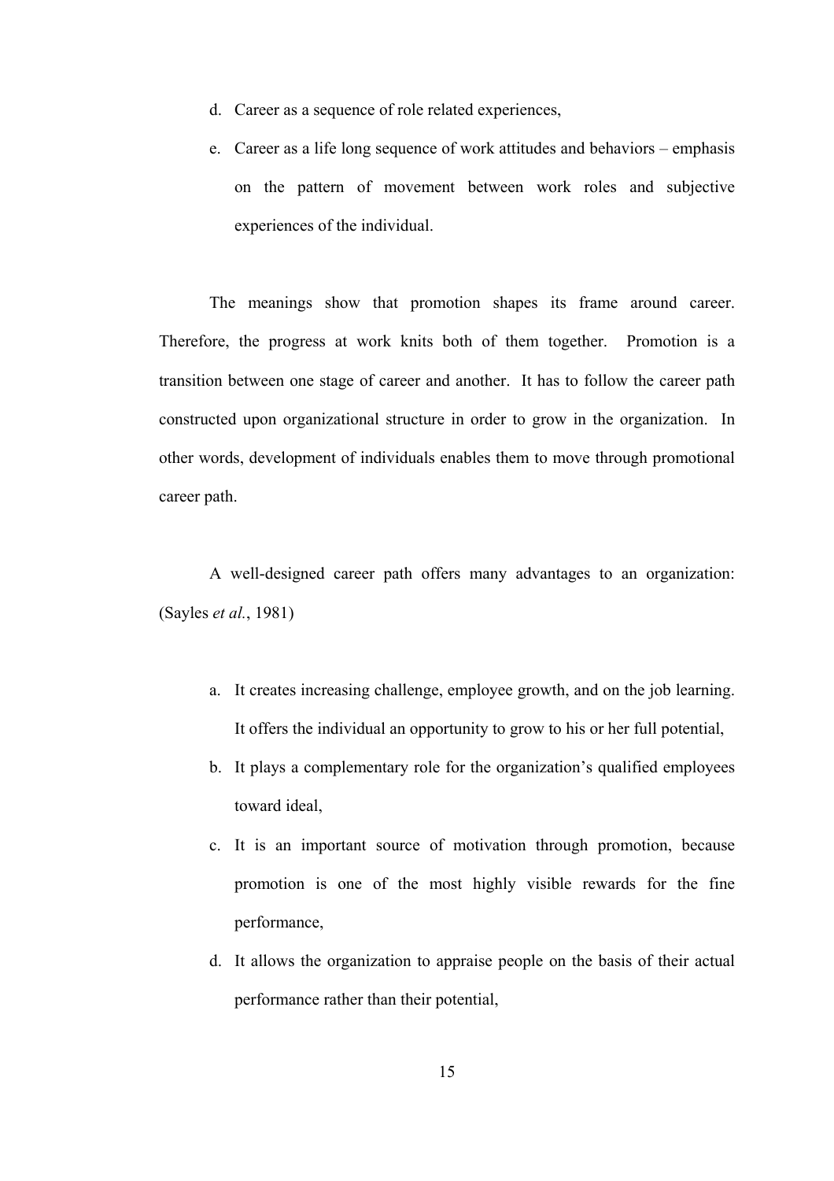d. Career as a sequence of role related experiences,

e. Career as a life long sequence of work attitudes and behaviors – emphasis on the pattern of movement between work roles and subjective experiences of the individual.

The meanings show that promotion shapes its frame around career. Therefore, the progress at work knits both of them together. Promotion is a transition between one stage of career and another. It has to follow the career path constructed upon organizational structure in order to grow in the organization. In other words, development of individuals enables them to move through promotional career path.

A well-designed career path offers many advantages to an organization: (Sayles *et al.*, 1981)

a. It creates increasing challenge, employee growth, and on the job learning. It offers the individual an opportunity to grow to his or her full potential,

b. It plays a complementary role for the organization's qualified employees toward ideal,

c. It is an important source of motivation through promotion, because promotion is one of the most highly visible rewards for the fine performance,

d. It allows the organization to appraise people on the basis of their actual performance rather than their potential,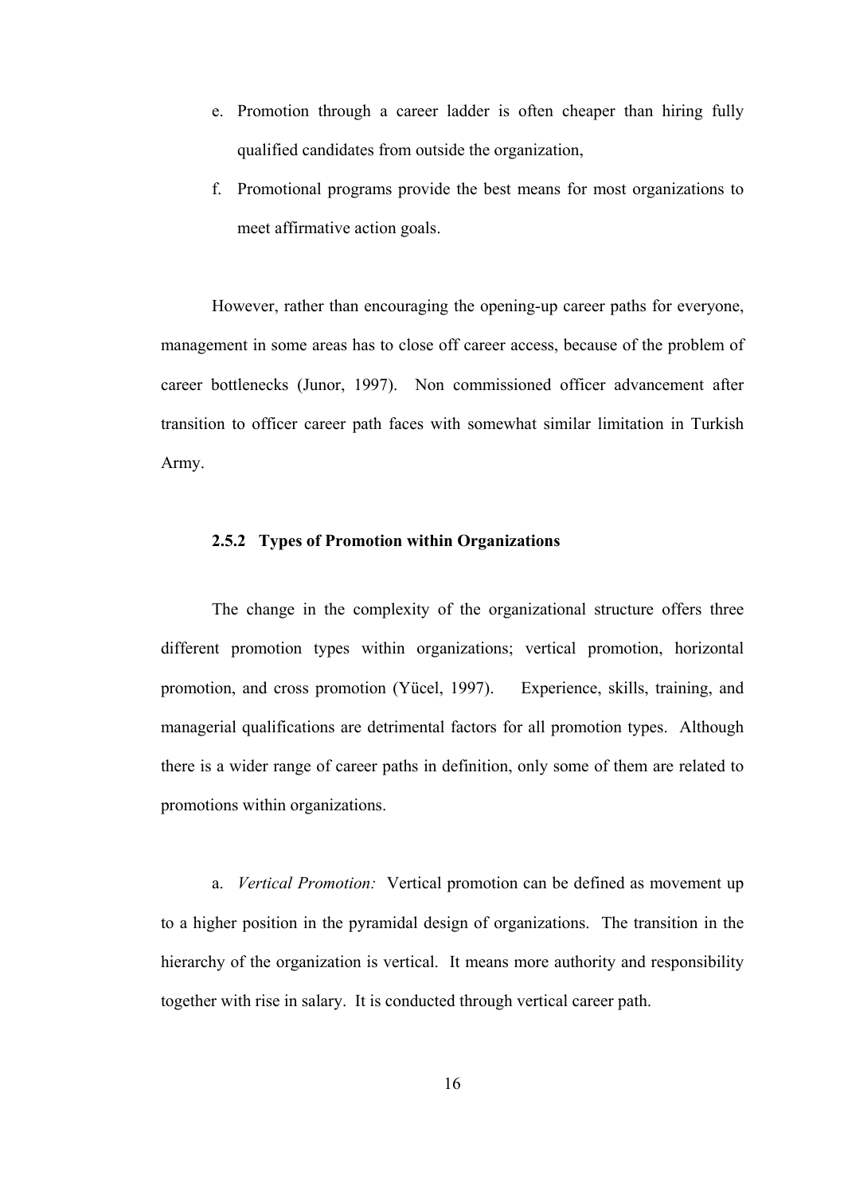e. Promotion through a career ladder is often cheaper than hiring fully qualified candidates from outside the organization,

f. Promotional programs provide the best means for most organizations to meet affirmative action goals.

However, rather than encouraging the opening-up career paths for everyone, management in some areas has to close off career access, because of the problem of career bottlenecks (Junor, 1997). Non commissioned officer advancement after transition to officer career path faces with somewhat similar limitation in Turkish Army.

### 2.5.2 Types of Promotion within Organizations

The change in the complexity of the organizational structure offers three different promotion types within organizations; vertical promotion, horizontal promotion, and cross promotion (Yücel, 1997). Experience, skills, training, and managerial qualifications are detrimental factors for all promotion types. Although there is a wider range of career paths in definition, only some of them are related to promotions within organizations.

a. *Vertical Promotion:* Vertical promotion can be defined as movement up to a higher position in the pyramidal design of organizations. The transition in the hierarchy of the organization is vertical. It means more authority and responsibility together with rise in salary. It is conducted through vertical career path.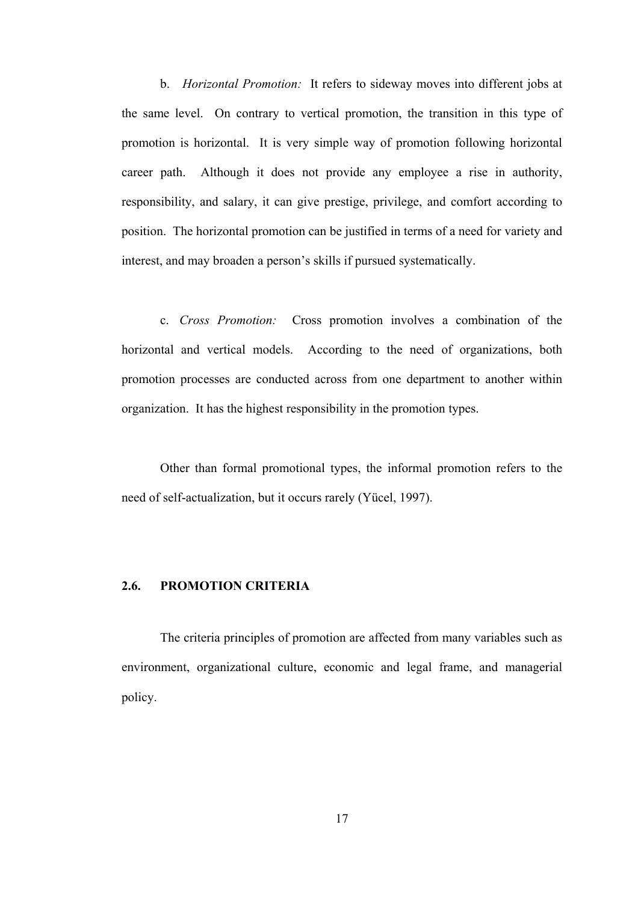b. *Horizontal Promotion:* It refers to sideway moves into different jobs at the same level. On contrary to vertical promotion, the transition in this type of promotion is horizontal. It is very simple way of promotion following horizontal career path. Although it does not provide any employee a rise in authority, responsibility, and salary, it can give prestige, privilege, and comfort according to position. The horizontal promotion can be justified in terms of a need for variety and interest, and may broaden a person's skills if pursued systematically.

c. *Cross Promotion:* Cross promotion involves a combination of the horizontal and vertical models. According to the need of organizations, both promotion processes are conducted across from one department to another within organization. It has the highest responsibility in the promotion types.

Other than formal promotional types, the informal promotion refers to the need of self-actualization, but it occurs rarely (Yücel, 1997).

## 2.6. PROMOTION CRITERIA

The criteria principles of promotion are affected from many variables such as environment, organizational culture, economic and legal frame, and managerial policy.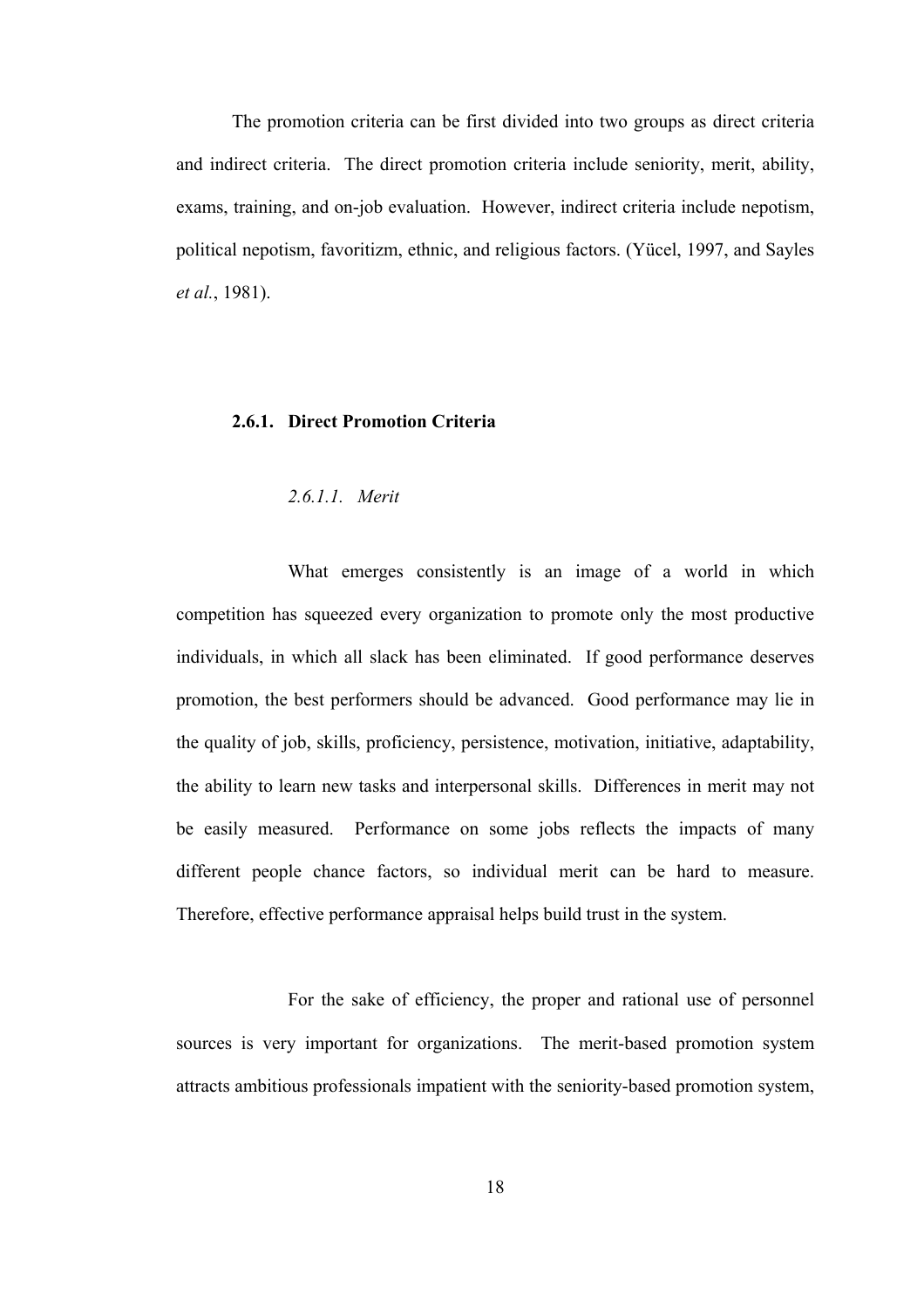The promotion criteria can be first divided into two groups as direct criteria and indirect criteria. The direct promotion criteria include seniority, merit, ability, exams, training, and on-job evaluation. However, indirect criteria include nepotism, political nepotism, favoritizm, ethnic, and religious factors. (Yücel, 1997, and Sayles *et al.*, 1981).

### 2.6.1. Direct Promotion Criteria

#### *2.6.1.1. Merit*

What emerges consistently is an image of a world in which competition has squeezed every organization to promote only the most productive individuals, in which all slack has been eliminated. If good performance deserves promotion, the best performers should be advanced. Good performance may lie in the quality of job, skills, proficiency, persistence, motivation, initiative, adaptability, the ability to learn new tasks and interpersonal skills. Differences in merit may not be easily measured. Performance on some jobs reflects the impacts of many different people chance factors, so individual merit can be hard to measure. Therefore, effective performance appraisal helps build trust in the system.

For the sake of efficiency, the proper and rational use of personnel sources is very important for organizations. The merit-based promotion system attracts ambitious professionals impatient with the seniority-based promotion system,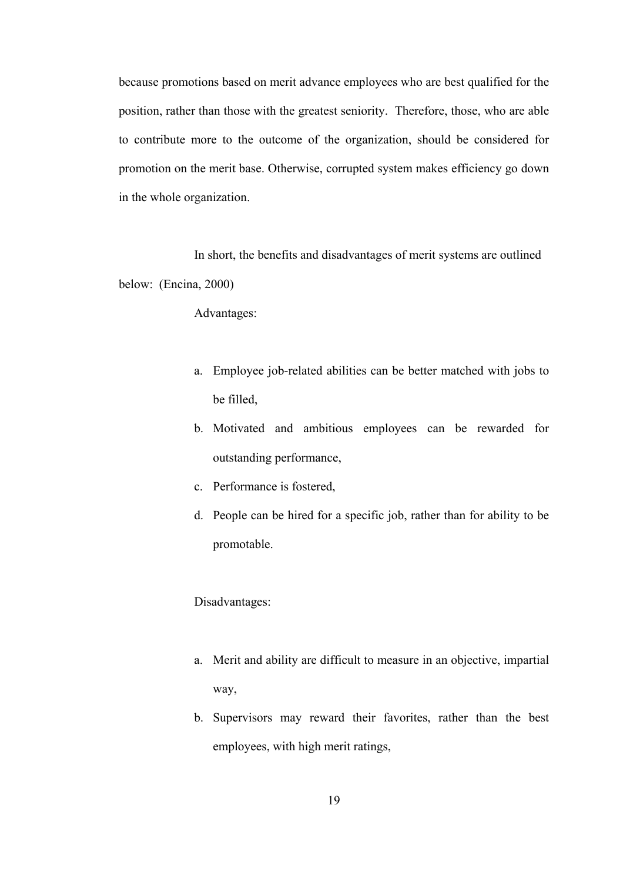because promotions based on merit advance employees who are best qualified for the position, rather than those with the greatest seniority. Therefore, those, who are able to contribute more to the outcome of the organization, should be considered for promotion on the merit base. Otherwise, corrupted system makes efficiency go down in the whole organization.

In short, the benefits and disadvantages of merit systems are outlined below: (Encina, 2000)

Advantages:

a. Employee job-related abilities can be better matched with jobs to be filled,
b. Motivated and ambitious employees can be rewarded for outstanding performance,
c. Performance is fostered,
d. People can be hired for a specific job, rather than for ability to be promotable.

Disadvantages:

a. Merit and ability are difficult to measure in an objective, impartial way,
b. Supervisors may reward their favorites, rather than the best employees, with high merit ratings,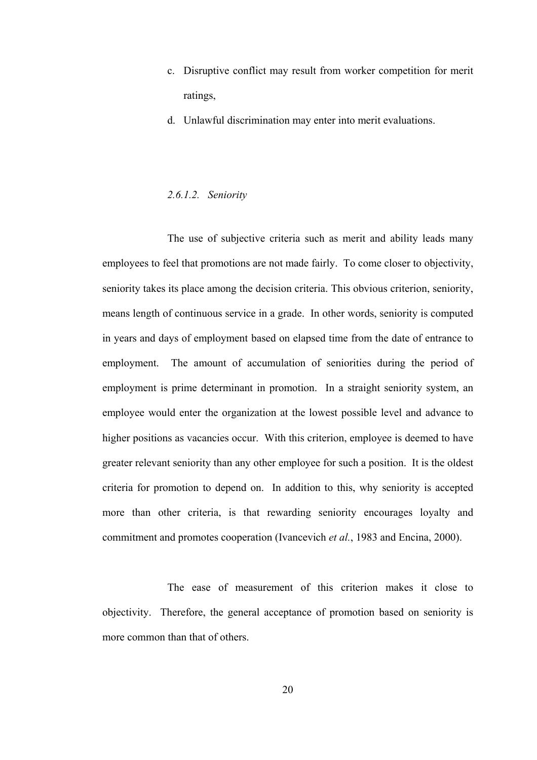c. Disruptive conflict may result from worker competition for merit ratings,

d. Unlawful discrimination may enter into merit evaluations.

#### *2.6.1.2. Seniority*

The use of subjective criteria such as merit and ability leads many employees to feel that promotions are not made fairly. To come closer to objectivity, seniority takes its place among the decision criteria. This obvious criterion, seniority, means length of continuous service in a grade. In other words, seniority is computed in years and days of employment based on elapsed time from the date of entrance to employment. The amount of accumulation of seniorities during the period of employment is prime determinant in promotion. In a straight seniority system, an employee would enter the organization at the lowest possible level and advance to higher positions as vacancies occur. With this criterion, employee is deemed to have greater relevant seniority than any other employee for such a position. It is the oldest criteria for promotion to depend on. In addition to this, why seniority is accepted more than other criteria, is that rewarding seniority encourages loyalty and commitment and promotes cooperation (Ivancevich *et al.*, 1983 and Encina, 2000).

The ease of measurement of this criterion makes it close to objectivity. Therefore, the general acceptance of promotion based on seniority is more common than that of others.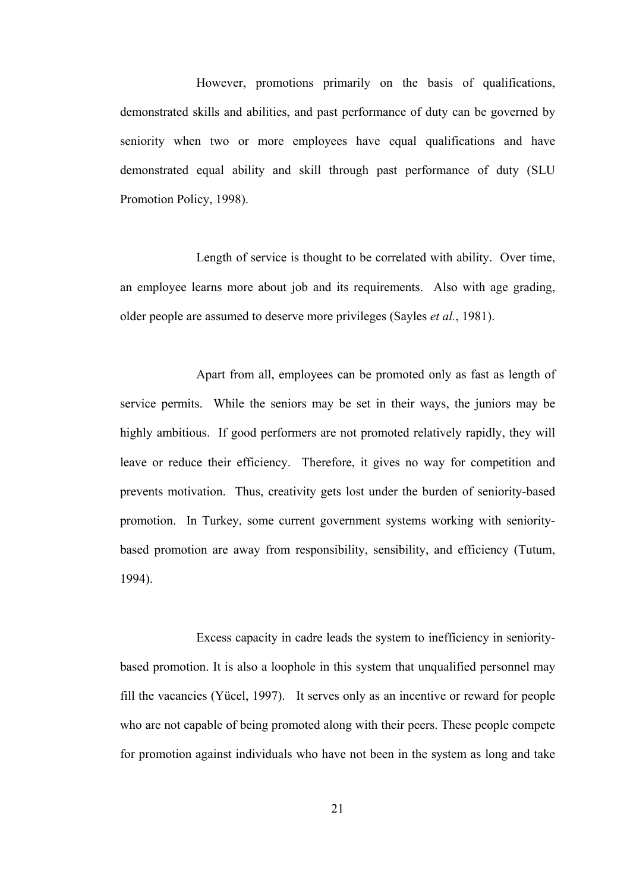However, promotions primarily on the basis of qualifications, demonstrated skills and abilities, and past performance of duty can be governed by seniority when two or more employees have equal qualifications and have demonstrated equal ability and skill through past performance of duty (SLU Promotion Policy, 1998).

Length of service is thought to be correlated with ability. Over time, an employee learns more about job and its requirements. Also with age grading, older people are assumed to deserve more privileges (Sayles *et al.*, 1981).

Apart from all, employees can be promoted only as fast as length of service permits. While the seniors may be set in their ways, the juniors may be highly ambitious. If good performers are not promoted relatively rapidly, they will leave or reduce their efficiency. Therefore, it gives no way for competition and prevents motivation. Thus, creativity gets lost under the burden of seniority-based promotion. In Turkey, some current government systems working with seniority-based promotion are away from responsibility, sensibility, and efficiency (Tutum, 1994).

Excess capacity in cadre leads the system to inefficiency in seniority-based promotion. It is also a loophole in this system that unqualified personnel may fill the vacancies (Yücel, 1997). It serves only as an incentive or reward for people who are not capable of being promoted along with their peers. These people compete for promotion against individuals who have not been in the system as long and take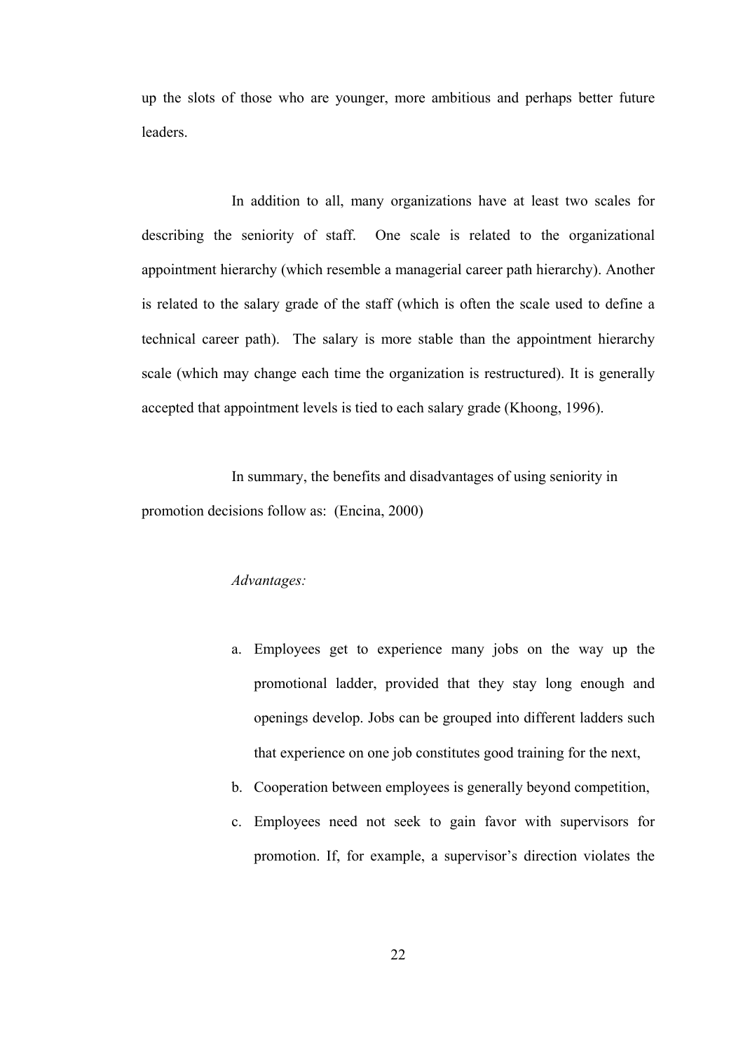up the slots of those who are younger, more ambitious and perhaps better future leaders.

In addition to all, many organizations have at least two scales for describing the seniority of staff. One scale is related to the organizational appointment hierarchy (which resemble a managerial career path hierarchy). Another is related to the salary grade of the staff (which is often the scale used to define a technical career path). The salary is more stable than the appointment hierarchy scale (which may change each time the organization is restructured). It is generally accepted that appointment levels is tied to each salary grade (Khoong, 1996).

In summary, the benefits and disadvantages of using seniority in promotion decisions follow as: (Encina, 2000)

*Advantages:*

a. Employees get to experience many jobs on the way up the promotional ladder, provided that they stay long enough and openings develop. Jobs can be grouped into different ladders such that experience on one job constitutes good training for the next,
b. Cooperation between employees is generally beyond competition,
c. Employees need not seek to gain favor with supervisors for promotion. If, for example, a supervisor's direction violates the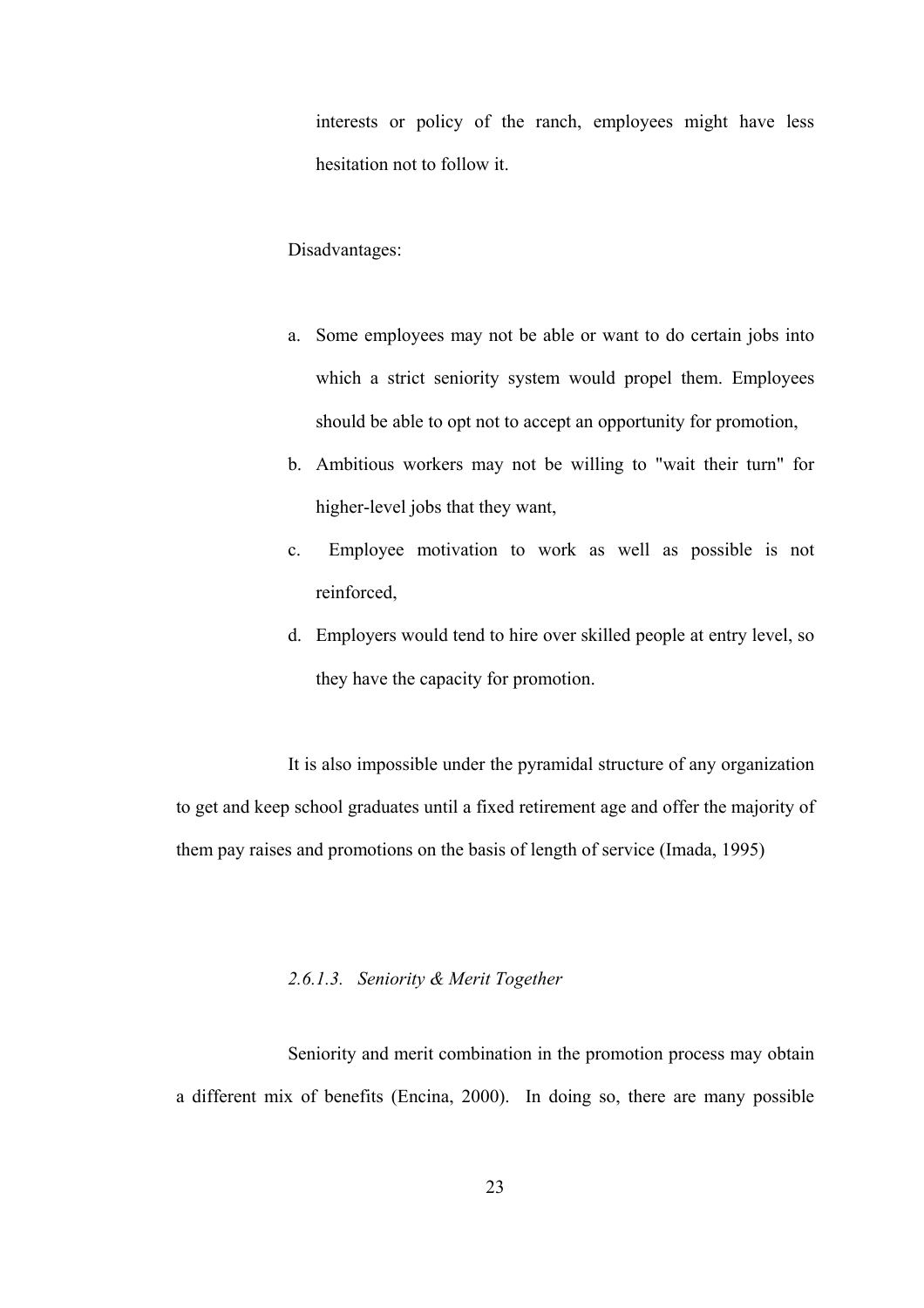interests or policy of the ranch, employees might have less hesitation not to follow it.

Disadvantages:

a. Some employees may not be able or want to do certain jobs into which a strict seniority system would propel them. Employees should be able to opt not to accept an opportunity for promotion,
b. Ambitious workers may not be willing to "wait their turn" for higher-level jobs that they want,
c. Employee motivation to work as well as possible is not reinforced,
d. Employers would tend to hire over skilled people at entry level, so they have the capacity for promotion.

It is also impossible under the pyramidal structure of any organization to get and keep school graduates until a fixed retirement age and offer the majority of them pay raises and promotions on the basis of length of service (Imada, 1995)

#### *2.6.1.3. Seniority & Merit Together*

Seniority and merit combination in the promotion process may obtain a different mix of benefits (Encina, 2000). In doing so, there are many possible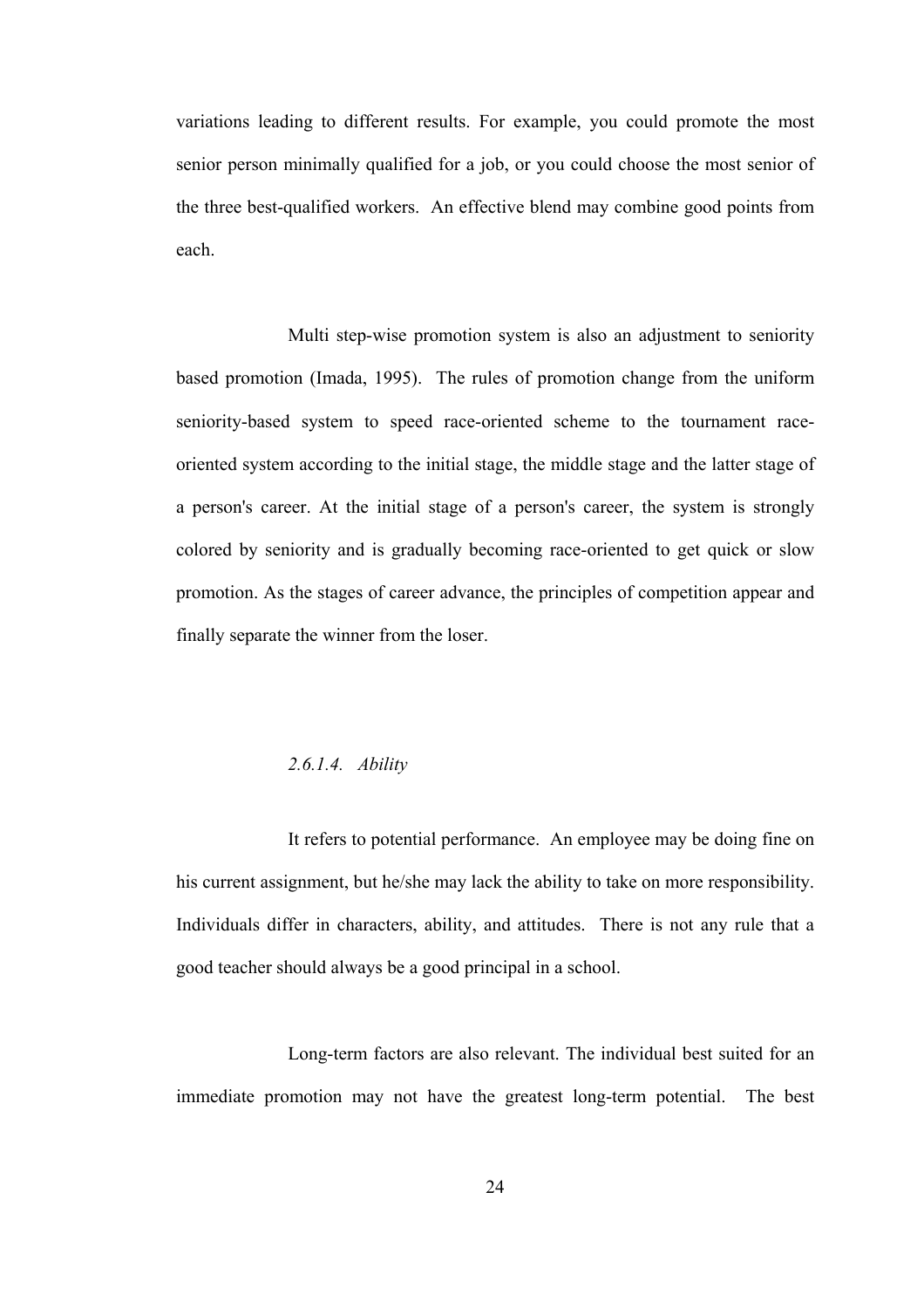variations leading to different results. For example, you could promote the most senior person minimally qualified for a job, or you could choose the most senior of the three best-qualified workers. An effective blend may combine good points from each.

Multi step-wise promotion system is also an adjustment to seniority based promotion (Imada, 1995). The rules of promotion change from the uniform seniority-based system to speed race-oriented scheme to the tournament race-oriented system according to the initial stage, the middle stage and the latter stage of a person's career. At the initial stage of a person's career, the system is strongly colored by seniority and is gradually becoming race-oriented to get quick or slow promotion. As the stages of career advance, the principles of competition appear and finally separate the winner from the loser.

#### *2.6.1.4. Ability*

It refers to potential performance. An employee may be doing fine on his current assignment, but he/she may lack the ability to take on more responsibility. Individuals differ in characters, ability, and attitudes. There is not any rule that a good teacher should always be a good principal in a school.

Long-term factors are also relevant. The individual best suited for an immediate promotion may not have the greatest long-term potential. The best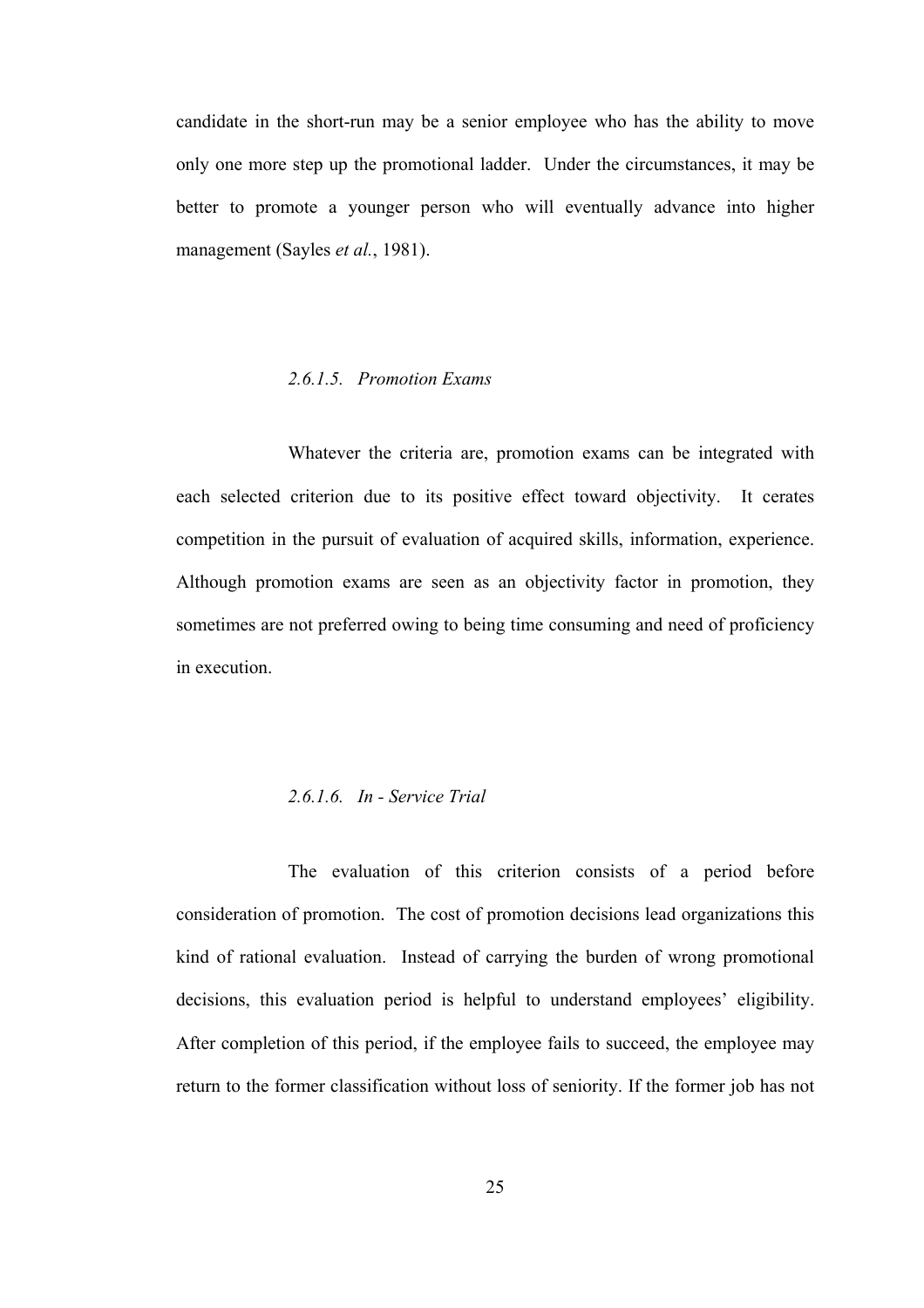candidate in the short-run may be a senior employee who has the ability to move only one more step up the promotional ladder. Under the circumstances, it may be better to promote a younger person who will eventually advance into higher management (Sayles *et al.*, 1981).

#### *2.6.1.5. Promotion Exams*

Whatever the criteria are, promotion exams can be integrated with each selected criterion due to its positive effect toward objectivity. It cerates competition in the pursuit of evaluation of acquired skills, information, experience. Although promotion exams are seen as an objectivity factor in promotion, they sometimes are not preferred owing to being time consuming and need of proficiency in execution.

#### *2.6.1.6. In - Service Trial*

The evaluation of this criterion consists of a period before consideration of promotion. The cost of promotion decisions lead organizations this kind of rational evaluation. Instead of carrying the burden of wrong promotional decisions, this evaluation period is helpful to understand employees' eligibility. After completion of this period, if the employee fails to succeed, the employee may return to the former classification without loss of seniority. If the former job has not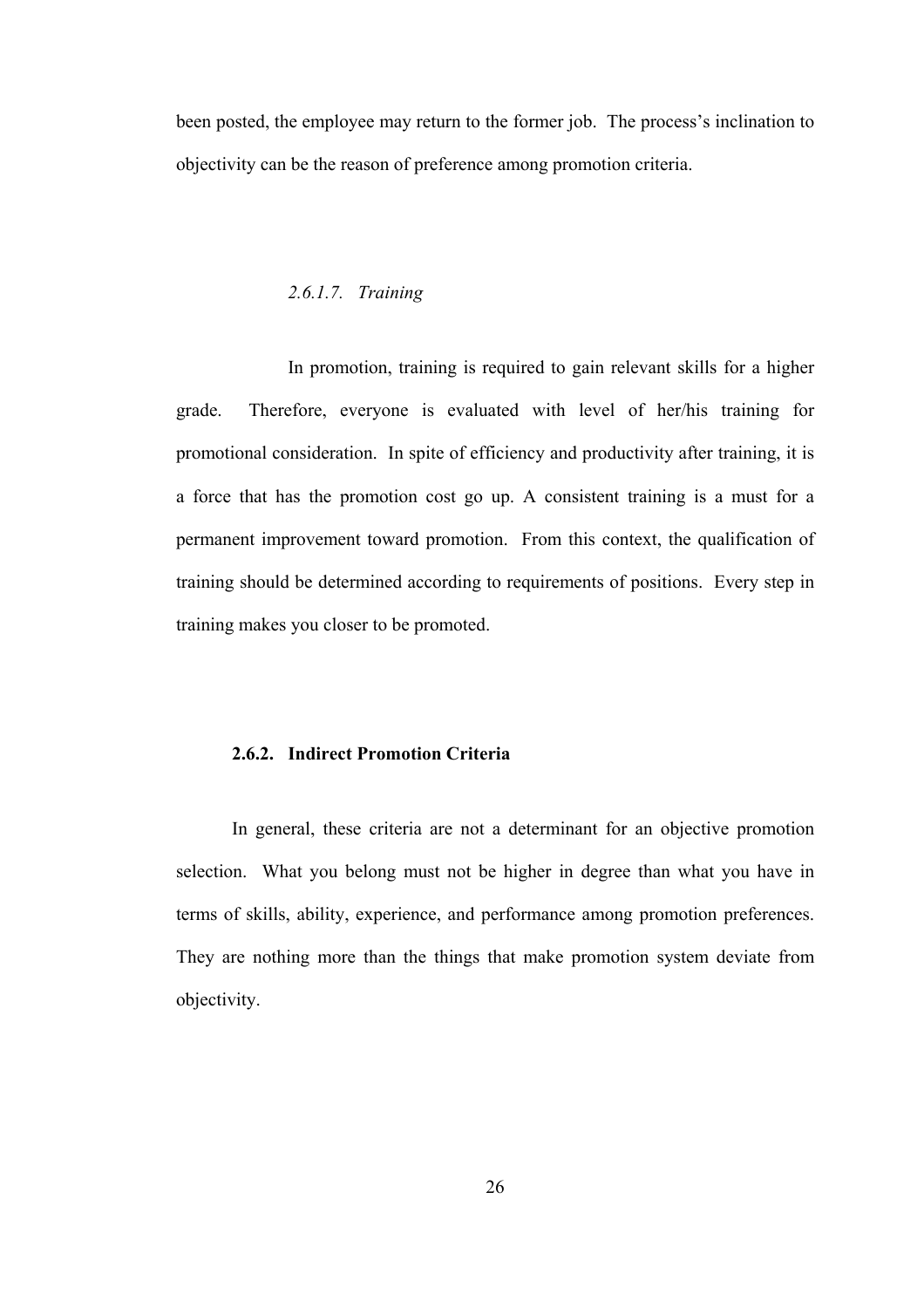been posted, the employee may return to the former job. The process's inclination to objectivity can be the reason of preference among promotion criteria.

#### *2.6.1.7. Training*

In promotion, training is required to gain relevant skills for a higher grade. Therefore, everyone is evaluated with level of her/his training for promotional consideration. In spite of efficiency and productivity after training, it is a force that has the promotion cost go up. A consistent training is a must for a permanent improvement toward promotion. From this context, the qualification of training should be determined according to requirements of positions. Every step in training makes you closer to be promoted.

### **2.6.2. Indirect Promotion Criteria**

In general, these criteria are not a determinant for an objective promotion selection. What you belong must not be higher in degree than what you have in terms of skills, ability, experience, and performance among promotion preferences. They are nothing more than the things that make promotion system deviate from objectivity.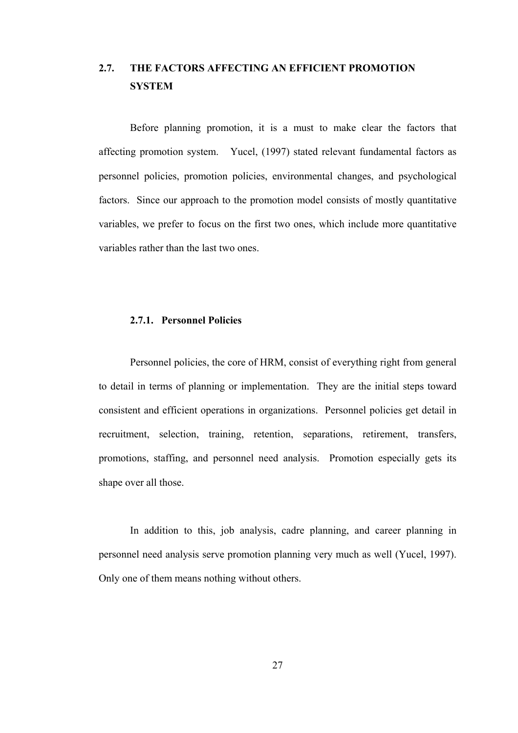## 2.7. THE FACTORS AFFECTING AN EFFICIENT PROMOTION SYSTEM

Before planning promotion, it is a must to make clear the factors that affecting promotion system. Yucel, (1997) stated relevant fundamental factors as personnel policies, promotion policies, environmental changes, and psychological factors. Since our approach to the promotion model consists of mostly quantitative variables, we prefer to focus on the first two ones, which include more quantitative variables rather than the last two ones.

### 2.7.1. Personnel Policies

Personnel policies, the core of HRM, consist of everything right from general to detail in terms of planning or implementation. They are the initial steps toward consistent and efficient operations in organizations. Personnel policies get detail in recruitment, selection, training, retention, separations, retirement, transfers, promotions, staffing, and personnel need analysis. Promotion especially gets its shape over all those.

In addition to this, job analysis, cadre planning, and career planning in personnel need analysis serve promotion planning very much as well (Yucel, 1997). Only one of them means nothing without others.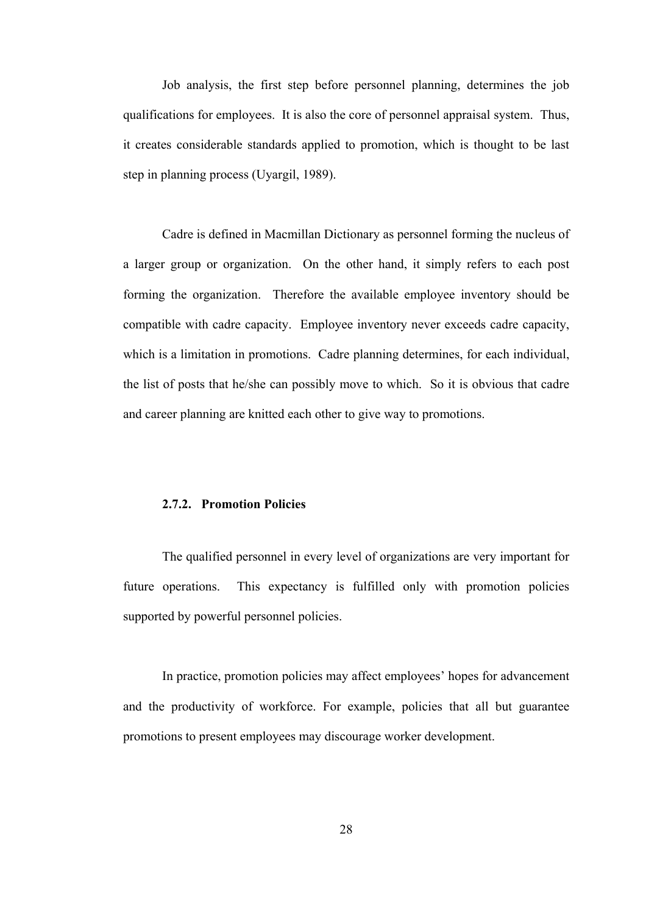Job analysis, the first step before personnel planning, determines the job qualifications for employees. It is also the core of personnel appraisal system. Thus, it creates considerable standards applied to promotion, which is thought to be last step in planning process (Uyargil, 1989).

Cadre is defined in Macmillan Dictionary as personnel forming the nucleus of a larger group or organization. On the other hand, it simply refers to each post forming the organization. Therefore the available employee inventory should be compatible with cadre capacity. Employee inventory never exceeds cadre capacity, which is a limitation in promotions. Cadre planning determines, for each individual, the list of posts that he/she can possibly move to which. So it is obvious that cadre and career planning are knitted each other to give way to promotions.

### 2.7.2. Promotion Policies

The qualified personnel in every level of organizations are very important for future operations. This expectancy is fulfilled only with promotion policies supported by powerful personnel policies.

In practice, promotion policies may affect employees' hopes for advancement and the productivity of workforce. For example, policies that all but guarantee promotions to present employees may discourage worker development.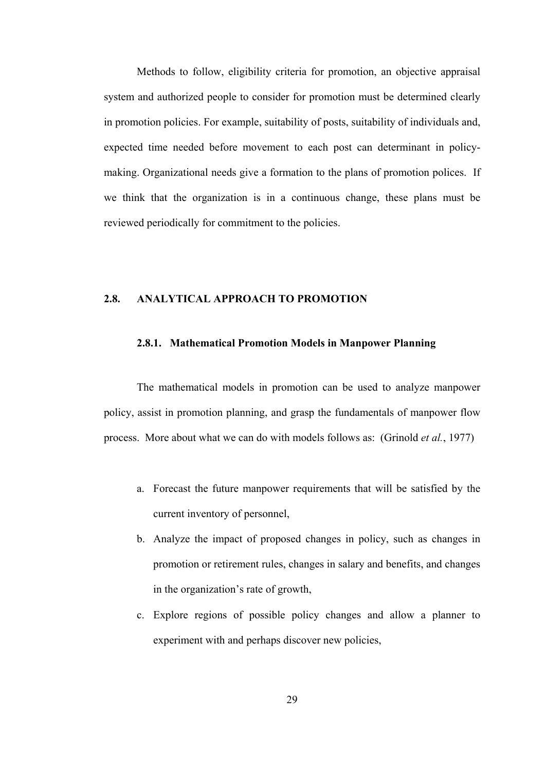Methods to follow, eligibility criteria for promotion, an objective appraisal system and authorized people to consider for promotion must be determined clearly in promotion policies. For example, suitability of posts, suitability of individuals and, expected time needed before movement to each post can determinant in policy-making. Organizational needs give a formation to the plans of promotion polices. If we think that the organization is in a continuous change, these plans must be reviewed periodically for commitment to the policies.

## 2.8. ANALYTICAL APPROACH TO PROMOTION

### 2.8.1. Mathematical Promotion Models in Manpower Planning

The mathematical models in promotion can be used to analyze manpower policy, assist in promotion planning, and grasp the fundamentals of manpower flow process. More about what we can do with models follows as: (Grinold *et al.*, 1977)

a. Forecast the future manpower requirements that will be satisfied by the current inventory of personnel,
b. Analyze the impact of proposed changes in policy, such as changes in promotion or retirement rules, changes in salary and benefits, and changes in the organization's rate of growth,
c. Explore regions of possible policy changes and allow a planner to experiment with and perhaps discover new policies,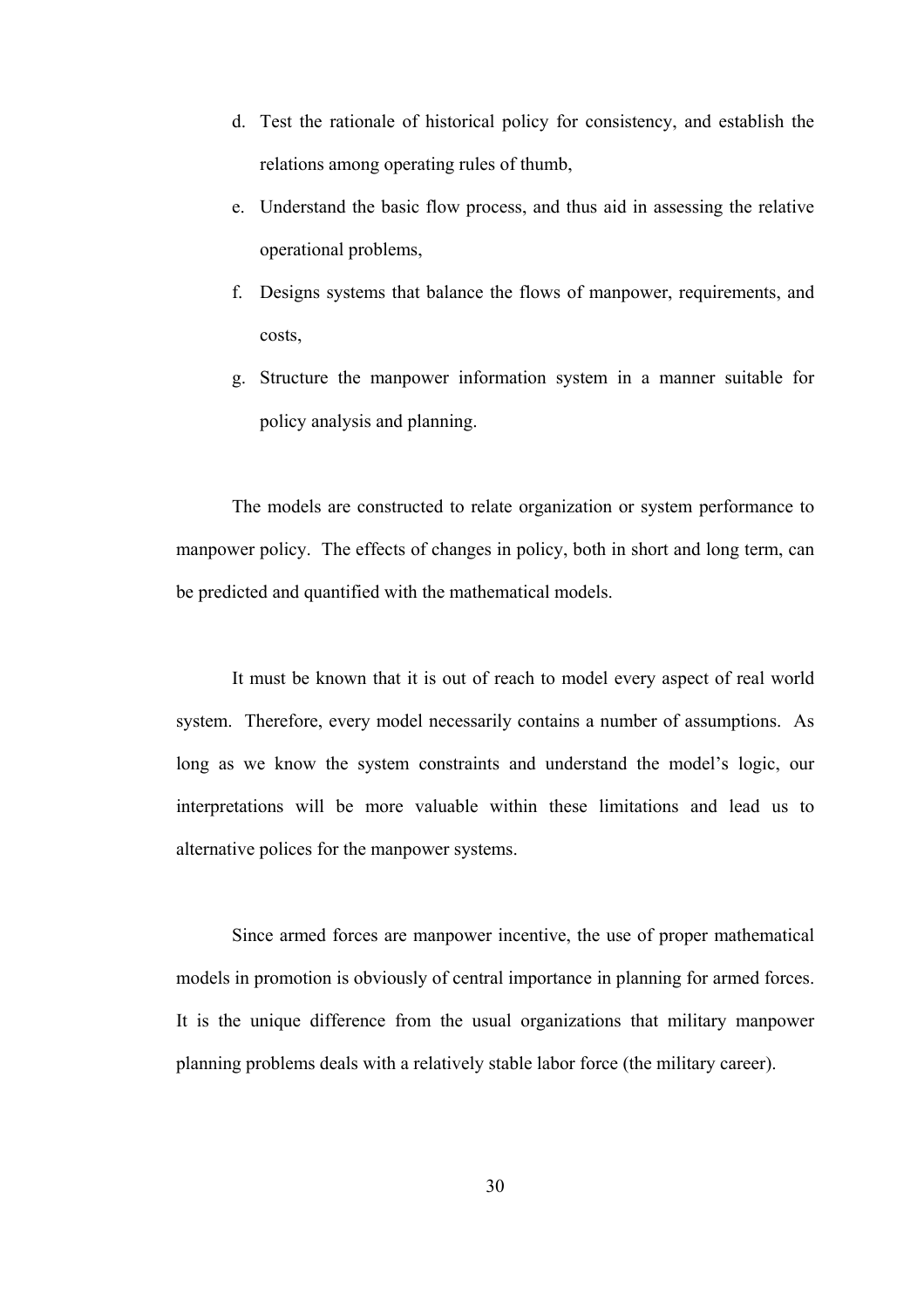d. Test the rationale of historical policy for consistency, and establish the relations among operating rules of thumb,
e. Understand the basic flow process, and thus aid in assessing the relative operational problems,
f. Designs systems that balance the flows of manpower, requirements, and costs,
g. Structure the manpower information system in a manner suitable for policy analysis and planning.

The models are constructed to relate organization or system performance to manpower policy. The effects of changes in policy, both in short and long term, can be predicted and quantified with the mathematical models.

It must be known that it is out of reach to model every aspect of real world system. Therefore, every model necessarily contains a number of assumptions. As long as we know the system constraints and understand the model's logic, our interpretations will be more valuable within these limitations and lead us to alternative polices for the manpower systems.

Since armed forces are manpower incentive, the use of proper mathematical models in promotion is obviously of central importance in planning for armed forces. It is the unique difference from the usual organizations that military manpower planning problems deals with a relatively stable labor force (the military career).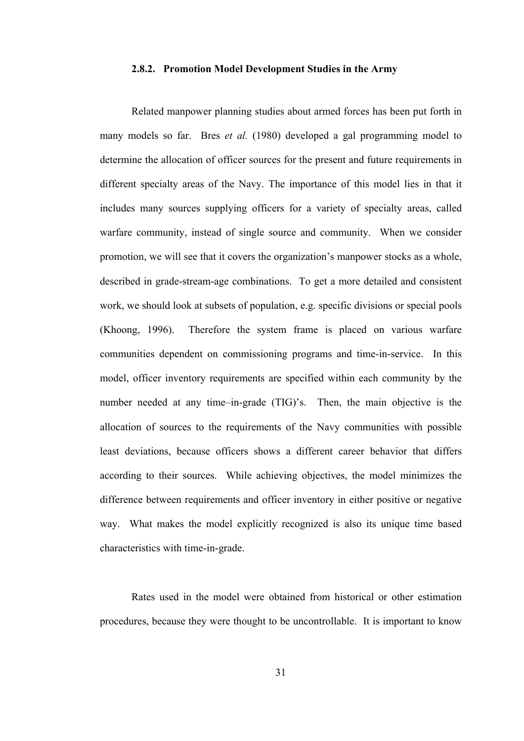### 2.8.2. Promotion Model Development Studies in the Army

Related manpower planning studies about armed forces has been put forth in many models so far. Bres *et al.* (1980) developed a gal programming model to determine the allocation of officer sources for the present and future requirements in different specialty areas of the Navy. The importance of this model lies in that it includes many sources supplying officers for a variety of specialty areas, called warfare community, instead of single source and community. When we consider promotion, we will see that it covers the organization's manpower stocks as a whole, described in grade-stream-age combinations. To get a more detailed and consistent work, we should look at subsets of population, e.g. specific divisions or special pools (Khoong, 1996). Therefore the system frame is placed on various warfare communities dependent on commissioning programs and time-in-service. In this model, officer inventory requirements are specified within each community by the number needed at any time–in-grade (TIG)'s. Then, the main objective is the allocation of sources to the requirements of the Navy communities with possible least deviations, because officers shows a different career behavior that differs according to their sources. While achieving objectives, the model minimizes the difference between requirements and officer inventory in either positive or negative way. What makes the model explicitly recognized is also its unique time based characteristics with time-in-grade.

Rates used in the model were obtained from historical or other estimation procedures, because they were thought to be uncontrollable. It is important to know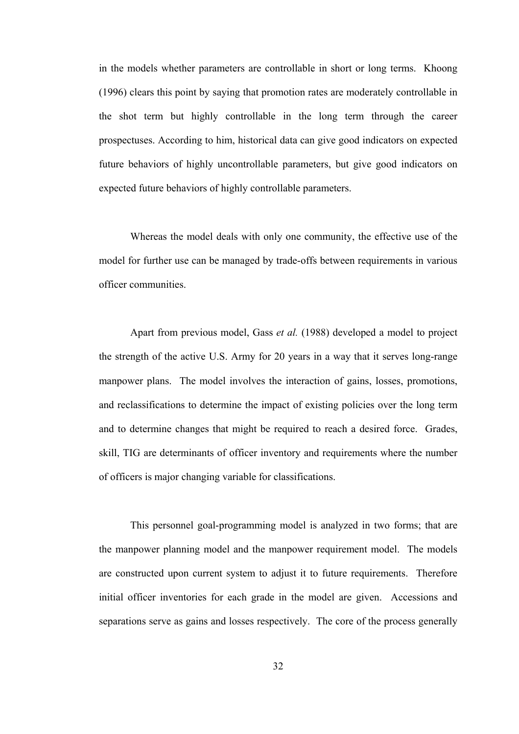in the models whether parameters are controllable in short or long terms. Khoong (1996) clears this point by saying that promotion rates are moderately controllable in the shot term but highly controllable in the long term through the career prospectuses. According to him, historical data can give good indicators on expected future behaviors of highly uncontrollable parameters, but give good indicators on expected future behaviors of highly controllable parameters.

Whereas the model deals with only one community, the effective use of the model for further use can be managed by trade-offs between requirements in various officer communities.

Apart from previous model, Gass *et al.* (1988) developed a model to project the strength of the active U.S. Army for 20 years in a way that it serves long-range manpower plans. The model involves the interaction of gains, losses, promotions, and reclassifications to determine the impact of existing policies over the long term and to determine changes that might be required to reach a desired force. Grades, skill, TIG are determinants of officer inventory and requirements where the number of officers is major changing variable for classifications.

This personnel goal-programming model is analyzed in two forms; that are the manpower planning model and the manpower requirement model. The models are constructed upon current system to adjust it to future requirements. Therefore initial officer inventories for each grade in the model are given. Accessions and separations serve as gains and losses respectively. The core of the process generally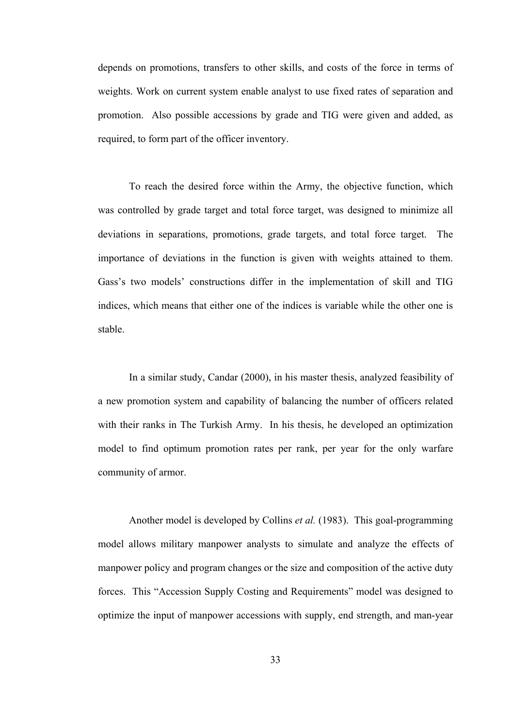depends on promotions, transfers to other skills, and costs of the force in terms of weights. Work on current system enable analyst to use fixed rates of separation and promotion. Also possible accessions by grade and TIG were given and added, as required, to form part of the officer inventory.

To reach the desired force within the Army, the objective function, which was controlled by grade target and total force target, was designed to minimize all deviations in separations, promotions, grade targets, and total force target. The importance of deviations in the function is given with weights attained to them. Gass's two models' constructions differ in the implementation of skill and TIG indices, which means that either one of the indices is variable while the other one is stable.

In a similar study, Candar (2000), in his master thesis, analyzed feasibility of a new promotion system and capability of balancing the number of officers related with their ranks in The Turkish Army. In his thesis, he developed an optimization model to find optimum promotion rates per rank, per year for the only warfare community of armor.

Another model is developed by Collins *et al.* (1983). This goal-programming model allows military manpower analysts to simulate and analyze the effects of manpower policy and program changes or the size and composition of the active duty forces. This "Accession Supply Costing and Requirements" model was designed to optimize the input of manpower accessions with supply, end strength, and man-year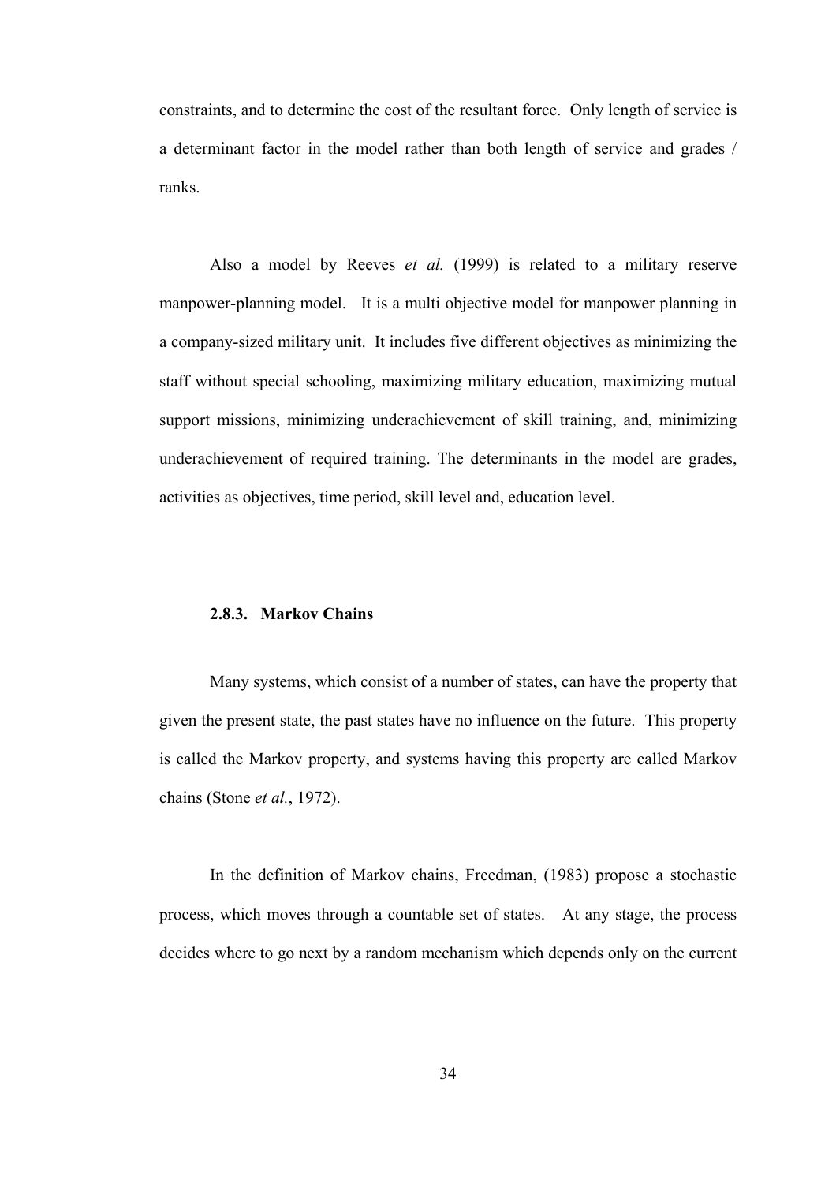constraints, and to determine the cost of the resultant force. Only length of service is a determinant factor in the model rather than both length of service and grades / ranks.

Also a model by Reeves *et al.* (1999) is related to a military reserve manpower-planning model. It is a multi objective model for manpower planning in a company-sized military unit. It includes five different objectives as minimizing the staff without special schooling, maximizing military education, maximizing mutual support missions, minimizing underachievement of skill training, and, minimizing underachievement of required training. The determinants in the model are grades, activities as objectives, time period, skill level and, education level.

### 2.8.3. Markov Chains

Many systems, which consist of a number of states, can have the property that given the present state, the past states have no influence on the future. This property is called the Markov property, and systems having this property are called Markov chains (Stone *et al.*, 1972).

In the definition of Markov chains, Freedman, (1983) propose a stochastic process, which moves through a countable set of states. At any stage, the process decides where to go next by a random mechanism which depends only on the current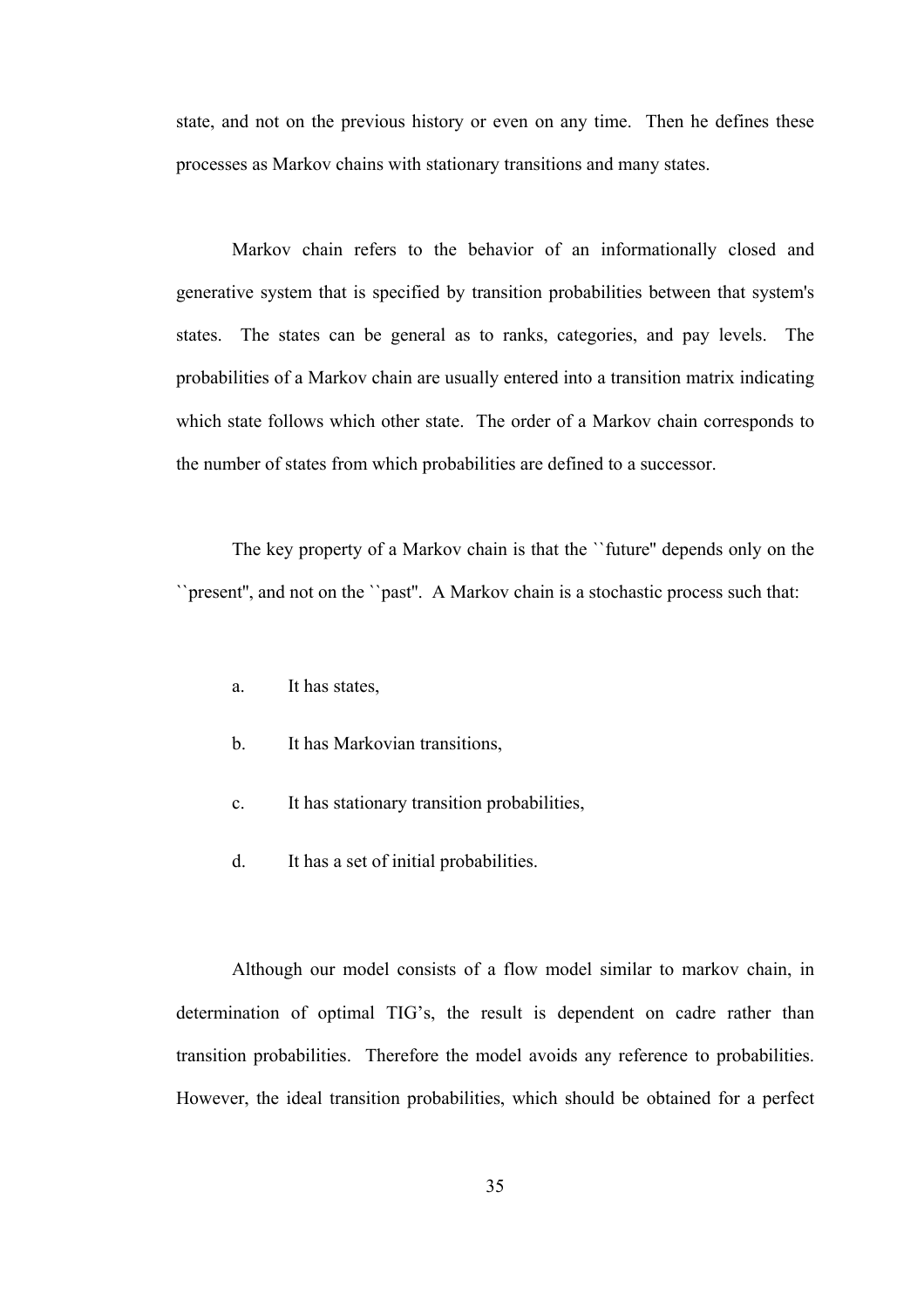state, and not on the previous history or even on any time. Then he defines these processes as Markov chains with stationary transitions and many states.

Markov chain refers to the behavior of an informationally closed and generative system that is specified by transition probabilities between that system's states. The states can be general as to ranks, categories, and pay levels. The probabilities of a Markov chain are usually entered into a transition matrix indicating which state follows which other state. The order of a Markov chain corresponds to the number of states from which probabilities are defined to a successor.

The key property of a Markov chain is that the ``future'' depends only on the ``present'', and not on the ``past''. A Markov chain is a stochastic process such that:

a. It has states,

b. It has Markovian transitions,

c. It has stationary transition probabilities,

d. It has a set of initial probabilities.

Although our model consists of a flow model similar to markov chain, in determination of optimal TIG's, the result is dependent on cadre rather than transition probabilities. Therefore the model avoids any reference to probabilities. However, the ideal transition probabilities, which should be obtained for a perfect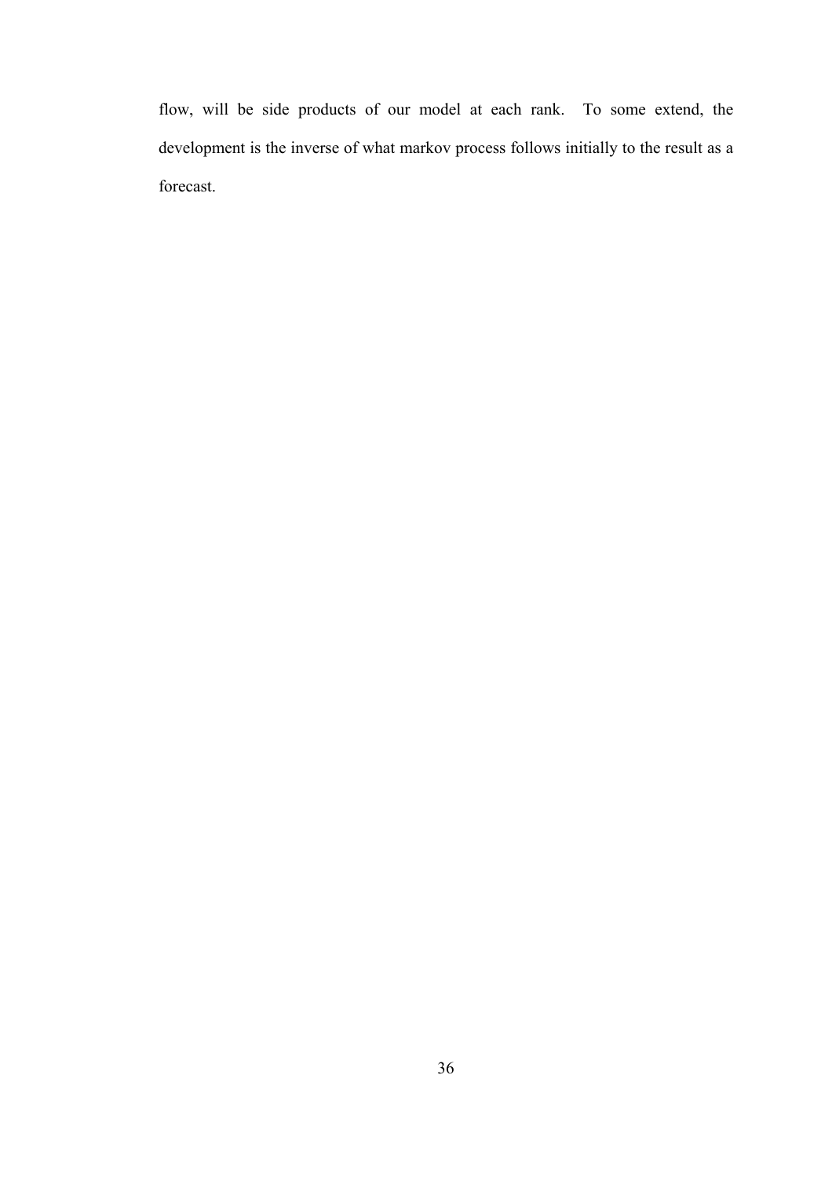flow, will be side products of our model at each rank. To some extend, the development is the inverse of what markov process follows initially to the result as a forecast.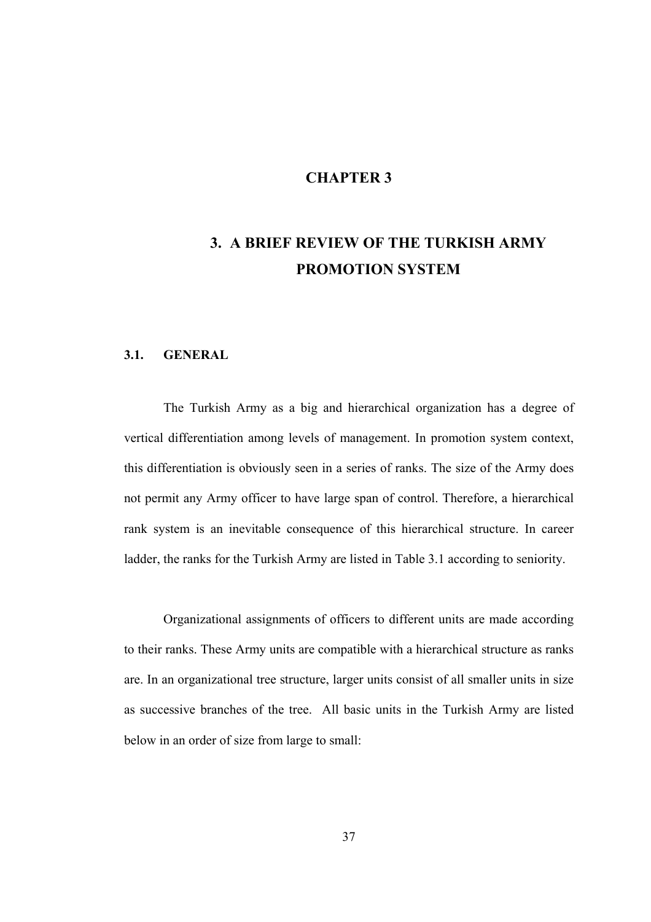# CHAPTER 3

# 3. A BRIEF REVIEW OF THE TURKISH ARMY PROMOTION SYSTEM

## 3.1. GENERAL

The Turkish Army as a big and hierarchical organization has a degree of vertical differentiation among levels of management. In promotion system context, this differentiation is obviously seen in a series of ranks. The size of the Army does not permit any Army officer to have large span of control. Therefore, a hierarchical rank system is an inevitable consequence of this hierarchical structure. In career ladder, the ranks for the Turkish Army are listed in Table 3.1 according to seniority.

Organizational assignments of officers to different units are made according to their ranks. These Army units are compatible with a hierarchical structure as ranks are. In an organizational tree structure, larger units consist of all smaller units in size as successive branches of the tree. All basic units in the Turkish Army are listed below in an order of size from large to small: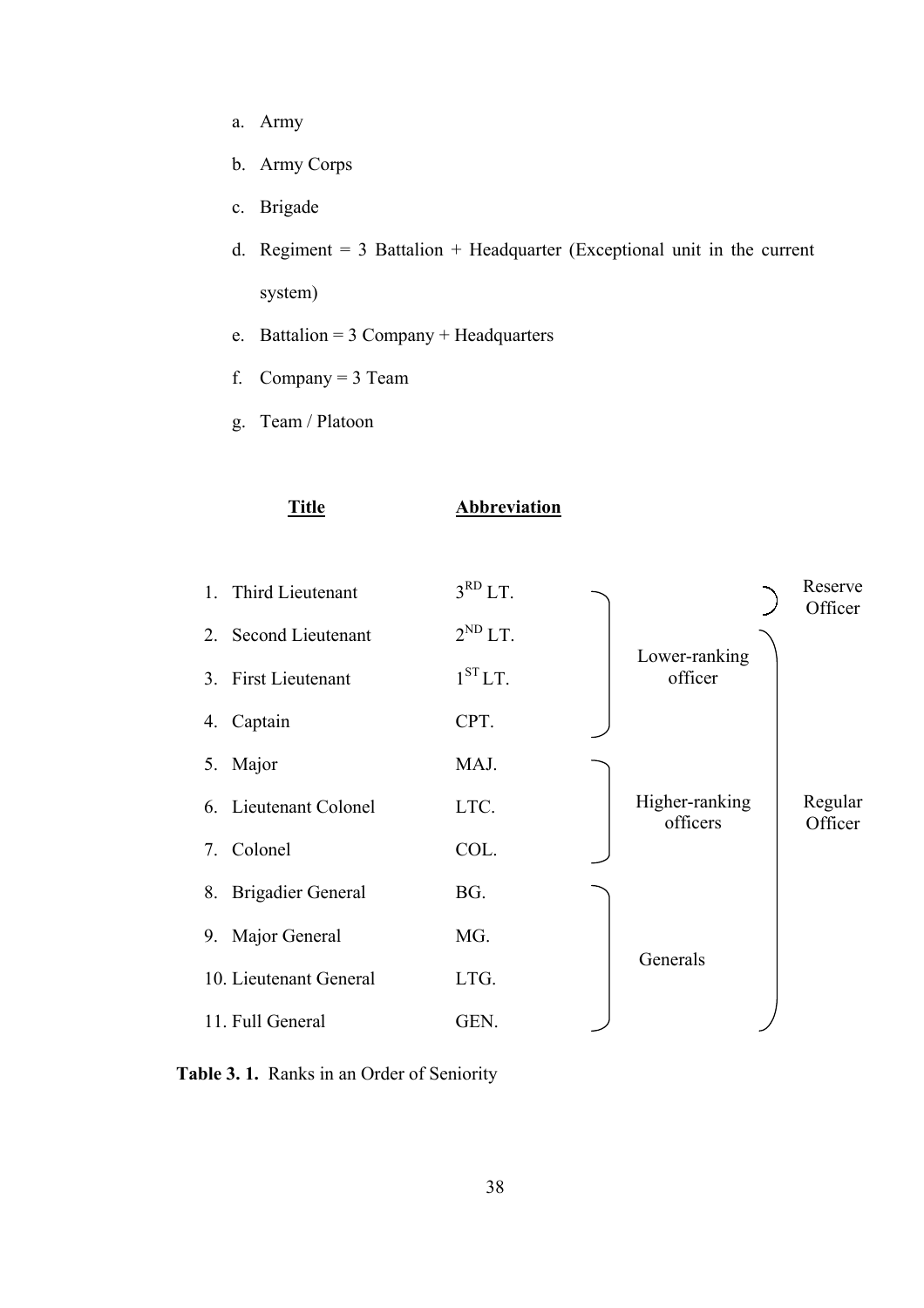a. Army
b. Army Corps
c. Brigade
d. Regiment = 3 Battalion + Headquarter (Exceptional unit in the current system)
e. Battalion = 3 Company + Headquarters
f. Company = 3 Team
g. Team / Platoon

| Title | Abbreviation | | |
|---|---|---|---|
| 1. Third Lieutenant | $3^{RD}$ LT. | Lower-ranking officer | Reserve Officer |
| 2. Second Lieutenant | $2^{ND}$ LT. | Lower-ranking officer | Regular Officer |
| 3. First Lieutenant | $1^{ST}$ LT. | Lower-ranking officer | Regular Officer |
| 4. Captain | CPT. | Lower-ranking officer | Regular Officer |
| 5. Major | MAJ. | Higher-ranking officers | Regular Officer |
| 6. Lieutenant Colonel | LTC. | Higher-ranking officers | Regular Officer |
| 7. Colonel | COL. | Higher-ranking officers | Regular Officer |
| 8. Brigadier General | BG. | Generals | Regular Officer |
| 9. Major General | MG. | Generals | Regular Officer |
| 10. Lieutenant General | LTG. | Generals | Regular Officer |
| 11. Full General | GEN. | Generals | Regular Officer |

**Table 3. 1.** Ranks in an Order of Seniority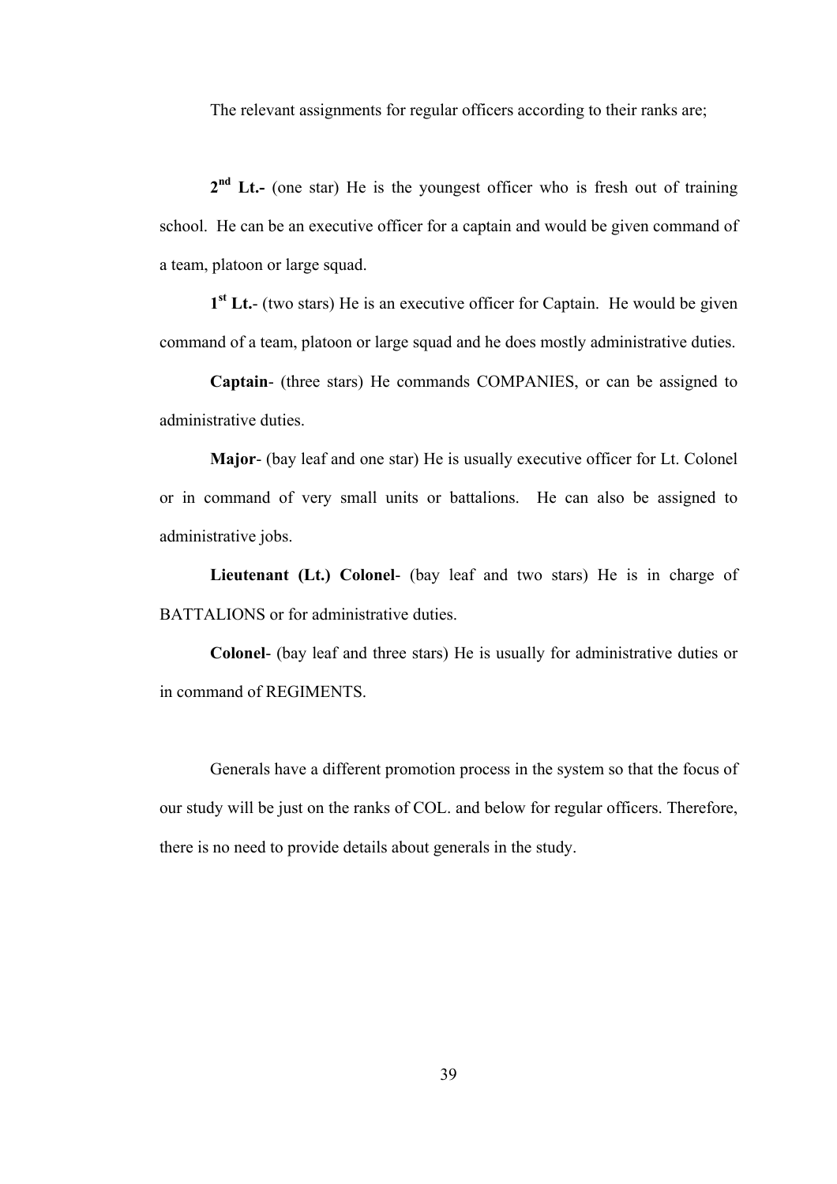The relevant assignments for regular officers according to their ranks are;

**2nd Lt.-** (one star) He is the youngest officer who is fresh out of training school. He can be an executive officer for a captain and would be given command of a team, platoon or large squad.

**1st Lt.**- (two stars) He is an executive officer for Captain. He would be given command of a team, platoon or large squad and he does mostly administrative duties.

**Captain**- (three stars) He commands COMPANIES, or can be assigned to administrative duties.

**Major**- (bay leaf and one star) He is usually executive officer for Lt. Colonel or in command of very small units or battalions. He can also be assigned to administrative jobs.

**Lieutenant (Lt.) Colonel**- (bay leaf and two stars) He is in charge of BATTALIONS or for administrative duties.

**Colonel**- (bay leaf and three stars) He is usually for administrative duties or in command of REGIMENTS.

Generals have a different promotion process in the system so that the focus of our study will be just on the ranks of COL. and below for regular officers. Therefore, there is no need to provide details about generals in the study.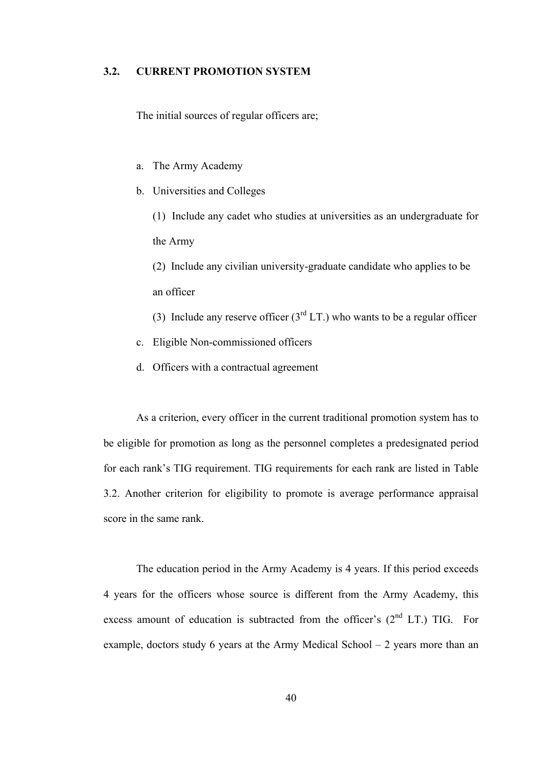## 3.2. CURRENT PROMOTION SYSTEM

The initial sources of regular officers are;

a. The Army Academy
b. Universities and Colleges
   (1) Include any cadet who studies at universities as an undergraduate for the Army
   (2) Include any civilian university-graduate candidate who applies to be an officer
   (3) Include any reserve officer (3rd LT.) who wants to be a regular officer
c. Eligible Non-commissioned officers
d. Officers with a contractual agreement

As a criterion, every officer in the current traditional promotion system has to be eligible for promotion as long as the personnel completes a predesignated period for each rank's TIG requirement. TIG requirements for each rank are listed in Table 3.2. Another criterion for eligibility to promote is average performance appraisal score in the same rank.

The education period in the Army Academy is 4 years. If this period exceeds 4 years for the officers whose source is different from the Army Academy, this excess amount of education is subtracted from the officer's (2nd LT.) TIG. For example, doctors study 6 years at the Army Medical School – 2 years more than an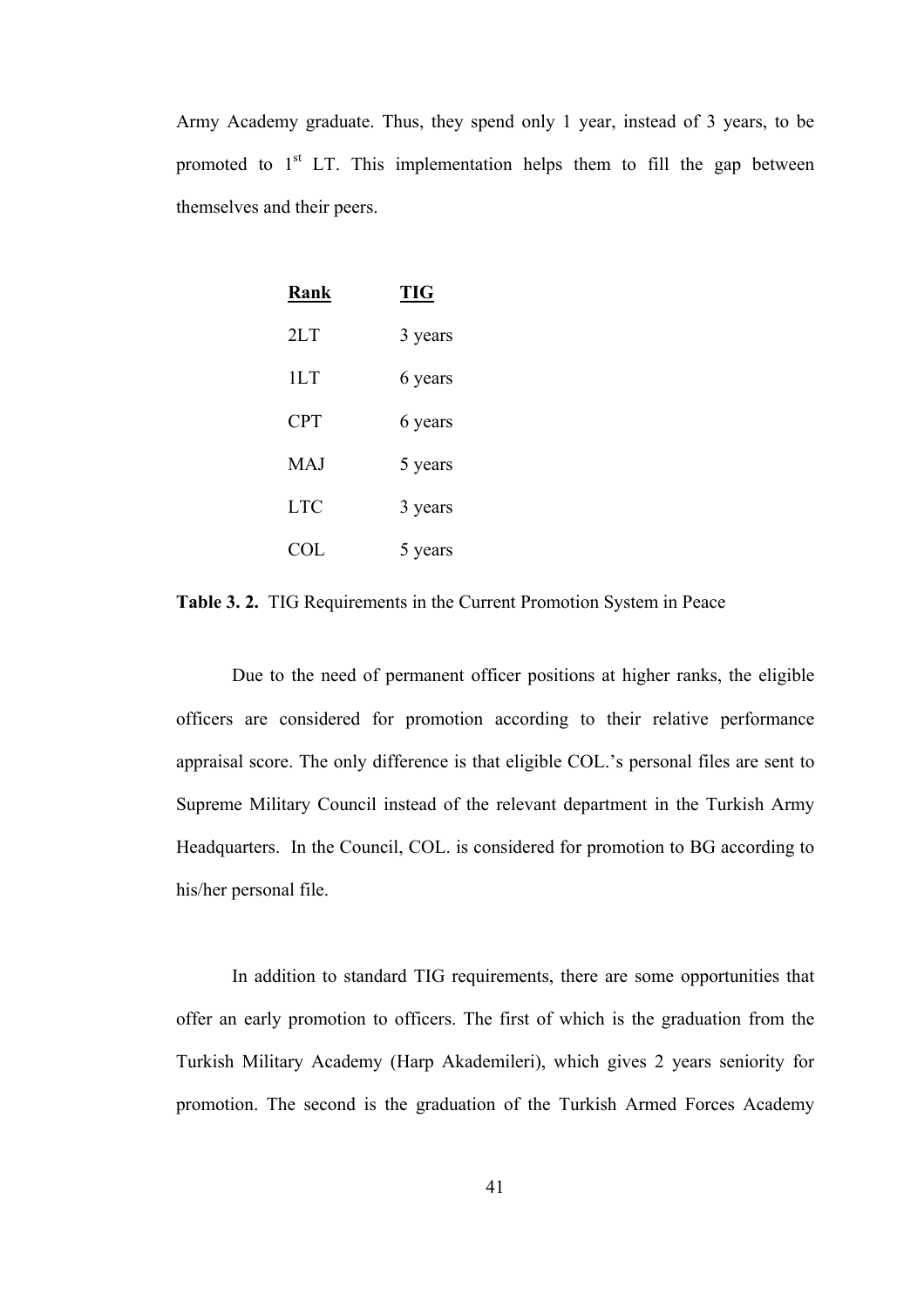Army Academy graduate. Thus, they spend only 1 year, instead of 3 years, to be promoted to 1st LT. This implementation helps them to fill the gap between themselves and their peers.

| Rank | TIG |
|---|---|
| 2LT | 3 years |
| 1LT | 6 years |
| CPT | 6 years |
| MAJ | 5 years |
| LTC | 3 years |
| COL | 5 years |

**Table 3. 2.** TIG Requirements in the Current Promotion System in Peace

Due to the need of permanent officer positions at higher ranks, the eligible officers are considered for promotion according to their relative performance appraisal score. The only difference is that eligible COL.'s personal files are sent to Supreme Military Council instead of the relevant department in the Turkish Army Headquarters. In the Council, COL. is considered for promotion to BG according to his/her personal file.

In addition to standard TIG requirements, there are some opportunities that offer an early promotion to officers. The first of which is the graduation from the Turkish Military Academy (Harp Akademileri), which gives 2 years seniority for promotion. The second is the graduation of the Turkish Armed Forces Academy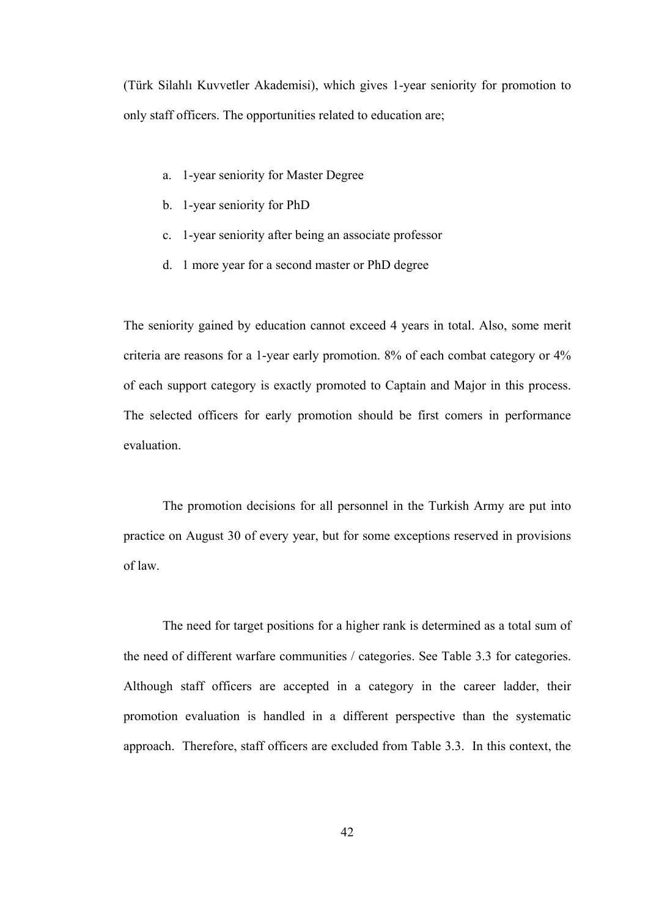(Türk Silahlı Kuvvetler Akademisi), which gives 1-year seniority for promotion to only staff officers. The opportunities related to education are;

a. 1-year seniority for Master Degree
b. 1-year seniority for PhD
c. 1-year seniority after being an associate professor
d. 1 more year for a second master or PhD degree

The seniority gained by education cannot exceed 4 years in total. Also, some merit criteria are reasons for a 1-year early promotion. 8% of each combat category or 4% of each support category is exactly promoted to Captain and Major in this process. The selected officers for early promotion should be first comers in performance evaluation.

The promotion decisions for all personnel in the Turkish Army are put into practice on August 30 of every year, but for some exceptions reserved in provisions of law.

The need for target positions for a higher rank is determined as a total sum of the need of different warfare communities / categories. See Table 3.3 for categories. Although staff officers are accepted in a category in the career ladder, their promotion evaluation is handled in a different perspective than the systematic approach. Therefore, staff officers are excluded from Table 3.3. In this context, the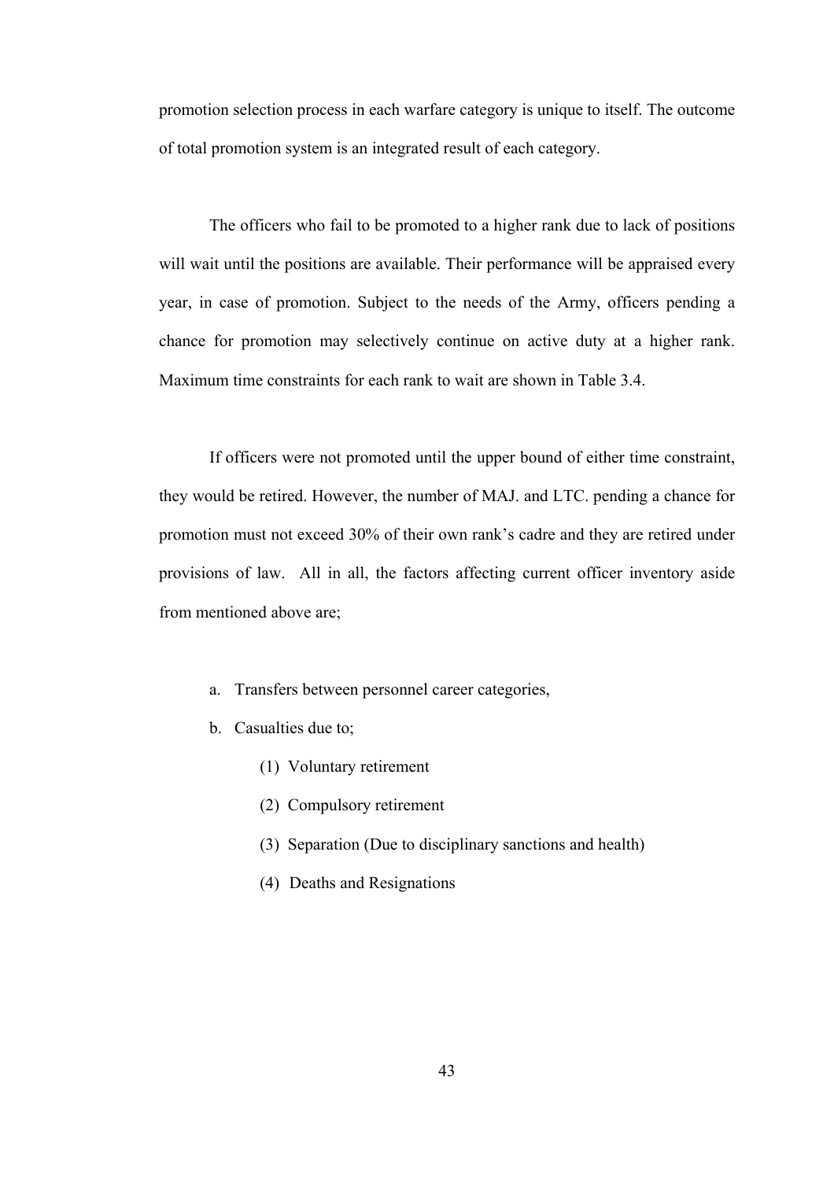promotion selection process in each warfare category is unique to itself. The outcome of total promotion system is an integrated result of each category.

The officers who fail to be promoted to a higher rank due to lack of positions will wait until the positions are available. Their performance will be appraised every year, in case of promotion. Subject to the needs of the Army, officers pending a chance for promotion may selectively continue on active duty at a higher rank. Maximum time constraints for each rank to wait are shown in Table 3.4.

If officers were not promoted until the upper bound of either time constraint, they would be retired. However, the number of MAJ. and LTC. pending a chance for promotion must not exceed 30% of their own rank's cadre and they are retired under provisions of law. All in all, the factors affecting current officer inventory aside from mentioned above are;

a. Transfers between personnel career categories,

b. Casualties due to;

    (1) Voluntary retirement

    (2) Compulsory retirement

    (3) Separation (Due to disciplinary sanctions and health)

    (4) Deaths and Resignations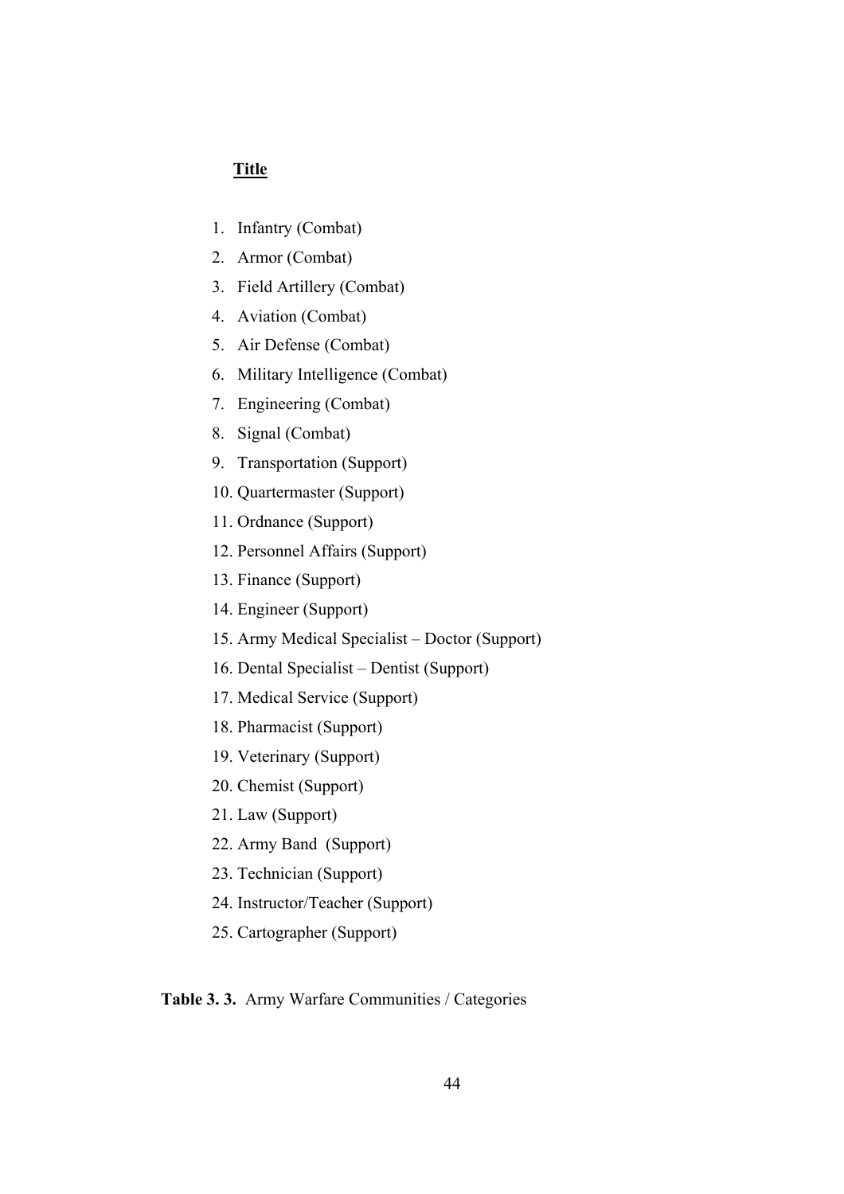**Title**

1. Infantry (Combat)
2. Armor (Combat)
3. Field Artillery (Combat)
4. Aviation (Combat)
5. Air Defense (Combat)
6. Military Intelligence (Combat)
7. Engineering (Combat)
8. Signal (Combat)
9. Transportation (Support)
10. Quartermaster (Support)
11. Ordnance (Support)
12. Personnel Affairs (Support)
13. Finance (Support)
14. Engineer (Support)
15. Army Medical Specialist – Doctor (Support)
16. Dental Specialist – Dentist (Support)
17. Medical Service (Support)
18. Pharmacist (Support)
19. Veterinary (Support)
20. Chemist (Support)
21. Law (Support)
22. Army Band (Support)
23. Technician (Support)
24. Instructor/Teacher (Support)
25. Cartographer (Support)

**Table 3. 3.** Army Warfare Communities / Categories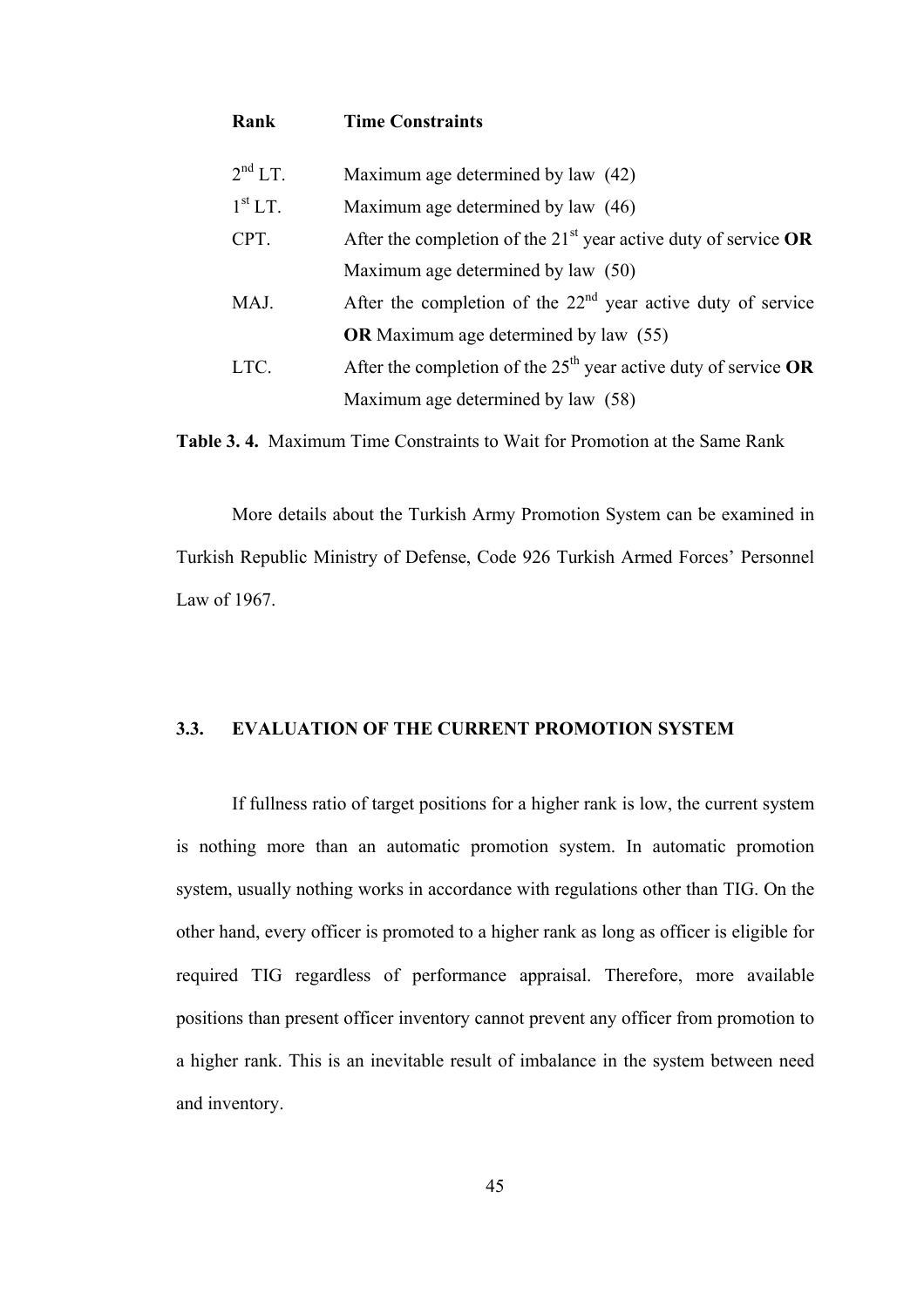| Rank | Time Constraints |
| --- | --- |
| 2nd LT. | Maximum age determined by law (42) |
| 1st LT. | Maximum age determined by law (46) |
| CPT. | After the completion of the 21st year active duty of service **OR** Maximum age determined by law (50) |
| MAJ. | After the completion of the 22nd year active duty of service **OR** Maximum age determined by law (55) |
| LTC. | After the completion of the 25th year active duty of service **OR** Maximum age determined by law (58) |

**Table 3. 4.** Maximum Time Constraints to Wait for Promotion at the Same Rank

More details about the Turkish Army Promotion System can be examined in Turkish Republic Ministry of Defense, Code 926 Turkish Armed Forces' Personnel Law of 1967.

### 3.3. EVALUATION OF THE CURRENT PROMOTION SYSTEM

If fullness ratio of target positions for a higher rank is low, the current system is nothing more than an automatic promotion system. In automatic promotion system, usually nothing works in accordance with regulations other than TIG. On the other hand, every officer is promoted to a higher rank as long as officer is eligible for required TIG regardless of performance appraisal. Therefore, more available positions than present officer inventory cannot prevent any officer from promotion to a higher rank. This is an inevitable result of imbalance in the system between need and inventory.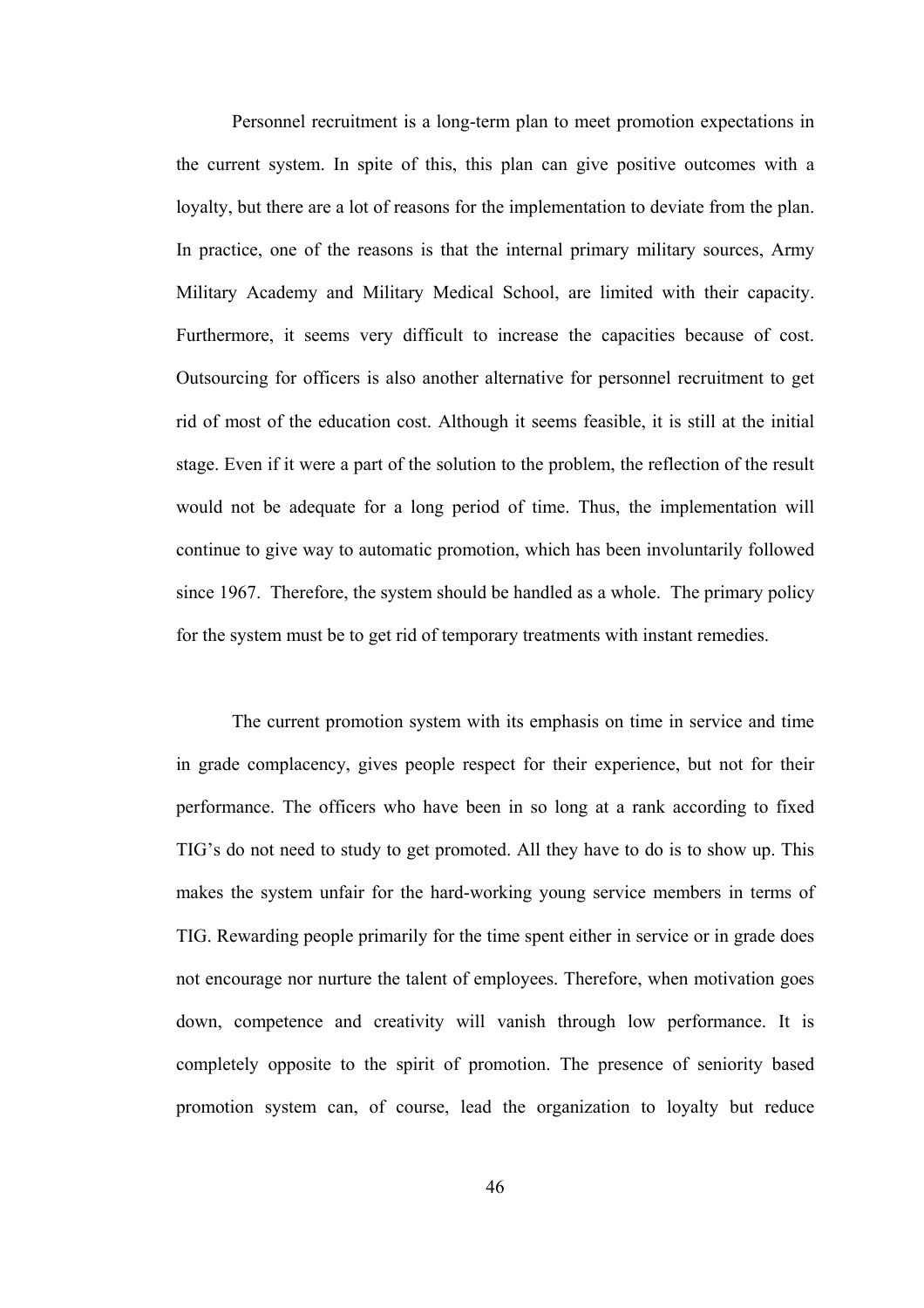Personnel recruitment is a long-term plan to meet promotion expectations in the current system. In spite of this, this plan can give positive outcomes with a loyalty, but there are a lot of reasons for the implementation to deviate from the plan. In practice, one of the reasons is that the internal primary military sources, Army Military Academy and Military Medical School, are limited with their capacity. Furthermore, it seems very difficult to increase the capacities because of cost. Outsourcing for officers is also another alternative for personnel recruitment to get rid of most of the education cost. Although it seems feasible, it is still at the initial stage. Even if it were a part of the solution to the problem, the reflection of the result would not be adequate for a long period of time. Thus, the implementation will continue to give way to automatic promotion, which has been involuntarily followed since 1967. Therefore, the system should be handled as a whole. The primary policy for the system must be to get rid of temporary treatments with instant remedies.

The current promotion system with its emphasis on time in service and time in grade complacency, gives people respect for their experience, but not for their performance. The officers who have been in so long at a rank according to fixed TIG's do not need to study to get promoted. All they have to do is to show up. This makes the system unfair for the hard-working young service members in terms of TIG. Rewarding people primarily for the time spent either in service or in grade does not encourage nor nurture the talent of employees. Therefore, when motivation goes down, competence and creativity will vanish through low performance. It is completely opposite to the spirit of promotion. The presence of seniority based promotion system can, of course, lead the organization to loyalty but reduce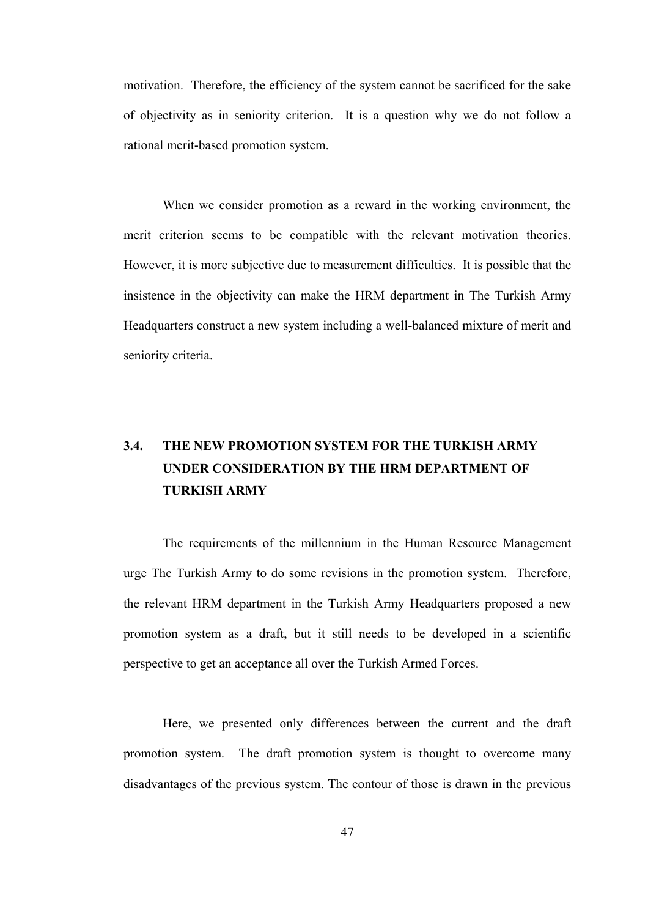motivation. Therefore, the efficiency of the system cannot be sacrificed for the sake of objectivity as in seniority criterion. It is a question why we do not follow a rational merit-based promotion system.

When we consider promotion as a reward in the working environment, the merit criterion seems to be compatible with the relevant motivation theories. However, it is more subjective due to measurement difficulties. It is possible that the insistence in the objectivity can make the HRM department in The Turkish Army Headquarters construct a new system including a well-balanced mixture of merit and seniority criteria.

## 3.4. THE NEW PROMOTION SYSTEM FOR THE TURKISH ARMY UNDER CONSIDERATION BY THE HRM DEPARTMENT OF TURKISH ARMY

The requirements of the millennium in the Human Resource Management urge The Turkish Army to do some revisions in the promotion system. Therefore, the relevant HRM department in the Turkish Army Headquarters proposed a new promotion system as a draft, but it still needs to be developed in a scientific perspective to get an acceptance all over the Turkish Armed Forces.

Here, we presented only differences between the current and the draft promotion system. The draft promotion system is thought to overcome many disadvantages of the previous system. The contour of those is drawn in the previous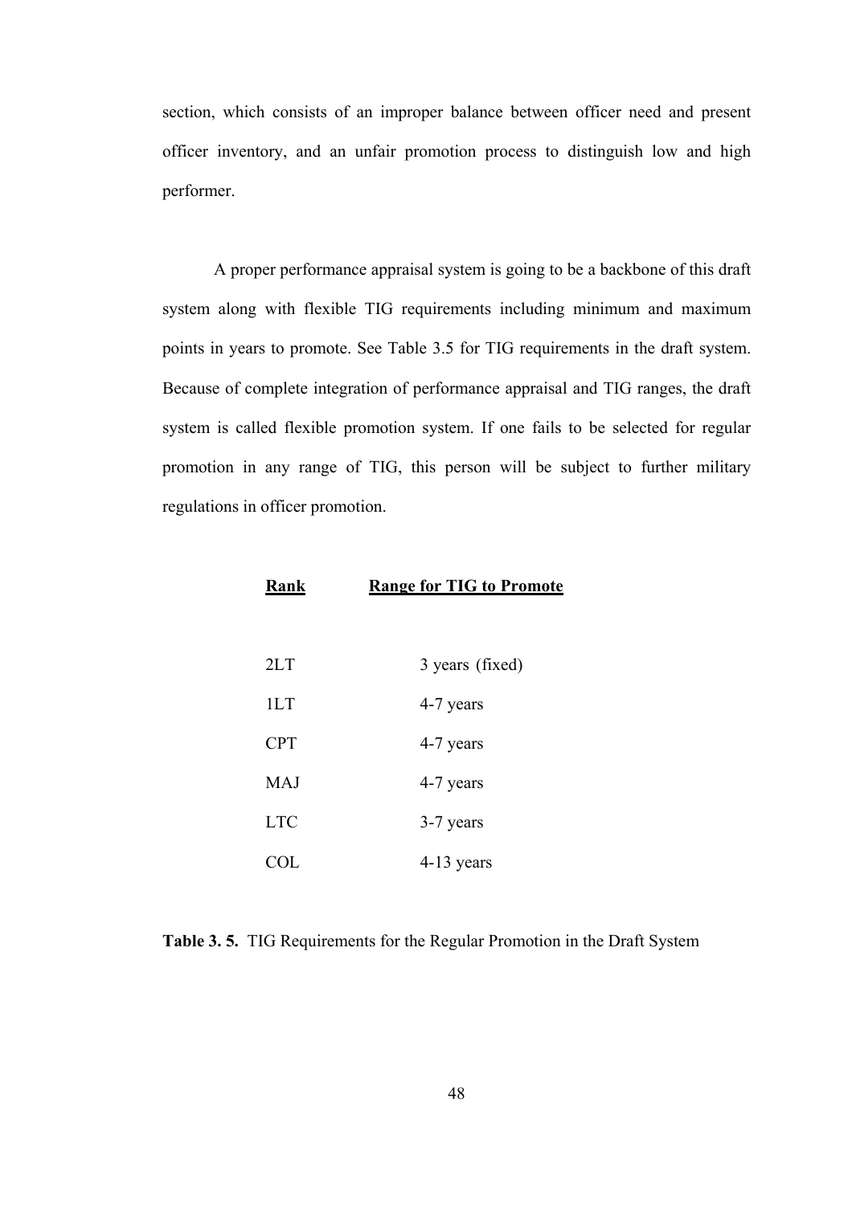section, which consists of an improper balance between officer need and present officer inventory, and an unfair promotion process to distinguish low and high performer.

A proper performance appraisal system is going to be a backbone of this draft system along with flexible TIG requirements including minimum and maximum points in years to promote. See Table 3.5 for TIG requirements in the draft system. Because of complete integration of performance appraisal and TIG ranges, the draft system is called flexible promotion system. If one fails to be selected for regular promotion in any range of TIG, this person will be subject to further military regulations in officer promotion.

| Rank | Range for TIG to Promote |
|---|---|
| 2LT | 3 years (fixed) |
| 1LT | 4-7 years |
| CPT | 4-7 years |
| MAJ | 4-7 years |
| LTC | 3-7 years |
| COL | 4-13 years |

**Table 3. 5.** TIG Requirements for the Regular Promotion in the Draft System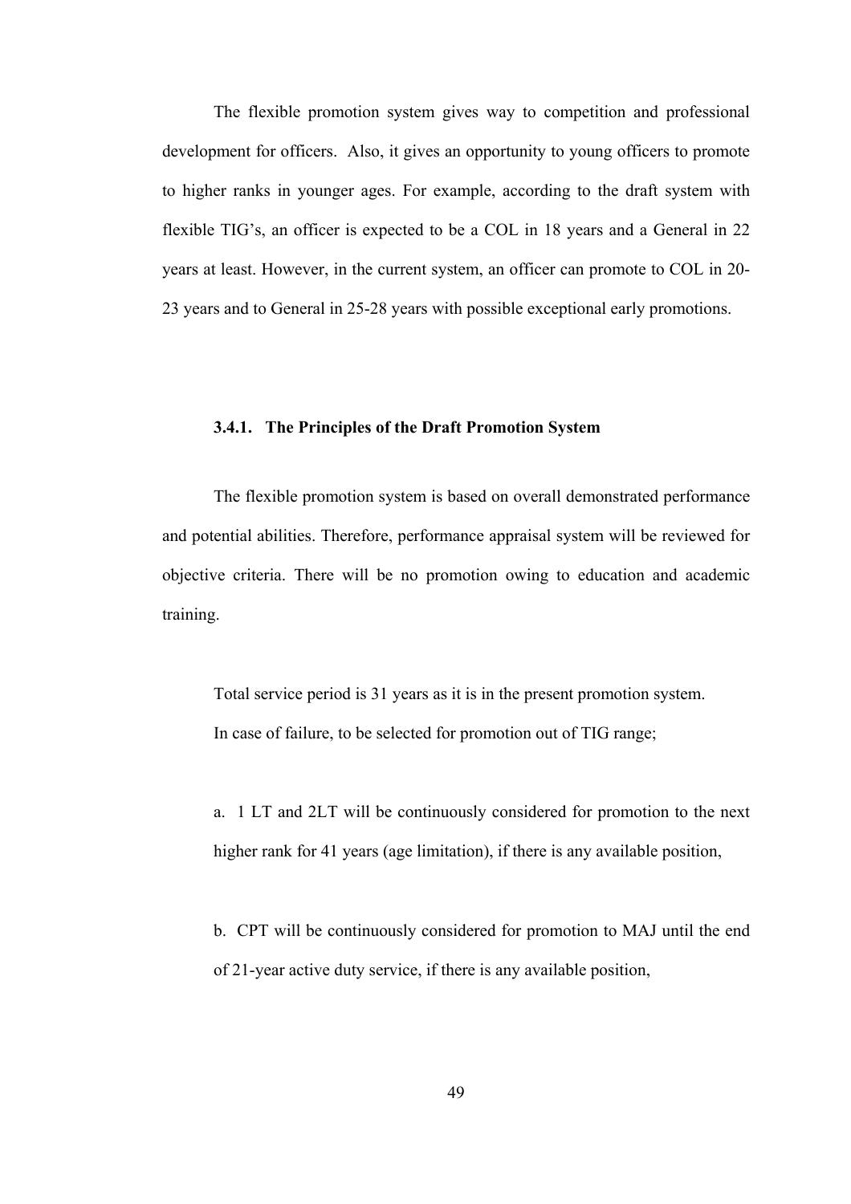The flexible promotion system gives way to competition and professional development for officers. Also, it gives an opportunity to young officers to promote to higher ranks in younger ages. For example, according to the draft system with flexible TIG's, an officer is expected to be a COL in 18 years and a General in 22 years at least. However, in the current system, an officer can promote to COL in 20-23 years and to General in 25-28 years with possible exceptional early promotions.

### 3.4.1. The Principles of the Draft Promotion System

The flexible promotion system is based on overall demonstrated performance and potential abilities. Therefore, performance appraisal system will be reviewed for objective criteria. There will be no promotion owing to education and academic training.

Total service period is 31 years as it is in the present promotion system.

In case of failure, to be selected for promotion out of TIG range;

a. 1 LT and 2LT will be continuously considered for promotion to the next higher rank for 41 years (age limitation), if there is any available position,

b. CPT will be continuously considered for promotion to MAJ until the end of 21-year active duty service, if there is any available position,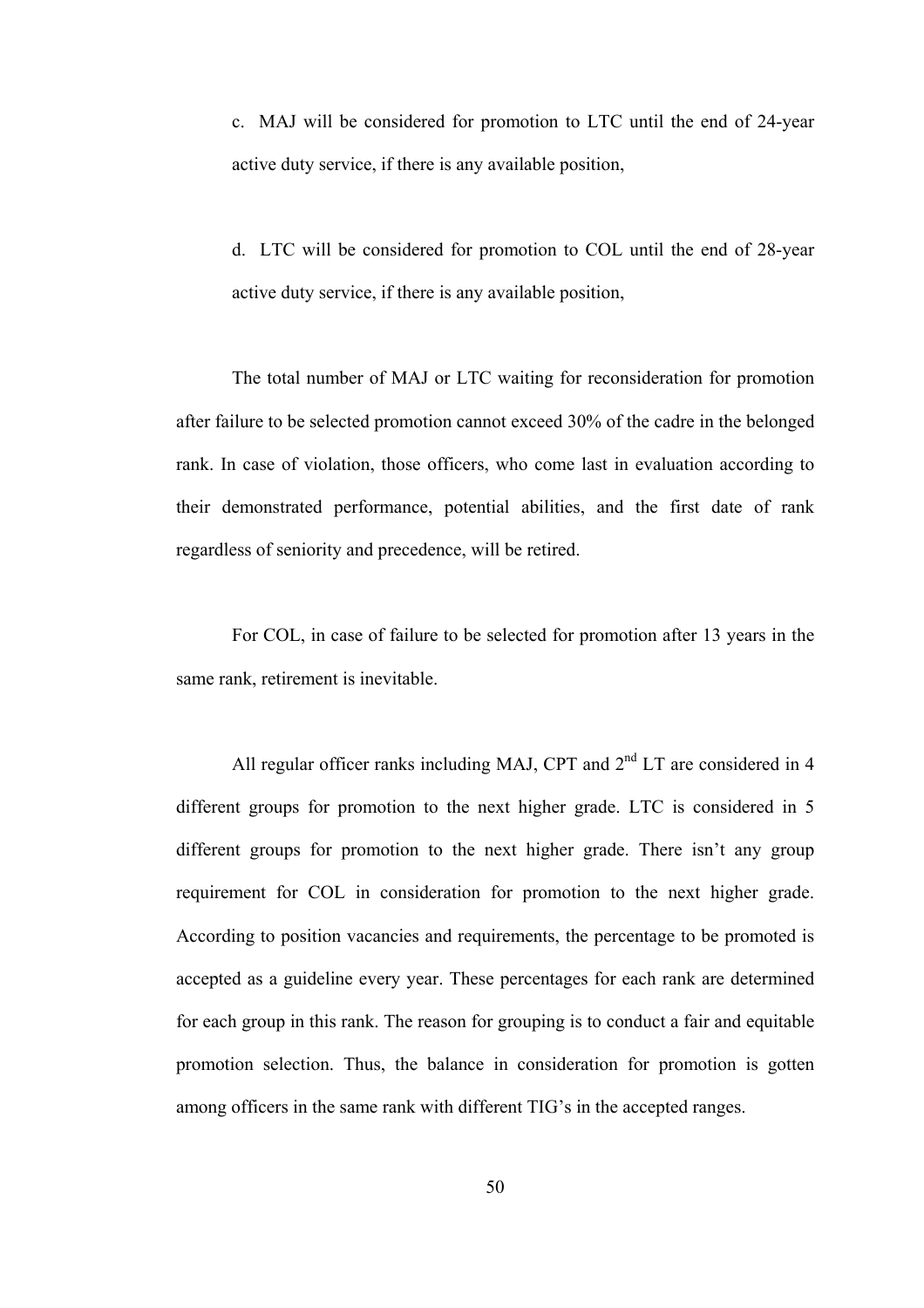c. MAJ will be considered for promotion to LTC until the end of 24-year active duty service, if there is any available position,

d. LTC will be considered for promotion to COL until the end of 28-year active duty service, if there is any available position,

The total number of MAJ or LTC waiting for reconsideration for promotion after failure to be selected promotion cannot exceed 30% of the cadre in the belonged rank. In case of violation, those officers, who come last in evaluation according to their demonstrated performance, potential abilities, and the first date of rank regardless of seniority and precedence, will be retired.

For COL, in case of failure to be selected for promotion after 13 years in the same rank, retirement is inevitable.

All regular officer ranks including MAJ, CPT and 2nd LT are considered in 4 different groups for promotion to the next higher grade. LTC is considered in 5 different groups for promotion to the next higher grade. There isn't any group requirement for COL in consideration for promotion to the next higher grade. According to position vacancies and requirements, the percentage to be promoted is accepted as a guideline every year. These percentages for each rank are determined for each group in this rank. The reason for grouping is to conduct a fair and equitable promotion selection. Thus, the balance in consideration for promotion is gotten among officers in the same rank with different TIG's in the accepted ranges.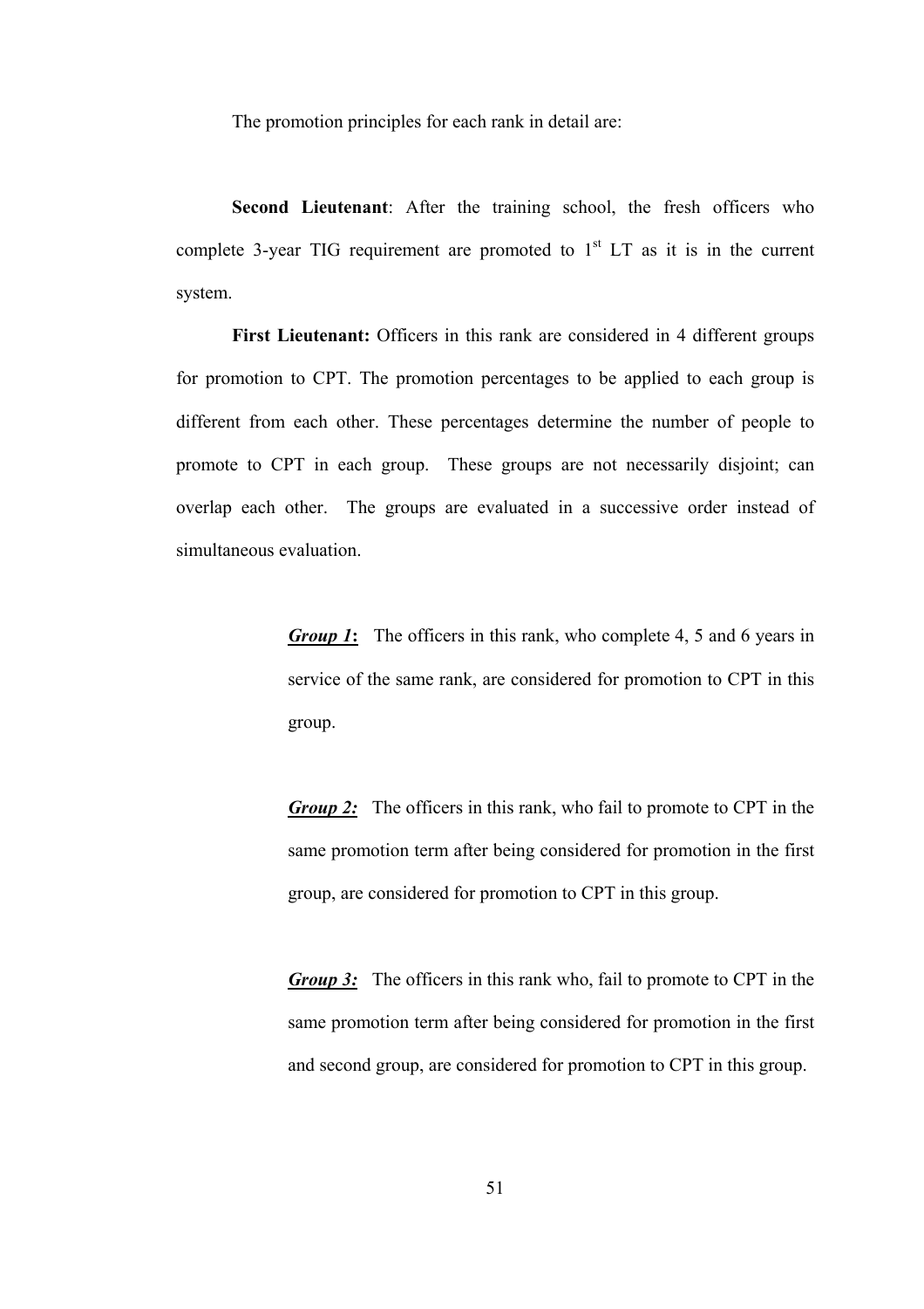The promotion principles for each rank in detail are:

**Second Lieutenant**: After the training school, the fresh officers who complete 3-year TIG requirement are promoted to 1st LT as it is in the current system.

**First Lieutenant:** Officers in this rank are considered in 4 different groups for promotion to CPT. The promotion percentages to be applied to each group is different from each other. These percentages determine the number of people to promote to CPT in each group. These groups are not necessarily disjoint; can overlap each other. The groups are evaluated in a successive order instead of simultaneous evaluation.

> ***Group 1*:** The officers in this rank, who complete 4, 5 and 6 years in service of the same rank, are considered for promotion to CPT in this group.
>
> ***Group 2:*** The officers in this rank, who fail to promote to CPT in the same promotion term after being considered for promotion in the first group, are considered for promotion to CPT in this group.
>
> ***Group 3:*** The officers in this rank who, fail to promote to CPT in the same promotion term after being considered for promotion in the first and second group, are considered for promotion to CPT in this group.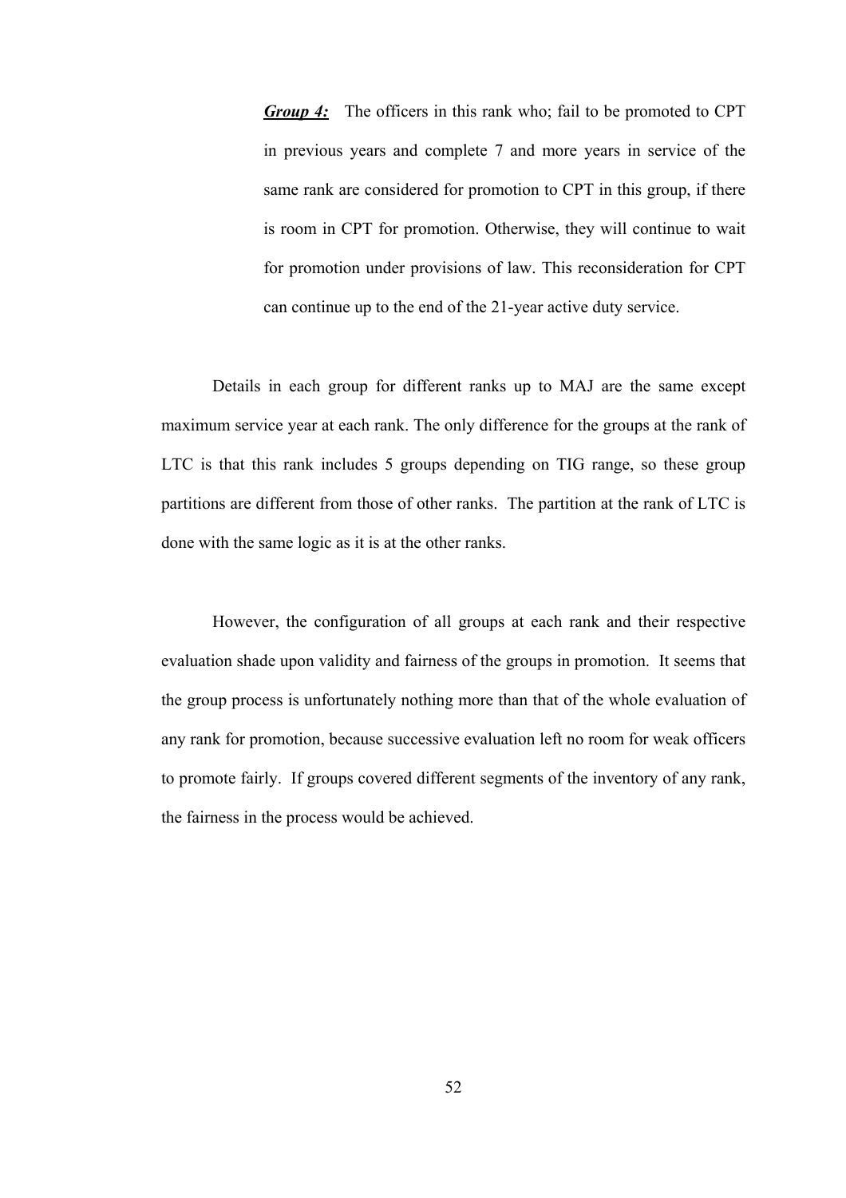***Group 4:*** The officers in this rank who; fail to be promoted to CPT in previous years and complete 7 and more years in service of the same rank are considered for promotion to CPT in this group, if there is room in CPT for promotion. Otherwise, they will continue to wait for promotion under provisions of law. This reconsideration for CPT can continue up to the end of the 21-year active duty service.

Details in each group for different ranks up to MAJ are the same except maximum service year at each rank. The only difference for the groups at the rank of LTC is that this rank includes 5 groups depending on TIG range, so these group partitions are different from those of other ranks. The partition at the rank of LTC is done with the same logic as it is at the other ranks.

However, the configuration of all groups at each rank and their respective evaluation shade upon validity and fairness of the groups in promotion. It seems that the group process is unfortunately nothing more than that of the whole evaluation of any rank for promotion, because successive evaluation left no room for weak officers to promote fairly. If groups covered different segments of the inventory of any rank, the fairness in the process would be achieved.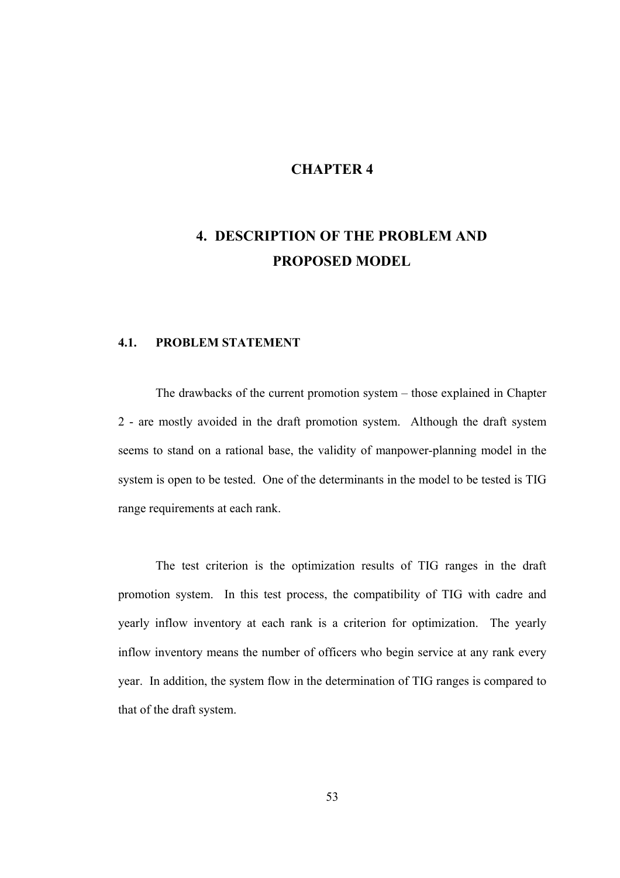# CHAPTER 4

# 4. DESCRIPTION OF THE PROBLEM AND PROPOSED MODEL

## 4.1. PROBLEM STATEMENT

The drawbacks of the current promotion system – those explained in Chapter 2 - are mostly avoided in the draft promotion system. Although the draft system seems to stand on a rational base, the validity of manpower-planning model in the system is open to be tested. One of the determinants in the model to be tested is TIG range requirements at each rank.

The test criterion is the optimization results of TIG ranges in the draft promotion system. In this test process, the compatibility of TIG with cadre and yearly inflow inventory at each rank is a criterion for optimization. The yearly inflow inventory means the number of officers who begin service at any rank every year. In addition, the system flow in the determination of TIG ranges is compared to that of the draft system.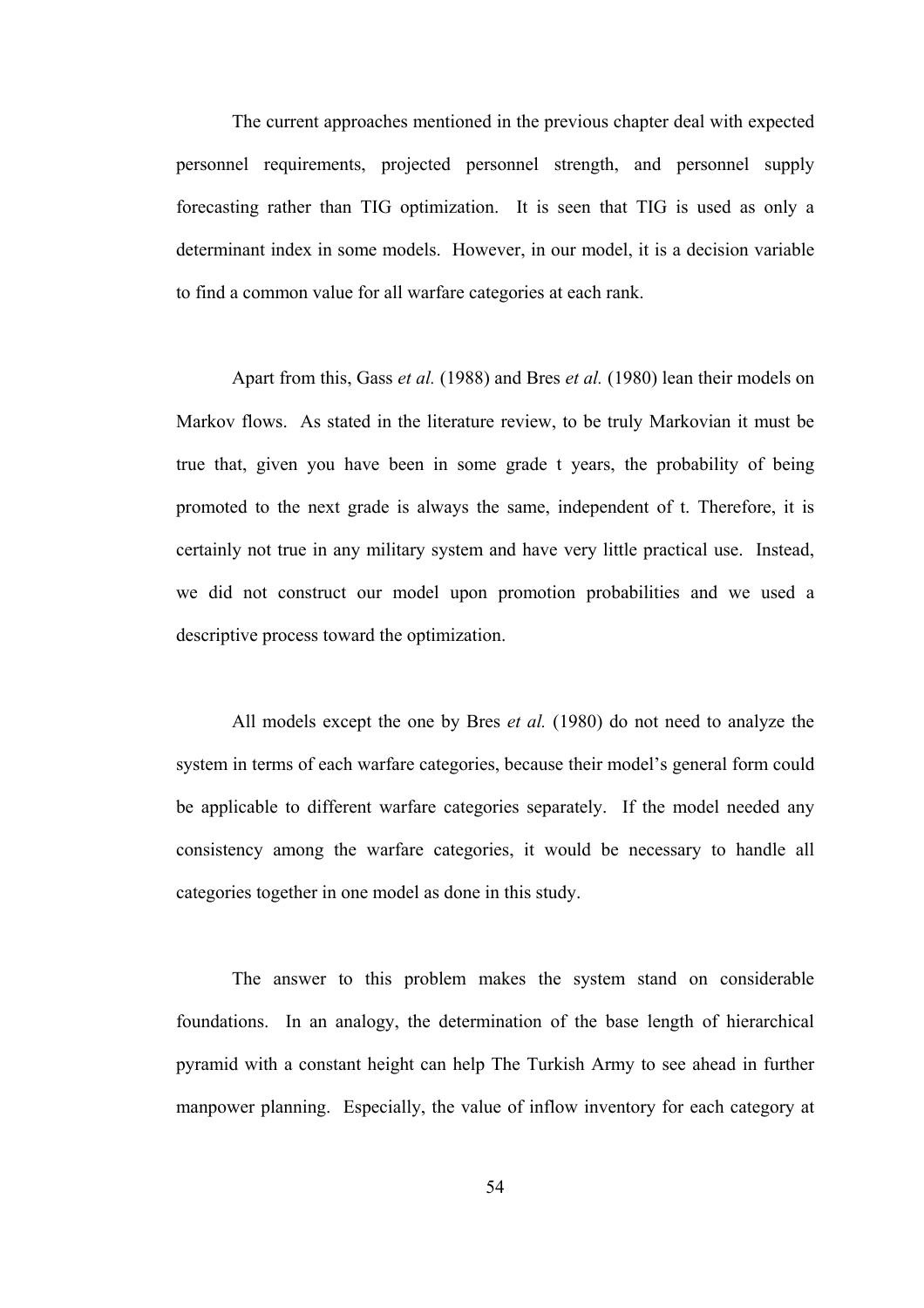The current approaches mentioned in the previous chapter deal with expected personnel requirements, projected personnel strength, and personnel supply forecasting rather than TIG optimization. It is seen that TIG is used as only a determinant index in some models. However, in our model, it is a decision variable to find a common value for all warfare categories at each rank.

Apart from this, Gass *et al.* (1988) and Bres *et al.* (1980) lean their models on Markov flows. As stated in the literature review, to be truly Markovian it must be true that, given you have been in some grade t years, the probability of being promoted to the next grade is always the same, independent of t. Therefore, it is certainly not true in any military system and have very little practical use. Instead, we did not construct our model upon promotion probabilities and we used a descriptive process toward the optimization.

All models except the one by Bres *et al.* (1980) do not need to analyze the system in terms of each warfare categories, because their model's general form could be applicable to different warfare categories separately. If the model needed any consistency among the warfare categories, it would be necessary to handle all categories together in one model as done in this study.

The answer to this problem makes the system stand on considerable foundations. In an analogy, the determination of the base length of hierarchical pyramid with a constant height can help The Turkish Army to see ahead in further manpower planning. Especially, the value of inflow inventory for each category at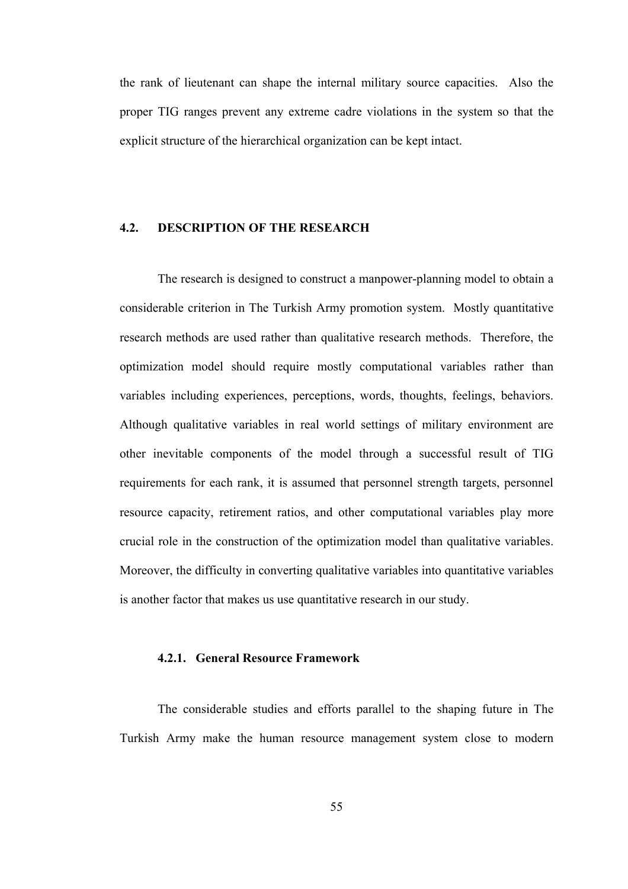the rank of lieutenant can shape the internal military source capacities. Also the proper TIG ranges prevent any extreme cadre violations in the system so that the explicit structure of the hierarchical organization can be kept intact.

## 4.2. DESCRIPTION OF THE RESEARCH

The research is designed to construct a manpower-planning model to obtain a considerable criterion in The Turkish Army promotion system. Mostly quantitative research methods are used rather than qualitative research methods. Therefore, the optimization model should require mostly computational variables rather than variables including experiences, perceptions, words, thoughts, feelings, behaviors. Although qualitative variables in real world settings of military environment are other inevitable components of the model through a successful result of TIG requirements for each rank, it is assumed that personnel strength targets, personnel resource capacity, retirement ratios, and other computational variables play more crucial role in the construction of the optimization model than qualitative variables. Moreover, the difficulty in converting qualitative variables into quantitative variables is another factor that makes us use quantitative research in our study.

### 4.2.1. General Resource Framework

The considerable studies and efforts parallel to the shaping future in The Turkish Army make the human resource management system close to modern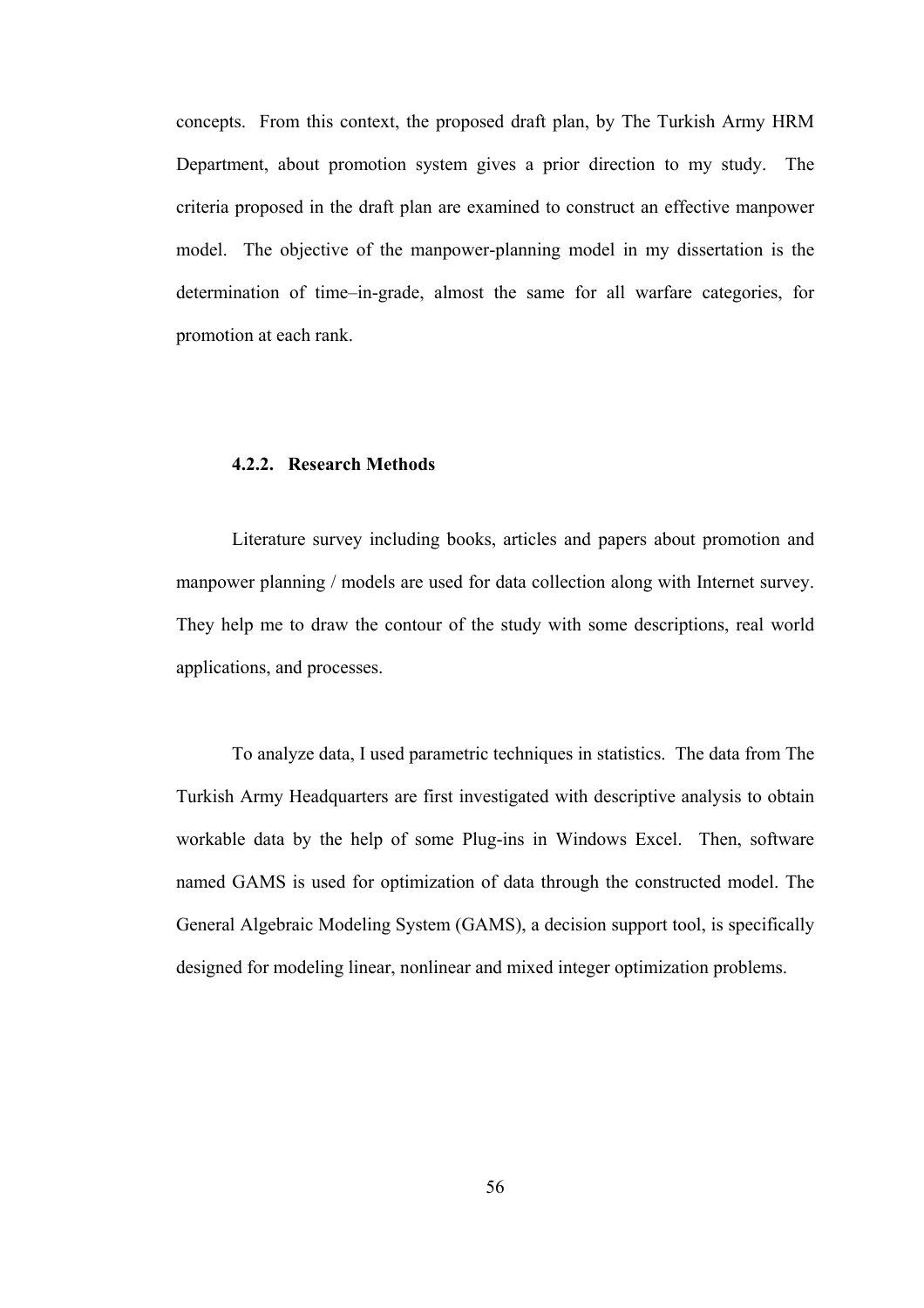concepts. From this context, the proposed draft plan, by The Turkish Army HRM Department, about promotion system gives a prior direction to my study. The criteria proposed in the draft plan are examined to construct an effective manpower model. The objective of the manpower-planning model in my dissertation is the determination of time–in-grade, almost the same for all warfare categories, for promotion at each rank.

### 4.2.2. Research Methods

Literature survey including books, articles and papers about promotion and manpower planning / models are used for data collection along with Internet survey. They help me to draw the contour of the study with some descriptions, real world applications, and processes.

To analyze data, I used parametric techniques in statistics. The data from The Turkish Army Headquarters are first investigated with descriptive analysis to obtain workable data by the help of some Plug-ins in Windows Excel. Then, software named GAMS is used for optimization of data through the constructed model. The General Algebraic Modeling System (GAMS), a decision support tool, is specifically designed for modeling linear, nonlinear and mixed integer optimization problems.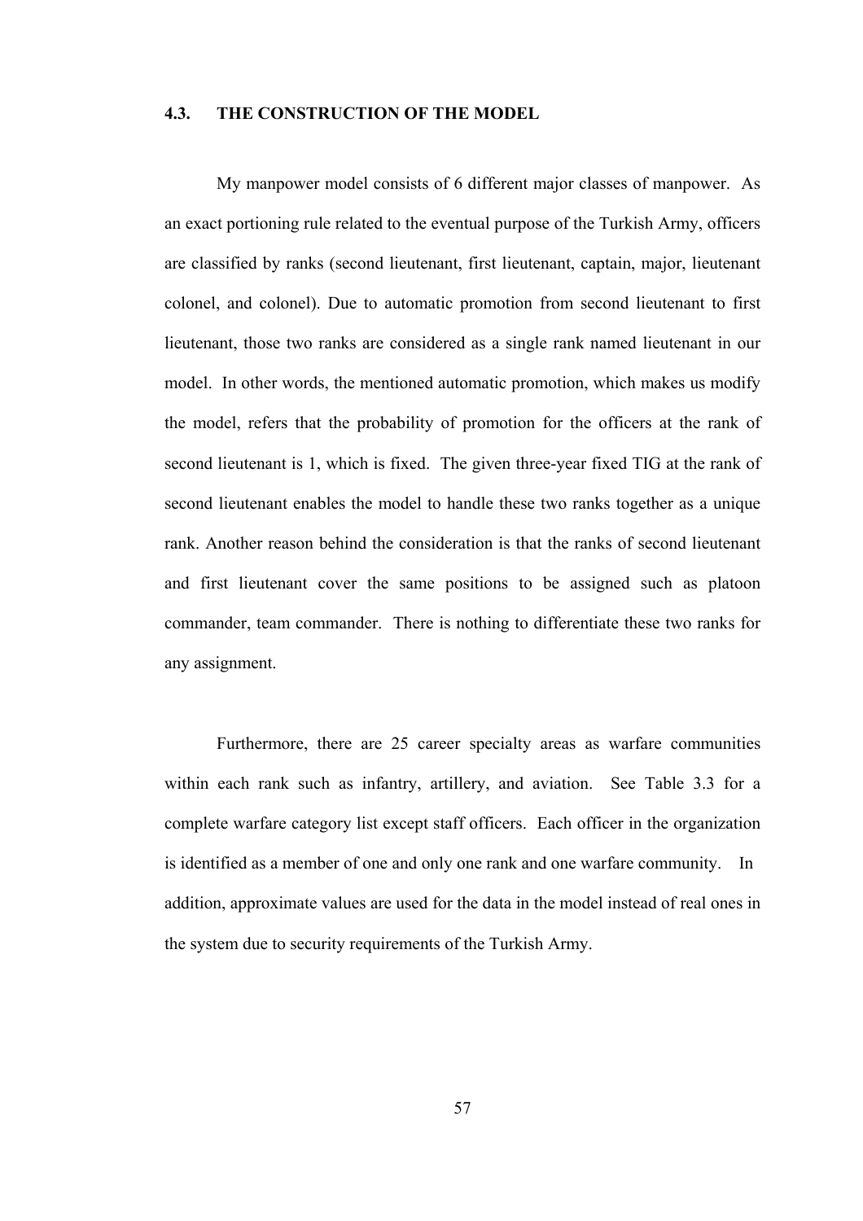## 4.3. THE CONSTRUCTION OF THE MODEL

My manpower model consists of 6 different major classes of manpower. As an exact portioning rule related to the eventual purpose of the Turkish Army, officers are classified by ranks (second lieutenant, first lieutenant, captain, major, lieutenant colonel, and colonel). Due to automatic promotion from second lieutenant to first lieutenant, those two ranks are considered as a single rank named lieutenant in our model. In other words, the mentioned automatic promotion, which makes us modify the model, refers that the probability of promotion for the officers at the rank of second lieutenant is 1, which is fixed. The given three-year fixed TIG at the rank of second lieutenant enables the model to handle these two ranks together as a unique rank. Another reason behind the consideration is that the ranks of second lieutenant and first lieutenant cover the same positions to be assigned such as platoon commander, team commander. There is nothing to differentiate these two ranks for any assignment.

Furthermore, there are 25 career specialty areas as warfare communities within each rank such as infantry, artillery, and aviation. See Table 3.3 for a complete warfare category list except staff officers. Each officer in the organization is identified as a member of one and only one rank and one warfare community. In addition, approximate values are used for the data in the model instead of real ones in the system due to security requirements of the Turkish Army.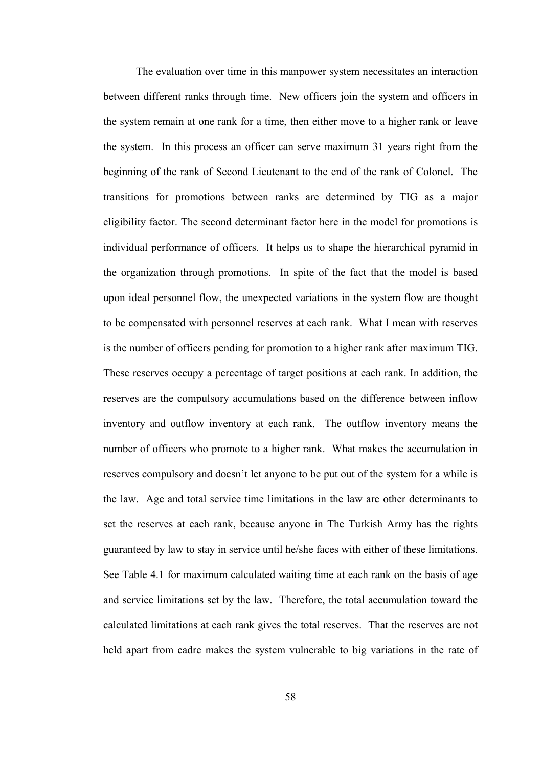The evaluation over time in this manpower system necessitates an interaction between different ranks through time. New officers join the system and officers in the system remain at one rank for a time, then either move to a higher rank or leave the system. In this process an officer can serve maximum 31 years right from the beginning of the rank of Second Lieutenant to the end of the rank of Colonel. The transitions for promotions between ranks are determined by TIG as a major eligibility factor. The second determinant factor here in the model for promotions is individual performance of officers. It helps us to shape the hierarchical pyramid in the organization through promotions. In spite of the fact that the model is based upon ideal personnel flow, the unexpected variations in the system flow are thought to be compensated with personnel reserves at each rank. What I mean with reserves is the number of officers pending for promotion to a higher rank after maximum TIG. These reserves occupy a percentage of target positions at each rank. In addition, the reserves are the compulsory accumulations based on the difference between inflow inventory and outflow inventory at each rank. The outflow inventory means the number of officers who promote to a higher rank. What makes the accumulation in reserves compulsory and doesn't let anyone to be put out of the system for a while is the law. Age and total service time limitations in the law are other determinants to set the reserves at each rank, because anyone in The Turkish Army has the rights guaranteed by law to stay in service until he/she faces with either of these limitations. See Table 4.1 for maximum calculated waiting time at each rank on the basis of age and service limitations set by the law. Therefore, the total accumulation toward the calculated limitations at each rank gives the total reserves. That the reserves are not held apart from cadre makes the system vulnerable to big variations in the rate of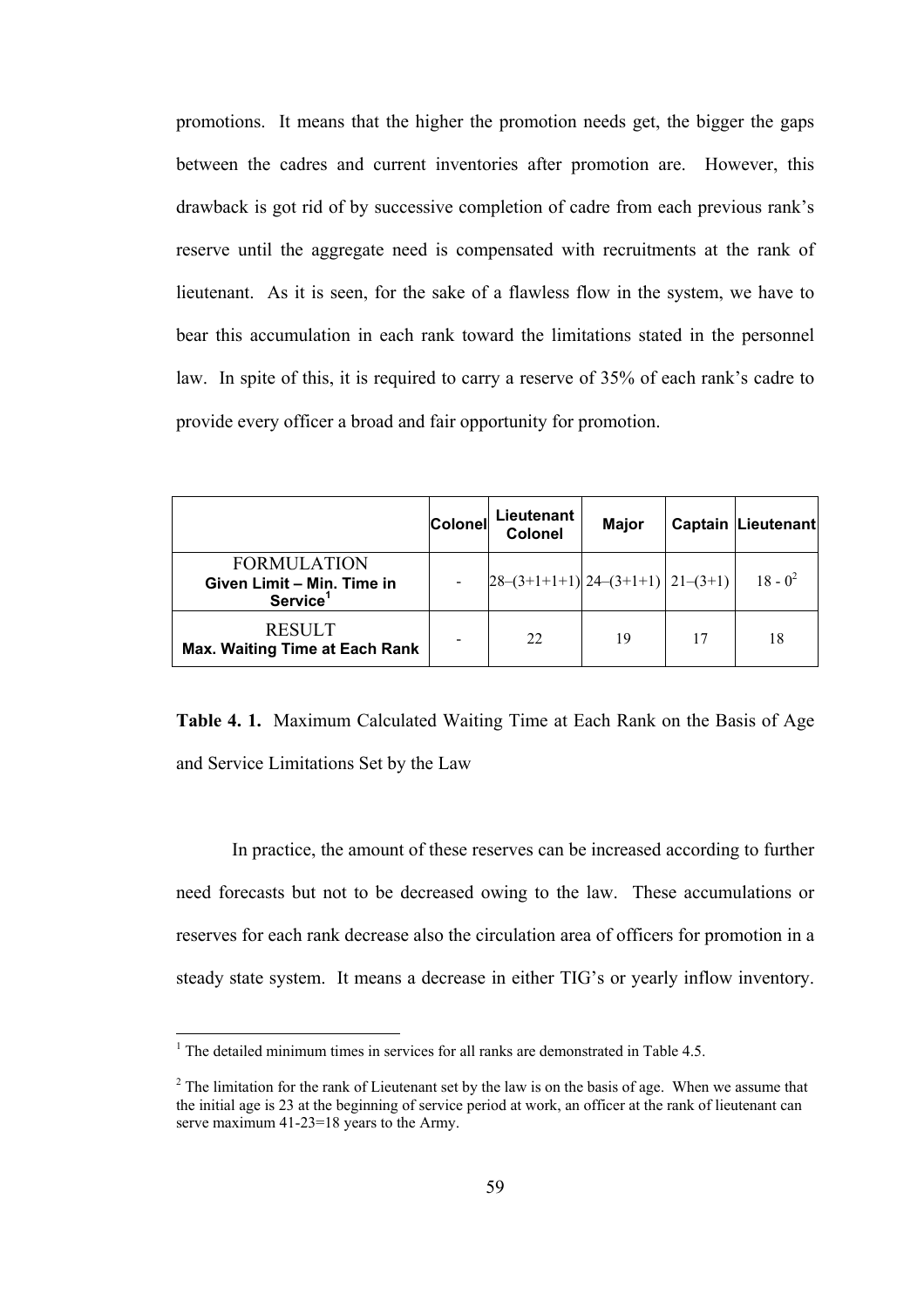promotions. It means that the higher the promotion needs get, the bigger the gaps between the cadres and current inventories after promotion are. However, this drawback is got rid of by successive completion of cadre from each previous rank's reserve until the aggregate need is compensated with recruitments at the rank of lieutenant. As it is seen, for the sake of a flawless flow in the system, we have to bear this accumulation in each rank toward the limitations stated in the personnel law. In spite of this, it is required to carry a reserve of 35% of each rank's cadre to provide every officer a broad and fair opportunity for promotion.

| | Colonel | Lieutenant Colonel | Major | Captain | Lieutenant |
|---|---|---|---|---|---|
| FORMULATION **Given Limit – Min. Time in Service**[1] | - | 28–(3+1+1+1) | 24–(3+1+1) | 21–(3+1) | $18 - 0^2$ |
| RESULT **Max. Waiting Time at Each Rank** | - | 22 | 19 | 17 | 18 |

**Table 4. 1.** Maximum Calculated Waiting Time at Each Rank on the Basis of Age and Service Limitations Set by the Law

In practice, the amount of these reserves can be increased according to further need forecasts but not to be decreased owing to the law. These accumulations or reserves for each rank decrease also the circulation area of officers for promotion in a steady state system. It means a decrease in either TIG's or yearly inflow inventory.

[1] The detailed minimum times in services for all ranks are demonstrated in Table 4.5.

[2] The limitation for the rank of Lieutenant set by the law is on the basis of age. When we assume that the initial age is 23 at the beginning of service period at work, an officer at the rank of lieutenant can serve maximum 41-23=18 years to the Army.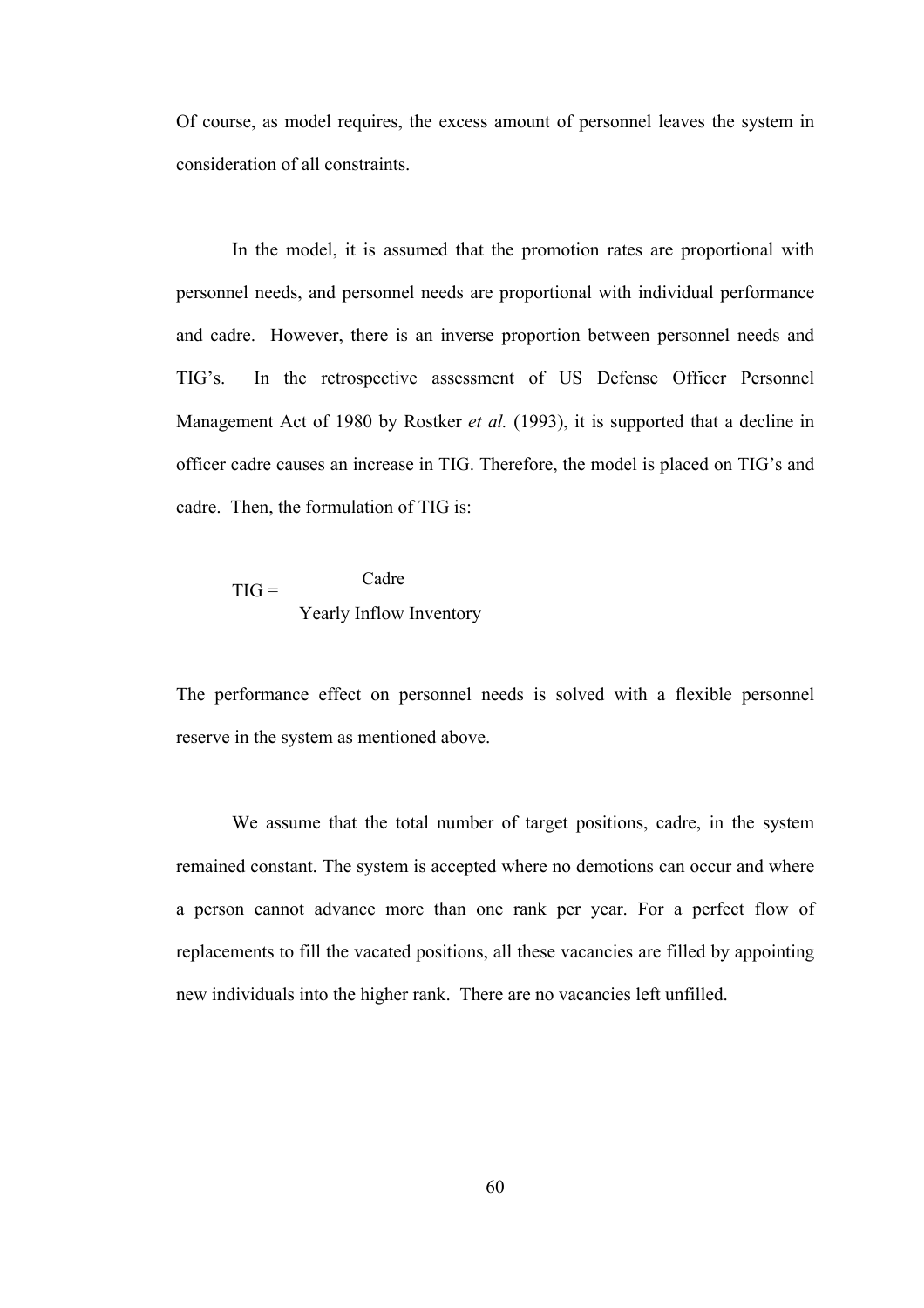Of course, as model requires, the excess amount of personnel leaves the system in consideration of all constraints.

In the model, it is assumed that the promotion rates are proportional with personnel needs, and personnel needs are proportional with individual performance and cadre. However, there is an inverse proportion between personnel needs and TIG's. In the retrospective assessment of US Defense Officer Personnel Management Act of 1980 by Rostker *et al.* (1993), it is supported that a decline in officer cadre causes an increase in TIG. Therefore, the model is placed on TIG's and cadre. Then, the formulation of TIG is:

$$\text{TIG} = \frac{\text{Cadre}}{\text{Yearly Inflow Inventory}}$$

The performance effect on personnel needs is solved with a flexible personnel reserve in the system as mentioned above.

We assume that the total number of target positions, cadre, in the system remained constant. The system is accepted where no demotions can occur and where a person cannot advance more than one rank per year. For a perfect flow of replacements to fill the vacated positions, all these vacancies are filled by appointing new individuals into the higher rank. There are no vacancies left unfilled.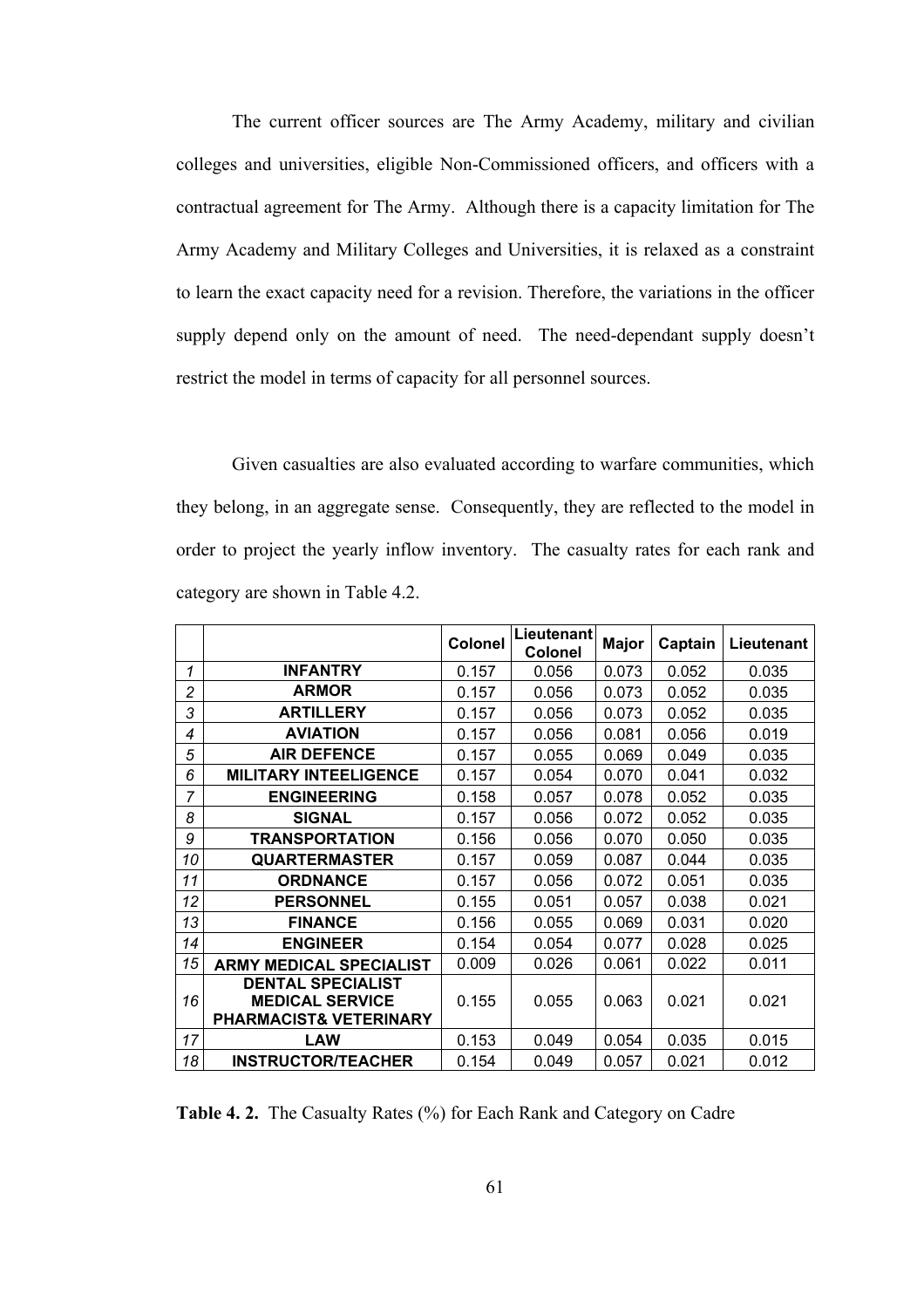The current officer sources are The Army Academy, military and civilian colleges and universities, eligible Non-Commissioned officers, and officers with a contractual agreement for The Army. Although there is a capacity limitation for The Army Academy and Military Colleges and Universities, it is relaxed as a constraint to learn the exact capacity need for a revision. Therefore, the variations in the officer supply depend only on the amount of need. The need-dependant supply doesn't restrict the model in terms of capacity for all personnel sources.

Given casualties are also evaluated according to warfare communities, which they belong, in an aggregate sense. Consequently, they are reflected to the model in order to project the yearly inflow inventory. The casualty rates for each rank and category are shown in Table 4.2.

| | | Colonel | Lieutenant Colonel | Major | Captain | Lieutenant |
|---|---|---|---|---|---|---|
| *1* | **INFANTRY** | 0.157 | 0.056 | 0.073 | 0.052 | 0.035 |
| *2* | **ARMOR** | 0.157 | 0.056 | 0.073 | 0.052 | 0.035 |
| *3* | **ARTILLERY** | 0.157 | 0.056 | 0.073 | 0.052 | 0.035 |
| *4* | **AVIATION** | 0.157 | 0.056 | 0.081 | 0.056 | 0.019 |
| *5* | **AIR DEFENCE** | 0.157 | 0.055 | 0.069 | 0.049 | 0.035 |
| *6* | **MILITARY INTEELIGENCE** | 0.157 | 0.054 | 0.070 | 0.041 | 0.032 |
| *7* | **ENGINEERING** | 0.158 | 0.057 | 0.078 | 0.052 | 0.035 |
| *8* | **SIGNAL** | 0.157 | 0.056 | 0.072 | 0.052 | 0.035 |
| *9* | **TRANSPORTATION** | 0.156 | 0.056 | 0.070 | 0.050 | 0.035 |
| *10* | **QUARTERMASTER** | 0.157 | 0.059 | 0.087 | 0.044 | 0.035 |
| *11* | **ORDNANCE** | 0.157 | 0.056 | 0.072 | 0.051 | 0.035 |
| *12* | **PERSONNEL** | 0.155 | 0.051 | 0.057 | 0.038 | 0.021 |
| *13* | **FINANCE** | 0.156 | 0.055 | 0.069 | 0.031 | 0.020 |
| *14* | **ENGINEER** | 0.154 | 0.054 | 0.077 | 0.028 | 0.025 |
| *15* | **ARMY MEDICAL SPECIALIST** | 0.009 | 0.026 | 0.061 | 0.022 | 0.011 |
| *16* | **DENTAL SPECIALIST MEDICAL SERVICE PHARMACIST& VETERINARY** | 0.155 | 0.055 | 0.063 | 0.021 | 0.021 |
| *17* | **LAW** | 0.153 | 0.049 | 0.054 | 0.035 | 0.015 |
| *18* | **INSTRUCTOR/TEACHER** | 0.154 | 0.049 | 0.057 | 0.021 | 0.012 |

**Table 4. 2.** The Casualty Rates (%) for Each Rank and Category on Cadre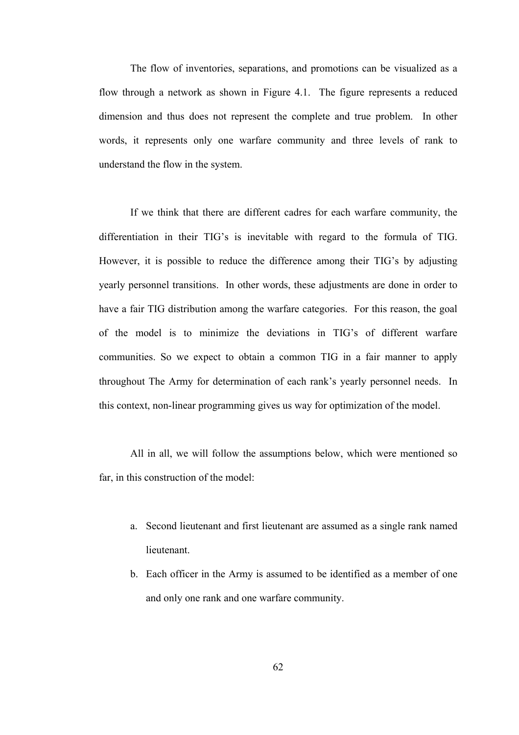The flow of inventories, separations, and promotions can be visualized as a flow through a network as shown in Figure 4.1. The figure represents a reduced dimension and thus does not represent the complete and true problem. In other words, it represents only one warfare community and three levels of rank to understand the flow in the system.

If we think that there are different cadres for each warfare community, the differentiation in their TIG's is inevitable with regard to the formula of TIG. However, it is possible to reduce the difference among their TIG's by adjusting yearly personnel transitions. In other words, these adjustments are done in order to have a fair TIG distribution among the warfare categories. For this reason, the goal of the model is to minimize the deviations in TIG's of different warfare communities. So we expect to obtain a common TIG in a fair manner to apply throughout The Army for determination of each rank's yearly personnel needs. In this context, non-linear programming gives us way for optimization of the model.

All in all, we will follow the assumptions below, which were mentioned so far, in this construction of the model:

a. Second lieutenant and first lieutenant are assumed as a single rank named lieutenant.
b. Each officer in the Army is assumed to be identified as a member of one and only one rank and one warfare community.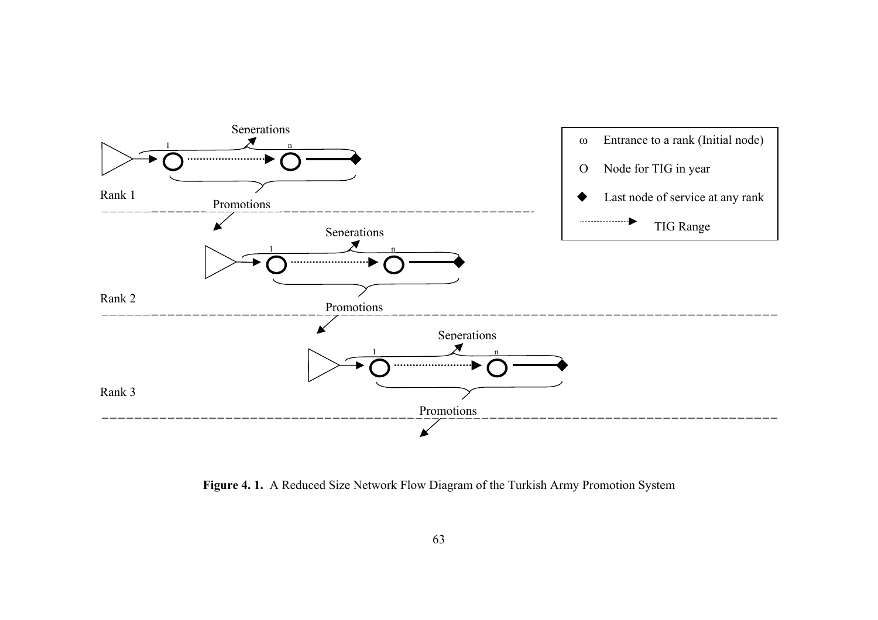Figure 4. 1. A Reduced Size Network Flow Diagram of the Turkish Army Promotion System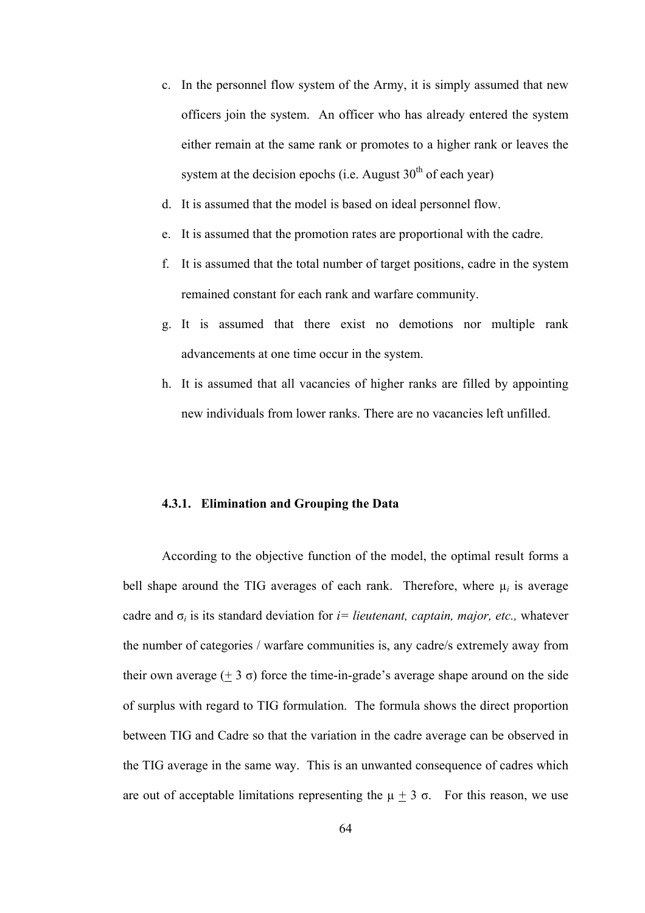c. In the personnel flow system of the Army, it is simply assumed that new officers join the system. An officer who has already entered the system either remain at the same rank or promotes to a higher rank or leaves the system at the decision epochs (i.e. August 30th of each year)
d. It is assumed that the model is based on ideal personnel flow.
e. It is assumed that the promotion rates are proportional with the cadre.
f. It is assumed that the total number of target positions, cadre in the system remained constant for each rank and warfare community.
g. It is assumed that there exist no demotions nor multiple rank advancements at one time occur in the system.
h. It is assumed that all vacancies of higher ranks are filled by appointing new individuals from lower ranks. There are no vacancies left unfilled.

### 4.3.1. Elimination and Grouping the Data

According to the objective function of the model, the optimal result forms a bell shape around the TIG averages of each rank. Therefore, where $\mu_i$ is average cadre and $\sigma_i$ is its standard deviation for *i= lieutenant, captain, major, etc.,* whatever the number of categories / warfare communities is, any cadre/s extremely away from their own average ($\pm$ 3 $\sigma$) force the time-in-grade's average shape around on the side of surplus with regard to TIG formulation. The formula shows the direct proportion between TIG and Cadre so that the variation in the cadre average can be observed in the TIG average in the same way. This is an unwanted consequence of cadres which are out of acceptable limitations representing the $\mu \pm 3\ \sigma$. For this reason, we use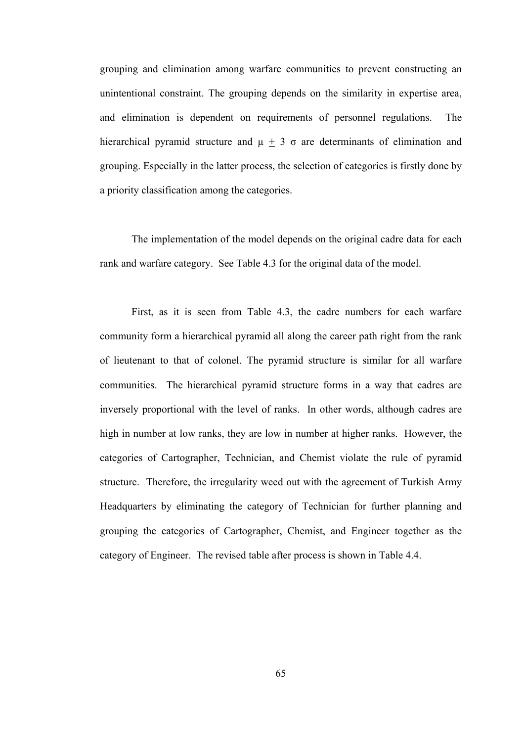grouping and elimination among warfare communities to prevent constructing an unintentional constraint. The grouping depends on the similarity in expertise area, and elimination is dependent on requirements of personnel regulations. The hierarchical pyramid structure and $\mu \pm 3\sigma$ are determinants of elimination and grouping. Especially in the latter process, the selection of categories is firstly done by a priority classification among the categories.

The implementation of the model depends on the original cadre data for each rank and warfare category. See Table 4.3 for the original data of the model.

First, as it is seen from Table 4.3, the cadre numbers for each warfare community form a hierarchical pyramid all along the career path right from the rank of lieutenant to that of colonel. The pyramid structure is similar for all warfare communities. The hierarchical pyramid structure forms in a way that cadres are inversely proportional with the level of ranks. In other words, although cadres are high in number at low ranks, they are low in number at higher ranks. However, the categories of Cartographer, Technician, and Chemist violate the rule of pyramid structure. Therefore, the irregularity weed out with the agreement of Turkish Army Headquarters by eliminating the category of Technician for further planning and grouping the categories of Cartographer, Chemist, and Engineer together as the category of Engineer. The revised table after process is shown in Table 4.4.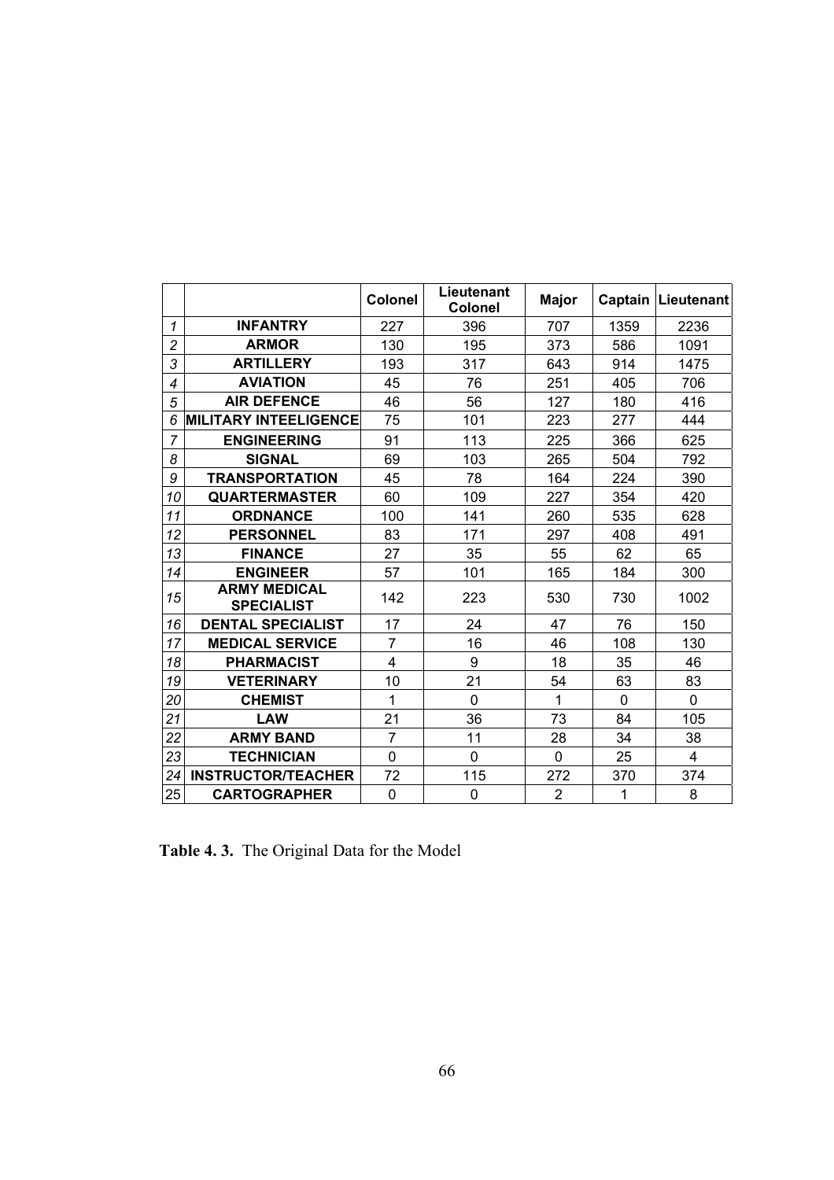| | | Colonel | Lieutenant Colonel | Major | Captain | Lieutenant |
|---|---|---|---|---|---|---|
| 1 | INFANTRY | 227 | 396 | 707 | 1359 | 2236 |
| 2 | ARMOR | 130 | 195 | 373 | 586 | 1091 |
| 3 | ARTILLERY | 193 | 317 | 643 | 914 | 1475 |
| 4 | AVIATION | 45 | 76 | 251 | 405 | 706 |
| 5 | AIR DEFENCE | 46 | 56 | 127 | 180 | 416 |
| 6 | MILITARY INTEELIGENCE | 75 | 101 | 223 | 277 | 444 |
| 7 | ENGINEERING | 91 | 113 | 225 | 366 | 625 |
| 8 | SIGNAL | 69 | 103 | 265 | 504 | 792 |
| 9 | TRANSPORTATION | 45 | 78 | 164 | 224 | 390 |
| 10 | QUARTERMASTER | 60 | 109 | 227 | 354 | 420 |
| 11 | ORDNANCE | 100 | 141 | 260 | 535 | 628 |
| 12 | PERSONNEL | 83 | 171 | 297 | 408 | 491 |
| 13 | FINANCE | 27 | 35 | 55 | 62 | 65 |
| 14 | ENGINEER | 57 | 101 | 165 | 184 | 300 |
| 15 | ARMY MEDICAL SPECIALIST | 142 | 223 | 530 | 730 | 1002 |
| 16 | DENTAL SPECIALIST | 17 | 24 | 47 | 76 | 150 |
| 17 | MEDICAL SERVICE | 7 | 16 | 46 | 108 | 130 |
| 18 | PHARMACIST | 4 | 9 | 18 | 35 | 46 |
| 19 | VETERINARY | 10 | 21 | 54 | 63 | 83 |
| 20 | CHEMIST | 1 | 0 | 1 | 0 | 0 |
| 21 | LAW | 21 | 36 | 73 | 84 | 105 |
| 22 | ARMY BAND | 7 | 11 | 28 | 34 | 38 |
| 23 | TECHNICIAN | 0 | 0 | 0 | 25 | 4 |
| 24 | INSTRUCTOR/TEACHER | 72 | 115 | 272 | 370 | 374 |
| 25 | CARTOGRAPHER | 0 | 0 | 2 | 1 | 8 |

**Table 4. 3.** The Original Data for the Model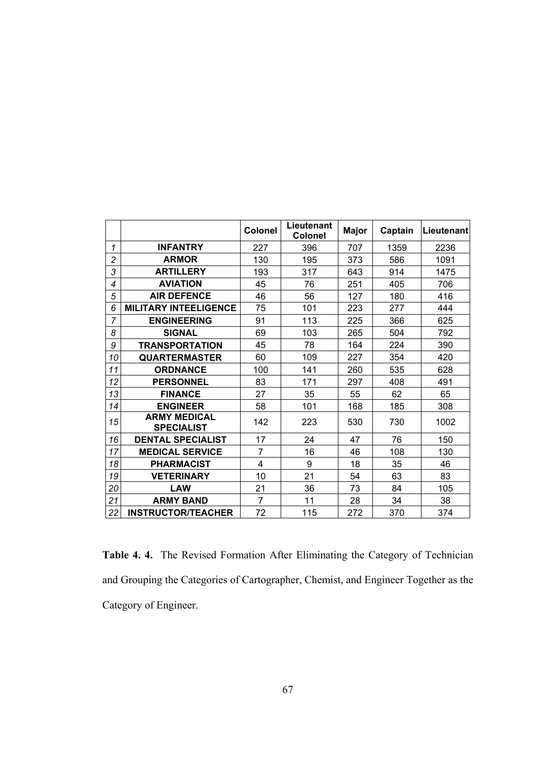| | | Colonel | Lieutenant Colonel | Major | Captain | Lieutenant |
|---|---|---|---|---|---|---|
| 1 | **INFANTRY** | 227 | 396 | 707 | 1359 | 2236 |
| 2 | **ARMOR** | 130 | 195 | 373 | 586 | 1091 |
| 3 | **ARTILLERY** | 193 | 317 | 643 | 914 | 1475 |
| 4 | **AVIATION** | 45 | 76 | 251 | 405 | 706 |
| 5 | **AIR DEFENCE** | 46 | 56 | 127 | 180 | 416 |
| 6 | **MILITARY INTEELIGENCE** | 75 | 101 | 223 | 277 | 444 |
| 7 | **ENGINEERING** | 91 | 113 | 225 | 366 | 625 |
| 8 | **SIGNAL** | 69 | 103 | 265 | 504 | 792 |
| 9 | **TRANSPORTATION** | 45 | 78 | 164 | 224 | 390 |
| 10 | **QUARTERMASTER** | 60 | 109 | 227 | 354 | 420 |
| 11 | **ORDNANCE** | 100 | 141 | 260 | 535 | 628 |
| 12 | **PERSONNEL** | 83 | 171 | 297 | 408 | 491 |
| 13 | **FINANCE** | 27 | 35 | 55 | 62 | 65 |
| 14 | **ENGINEER** | 58 | 101 | 168 | 185 | 308 |
| 15 | **ARMY MEDICAL SPECIALIST** | 142 | 223 | 530 | 730 | 1002 |
| 16 | **DENTAL SPECIALIST** | 17 | 24 | 47 | 76 | 150 |
| 17 | **MEDICAL SERVICE** | 7 | 16 | 46 | 108 | 130 |
| 18 | **PHARMACIST** | 4 | 9 | 18 | 35 | 46 |
| 19 | **VETERINARY** | 10 | 21 | 54 | 63 | 83 |
| 20 | **LAW** | 21 | 36 | 73 | 84 | 105 |
| 21 | **ARMY BAND** | 7 | 11 | 28 | 34 | 38 |
| 22 | **INSTRUCTOR/TEACHER** | 72 | 115 | 272 | 370 | 374 |

**Table 4. 4.** The Revised Formation After Eliminating the Category of Technician and Grouping the Categories of Cartographer, Chemist, and Engineer Together as the Category of Engineer.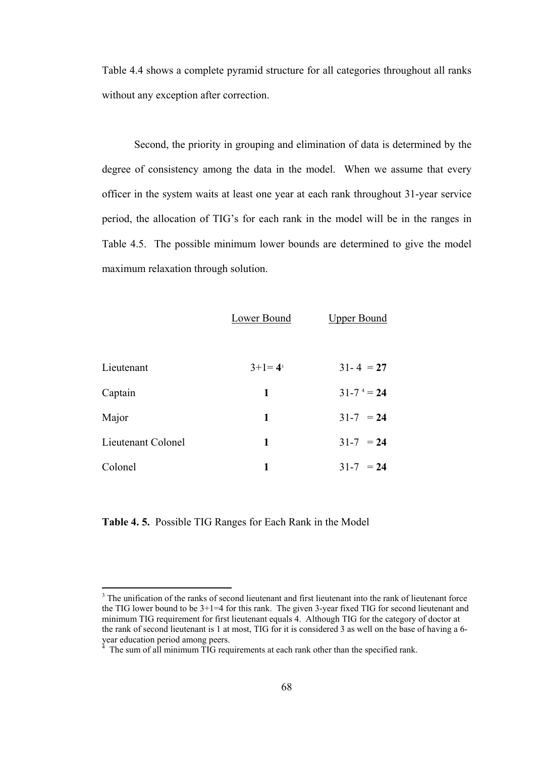Table 4.4 shows a complete pyramid structure for all categories throughout all ranks without any exception after correction.

Second, the priority in grouping and elimination of data is determined by the degree of consistency among the data in the model. When we assume that every officer in the system waits at least one year at each rank throughout 31-year service period, the allocation of TIG's for each rank in the model will be in the ranges in Table 4.5. The possible minimum lower bounds are determined to give the model maximum relaxation through solution.

| | Lower Bound | Upper Bound |
|---|---|---|
| Lieutenant | 3+1= **4**[3] | 31- 4 = **27** |
| Captain | **1** | 31-7 [4] = **24** |
| Major | **1** | 31-7 = **24** |
| Lieutenant Colonel | **1** | 31-7 = **24** |
| Colonel | **1** | 31-7 = **24** |

**Table 4. 5.** Possible TIG Ranges for Each Rank in the Model

---

[3] The unification of the ranks of second lieutenant and first lieutenant into the rank of lieutenant force the TIG lower bound to be 3+1=4 for this rank. The given 3-year fixed TIG for second lieutenant and minimum TIG requirement for first lieutenant equals 4. Although TIG for the category of doctor at the rank of second lieutenant is 1 at most, TIG for it is considered 3 as well on the base of having a 6-year education period among peers.

[4] The sum of all minimum TIG requirements at each rank other than the specified rank.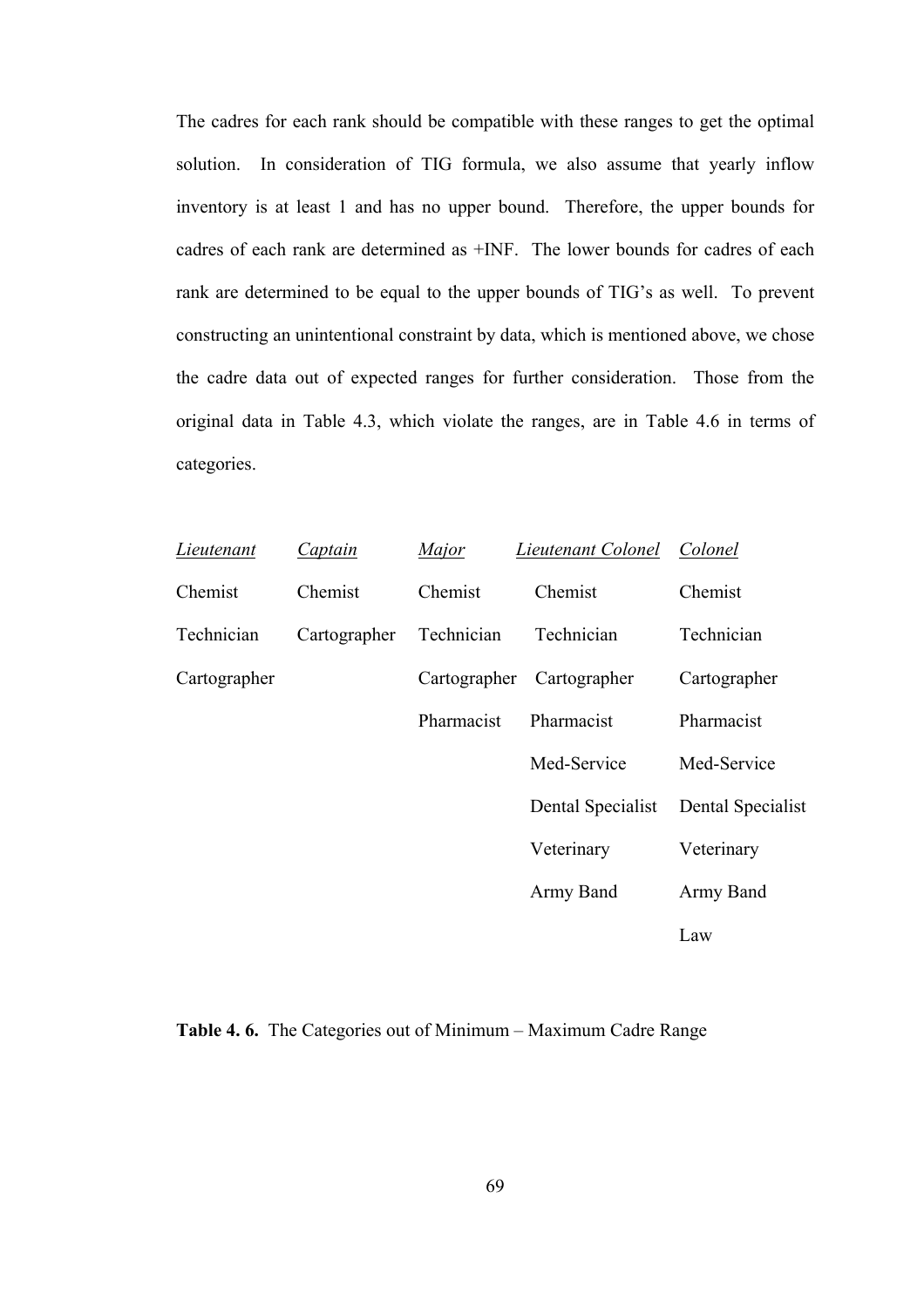The cadres for each rank should be compatible with these ranges to get the optimal solution. In consideration of TIG formula, we also assume that yearly inflow inventory is at least 1 and has no upper bound. Therefore, the upper bounds for cadres of each rank are determined as +INF. The lower bounds for cadres of each rank are determined to be equal to the upper bounds of TIG's as well. To prevent constructing an unintentional constraint by data, which is mentioned above, we chose the cadre data out of expected ranges for further consideration. Those from the original data in Table 4.3, which violate the ranges, are in Table 4.6 in terms of categories.

| *Lieutenant* | *Captain* | *Major* | *Lieutenant Colonel* | *Colonel* |
|---|---|---|---|---|
| Chemist | Chemist | Chemist | Chemist | Chemist |
| Technician | Cartographer | Technician | Technician | Technician |
| Cartographer | | Cartographer | Cartographer | Cartographer |
| | | Pharmacist | Pharmacist | Pharmacist |
| | | | Med-Service | Med-Service |
| | | | Dental Specialist | Dental Specialist |
| | | | Veterinary | Veterinary |
| | | | Army Band | Army Band |
| | | | | Law |

**Table 4. 6.** The Categories out of Minimum – Maximum Cadre Range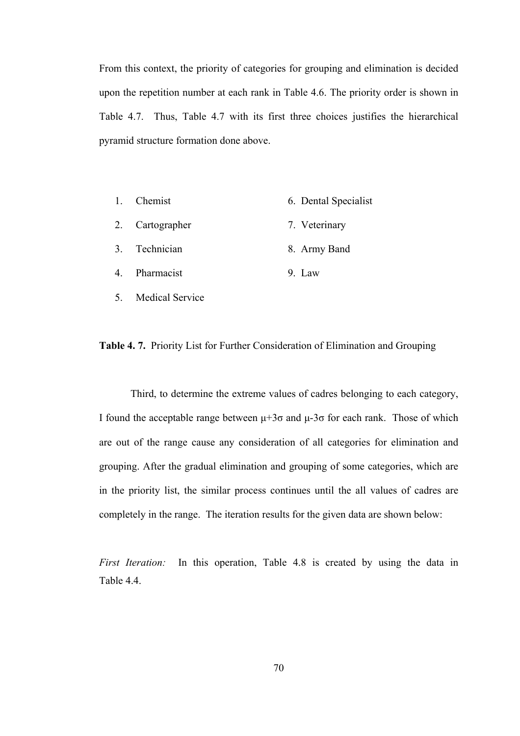From this context, the priority of categories for grouping and elimination is decided upon the repetition number at each rank in Table 4.6. The priority order is shown in Table 4.7. Thus, Table 4.7 with its first three choices justifies the hierarchical pyramid structure formation done above.

1. Chemist
2. Cartographer
3. Technician
4. Pharmacist
5. Medical Service
6. Dental Specialist
7. Veterinary
8. Army Band
9. Law

**Table 4. 7.** Priority List for Further Consideration of Elimination and Grouping

Third, to determine the extreme values of cadres belonging to each category, I found the acceptable range between $\mu+3\sigma$ and $\mu-3\sigma$ for each rank. Those of which are out of the range cause any consideration of all categories for elimination and grouping. After the gradual elimination and grouping of some categories, which are in the priority list, the similar process continues until the all values of cadres are completely in the range. The iteration results for the given data are shown below:

*First Iteration:* In this operation, Table 4.8 is created by using the data in Table 4.4.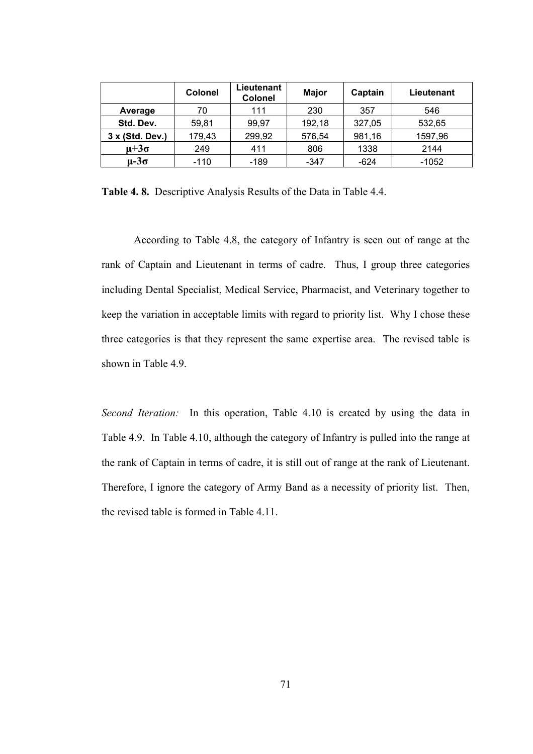| | Colonel | Lieutenant Colonel | Major | Captain | Lieutenant |
|---|---|---|---|---|---|
| **Average** | 70 | 111 | 230 | 357 | 546 |
| **Std. Dev.** | 59,81 | 99,97 | 192,18 | 327,05 | 532,65 |
| **3 x (Std. Dev.)** | 179,43 | 299,92 | 576,54 | 981,16 | 1597,96 |
| **$\mu$+3$\sigma$** | 249 | 411 | 806 | 1338 | 2144 |
| **$\mu$-3$\sigma$** | -110 | -189 | -347 | -624 | -1052 |

**Table 4. 8.** Descriptive Analysis Results of the Data in Table 4.4.

According to Table 4.8, the category of Infantry is seen out of range at the rank of Captain and Lieutenant in terms of cadre. Thus, I group three categories including Dental Specialist, Medical Service, Pharmacist, and Veterinary together to keep the variation in acceptable limits with regard to priority list. Why I chose these three categories is that they represent the same expertise area. The revised table is shown in Table 4.9.

*Second Iteration:* In this operation, Table 4.10 is created by using the data in Table 4.9. In Table 4.10, although the category of Infantry is pulled into the range at the rank of Captain in terms of cadre, it is still out of range at the rank of Lieutenant. Therefore, I ignore the category of Army Band as a necessity of priority list. Then, the revised table is formed in Table 4.11.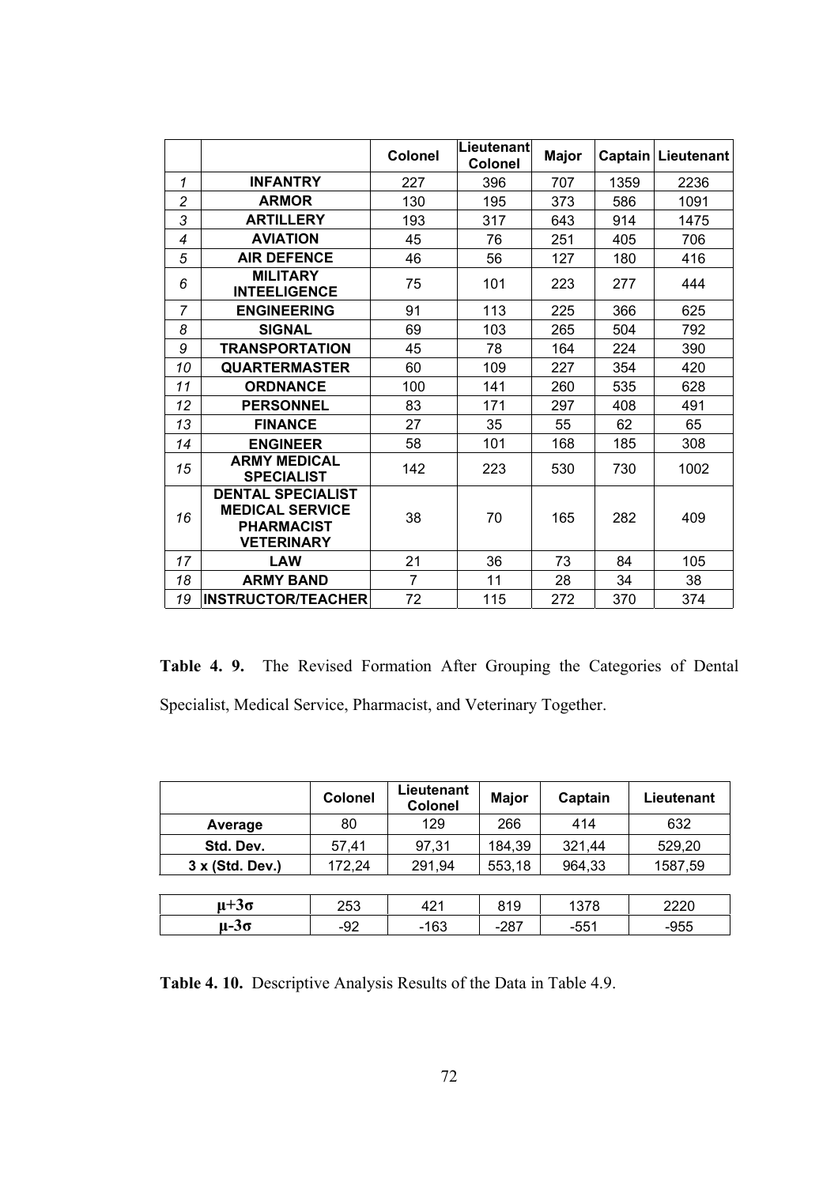| | | Colonel | Lieutenant Colonel | Major | Captain | Lieutenant |
|---|---|---|---|---|---|---|
| 1 | INFANTRY | 227 | 396 | 707 | 1359 | 2236 |
| 2 | ARMOR | 130 | 195 | 373 | 586 | 1091 |
| 3 | ARTILLERY | 193 | 317 | 643 | 914 | 1475 |
| 4 | AVIATION | 45 | 76 | 251 | 405 | 706 |
| 5 | AIR DEFENCE | 46 | 56 | 127 | 180 | 416 |
| 6 | MILITARY INTEELIGENCE | 75 | 101 | 223 | 277 | 444 |
| 7 | ENGINEERING | 91 | 113 | 225 | 366 | 625 |
| 8 | SIGNAL | 69 | 103 | 265 | 504 | 792 |
| 9 | TRANSPORTATION | 45 | 78 | 164 | 224 | 390 |
| 10 | QUARTERMASTER | 60 | 109 | 227 | 354 | 420 |
| 11 | ORDNANCE | 100 | 141 | 260 | 535 | 628 |
| 12 | PERSONNEL | 83 | 171 | 297 | 408 | 491 |
| 13 | FINANCE | 27 | 35 | 55 | 62 | 65 |
| 14 | ENGINEER | 58 | 101 | 168 | 185 | 308 |
| 15 | ARMY MEDICAL SPECIALIST | 142 | 223 | 530 | 730 | 1002 |
| 16 | DENTAL SPECIALIST MEDICAL SERVICE PHARMACIST VETERINARY | 38 | 70 | 165 | 282 | 409 |
| 17 | LAW | 21 | 36 | 73 | 84 | 105 |
| 18 | ARMY BAND | 7 | 11 | 28 | 34 | 38 |
| 19 | INSTRUCTOR/TEACHER | 72 | 115 | 272 | 370 | 374 |

**Table 4. 9.** The Revised Formation After Grouping the Categories of Dental Specialist, Medical Service, Pharmacist, and Veterinary Together.

| | Colonel | Lieutenant Colonel | Major | Captain | Lieutenant |
|---|---|---|---|---|---|
| Average | 80 | 129 | 266 | 414 | 632 |
| Std. Dev. | 57,41 | 97,31 | 184,39 | 321,44 | 529,20 |
| 3 x (Std. Dev.) | 172,24 | 291,94 | 553,18 | 964,33 | 1587,59 |
| $\mu+3\sigma$ | 253 | 421 | 819 | 1378 | 2220 |
| $\mu-3\sigma$ | -92 | -163 | -287 | -551 | -955 |

**Table 4. 10.** Descriptive Analysis Results of the Data in Table 4.9.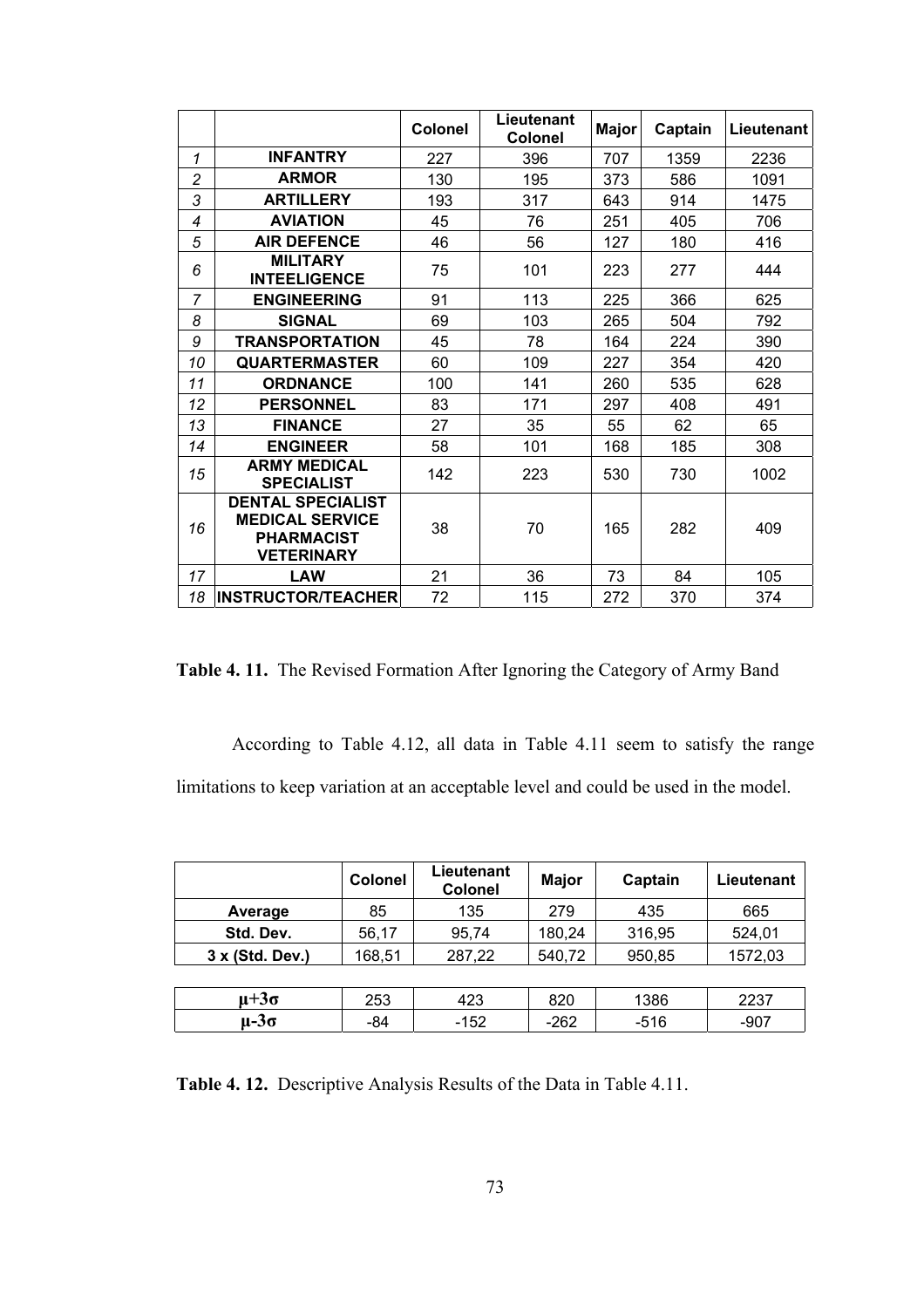| | | Colonel | Lieutenant Colonel | Major | Captain | Lieutenant |
|---|---|---|---|---|---|---|
| 1 | INFANTRY | 227 | 396 | 707 | 1359 | 2236 |
| 2 | ARMOR | 130 | 195 | 373 | 586 | 1091 |
| 3 | ARTILLERY | 193 | 317 | 643 | 914 | 1475 |
| 4 | AVIATION | 45 | 76 | 251 | 405 | 706 |
| 5 | AIR DEFENCE | 46 | 56 | 127 | 180 | 416 |
| 6 | MILITARY INTEELIGENCE | 75 | 101 | 223 | 277 | 444 |
| 7 | ENGINEERING | 91 | 113 | 225 | 366 | 625 |
| 8 | SIGNAL | 69 | 103 | 265 | 504 | 792 |
| 9 | TRANSPORTATION | 45 | 78 | 164 | 224 | 390 |
| 10 | QUARTERMASTER | 60 | 109 | 227 | 354 | 420 |
| 11 | ORDNANCE | 100 | 141 | 260 | 535 | 628 |
| 12 | PERSONNEL | 83 | 171 | 297 | 408 | 491 |
| 13 | FINANCE | 27 | 35 | 55 | 62 | 65 |
| 14 | ENGINEER | 58 | 101 | 168 | 185 | 308 |
| 15 | ARMY MEDICAL SPECIALIST | 142 | 223 | 530 | 730 | 1002 |
| 16 | DENTAL SPECIALIST MEDICAL SERVICE PHARMACIST VETERINARY | 38 | 70 | 165 | 282 | 409 |
| 17 | LAW | 21 | 36 | 73 | 84 | 105 |
| 18 | INSTRUCTOR/TEACHER | 72 | 115 | 272 | 370 | 374 |

**Table 4. 11.** The Revised Formation After Ignoring the Category of Army Band

According to Table 4.12, all data in Table 4.11 seem to satisfy the range limitations to keep variation at an acceptable level and could be used in the model.

| | Colonel | Lieutenant Colonel | Major | Captain | Lieutenant |
|---|---|---|---|---|---|
| Average | 85 | 135 | 279 | 435 | 665 |
| Std. Dev. | 56,17 | 95,74 | 180,24 | 316,95 | 524,01 |
| 3 x (Std. Dev.) | 168,51 | 287,22 | 540,72 | 950,85 | 1572,03 |
| $\mu+3\sigma$ | 253 | 423 | 820 | 1386 | 2237 |
| $\mu-3\sigma$ | -84 | -152 | -262 | -516 | -907 |

**Table 4. 12.** Descriptive Analysis Results of the Data in Table 4.11.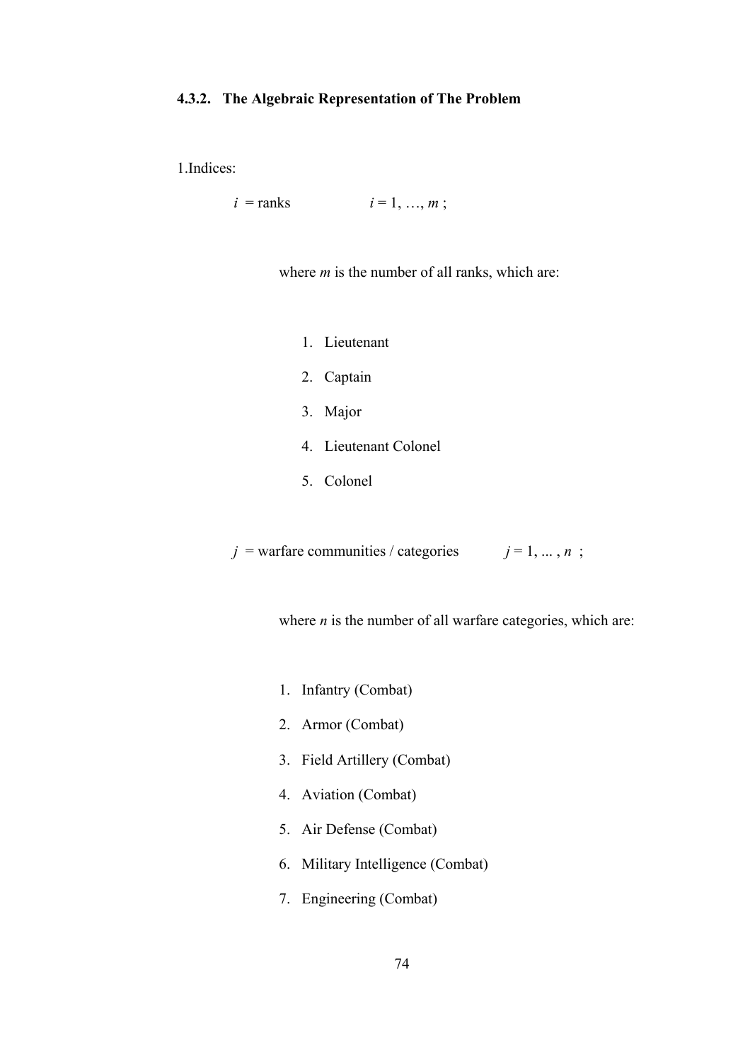### 4.3.2. The Algebraic Representation of The Problem

1.Indices:

$i$ = ranks $\quad i = 1, \ldots, m$ ;

where $m$ is the number of all ranks, which are:

1. Lieutenant
2. Captain
3. Major
4. Lieutenant Colonel
5. Colonel

$j$ = warfare communities / categories $\quad j = 1, \ldots, n$ ;

where $n$ is the number of all warfare categories, which are:

1. Infantry (Combat)
2. Armor (Combat)
3. Field Artillery (Combat)
4. Aviation (Combat)
5. Air Defense (Combat)
6. Military Intelligence (Combat)
7. Engineering (Combat)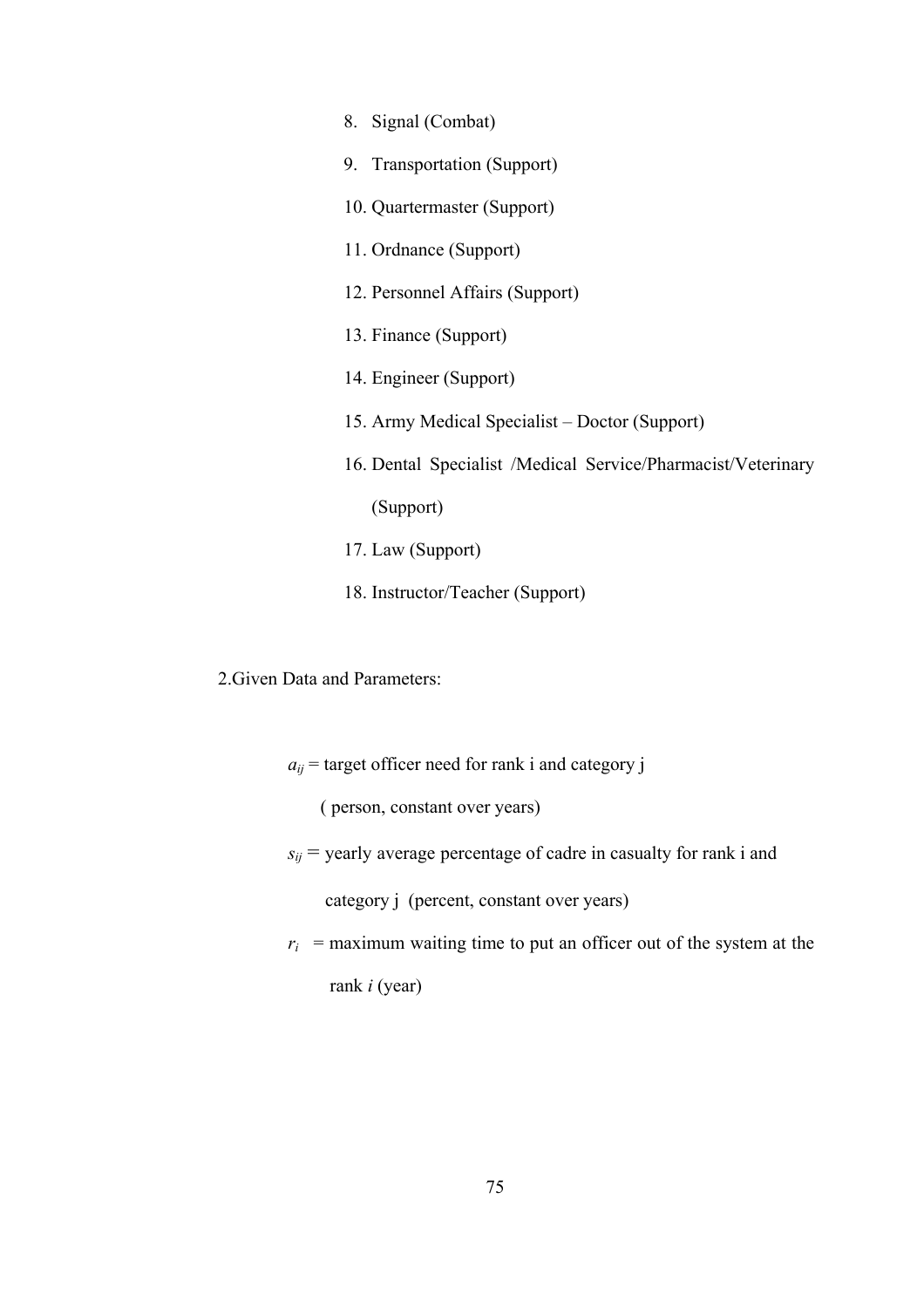8. Signal (Combat)
9. Transportation (Support)
10. Quartermaster (Support)
11. Ordnance (Support)
12. Personnel Affairs (Support)
13. Finance (Support)
14. Engineer (Support)
15. Army Medical Specialist – Doctor (Support)
16. Dental Specialist /Medical Service/Pharmacist/Veterinary (Support)
17. Law (Support)
18. Instructor/Teacher (Support)

2.Given Data and Parameters:

$a_{ij}$ = target officer need for rank i and category j ( person, constant over years)

$s_{ij}$ = yearly average percentage of cadre in casualty for rank i and category j (percent, constant over years)

$r_i$ = maximum waiting time to put an officer out of the system at the rank *i* (year)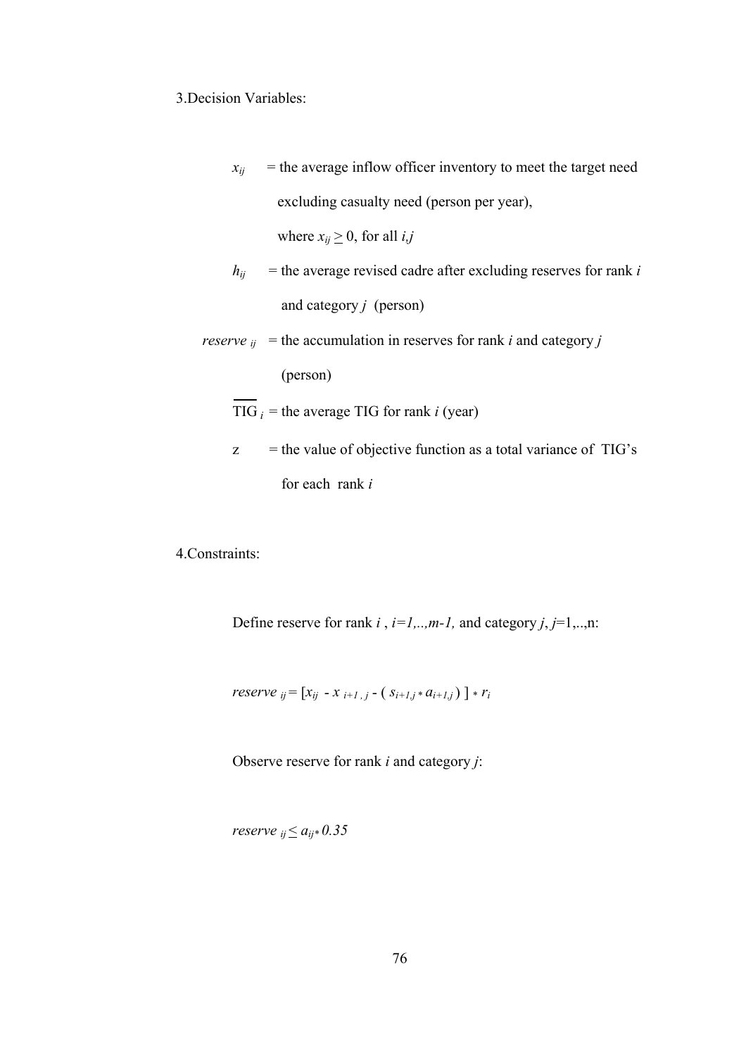3.Decision Variables:

$x_{ij}$ = the average inflow officer inventory to meet the target need excluding casualty need (person per year), where $x_{ij} \geq 0$, for all $i,j$

$h_{ij}$ = the average revised cadre after excluding reserves for rank $i$ and category $j$ (person)

$reserve_{ij}$ = the accumulation in reserves for rank $i$ and category $j$ (person)

$\overline{\text{TIG}}_i$ = the average TIG for rank $i$ (year)

z = the value of objective function as a total variance of TIG's for each rank $i$

4.Constraints:

Define reserve for rank $i$ , $i=1,..,m-1$, and category $j$, $j=1,..,n$:

$$reserve_{ij} = [x_{ij} - x_{i+1,j} - (s_{i+1,j} * a_{i+1,j})] * r_i$$

Observe reserve for rank $i$ and category $j$:

$$reserve_{ij} \leq a_{ij} * 0.35$$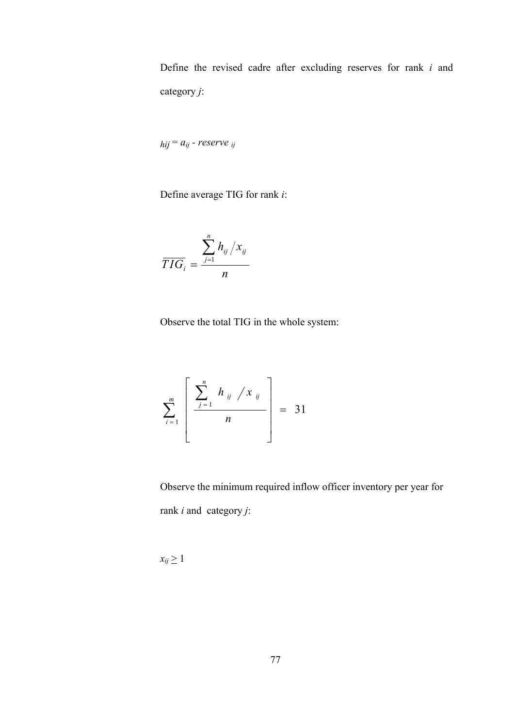Define the revised cadre after excluding reserves for rank $i$ and category $j$:

$$h_{ij} = a_{ij} - reserve_{ij}$$

Define average TIG for rank $i$:

$$\overline{TIG_i} = \frac{\sum_{j=1}^{n} h_{ij} / x_{ij}}{n}$$

Observe the total TIG in the whole system:

$$\sum_{i=1}^{m} \left[ \frac{\sum_{j=1}^{n} h_{ij} / x_{ij}}{n} \right] = 31$$

Observe the minimum required inflow officer inventory per year for rank $i$ and category $j$:

$$x_{ij} \geq 1$$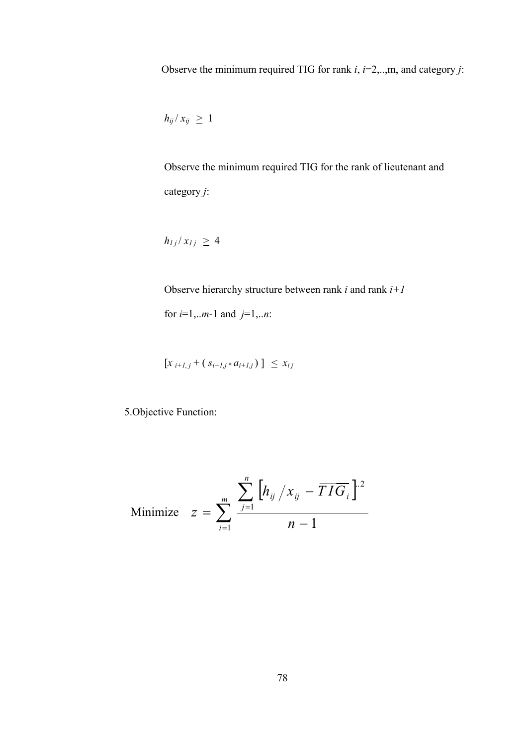Observe the minimum required TIG for rank $i$, $i$=2,..,m, and category $j$:

$$h_{ij} / x_{ij} \geq 1$$

Observe the minimum required TIG for the rank of lieutenant and category $j$:

$$h_{1j} / x_{1j} \geq 4$$

Observe hierarchy structure between rank $i$ and rank $i+1$ for $i$=1,..$m$-1 and $j$=1,..$n$:

$$[x_{i+1,j} + (s_{i+1,j} * a_{i+1,j})] \leq x_{ij}$$

5.Objective Function:

$$\text{Minimize} \quad z = \sum_{i=1}^{m} \frac{\sum_{j=1}^{n} \left[ h_{ij} / x_{ij} - \overline{TIG_i} \right]^{2}}{n-1}$$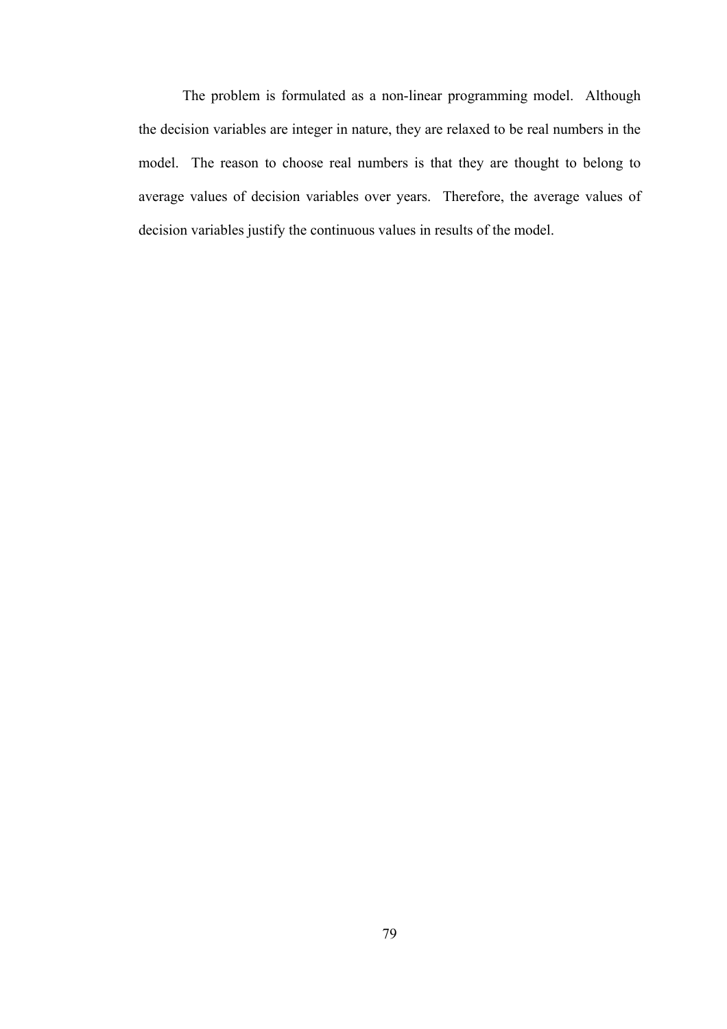The problem is formulated as a non-linear programming model. Although the decision variables are integer in nature, they are relaxed to be real numbers in the model. The reason to choose real numbers is that they are thought to belong to average values of decision variables over years. Therefore, the average values of decision variables justify the continuous values in results of the model.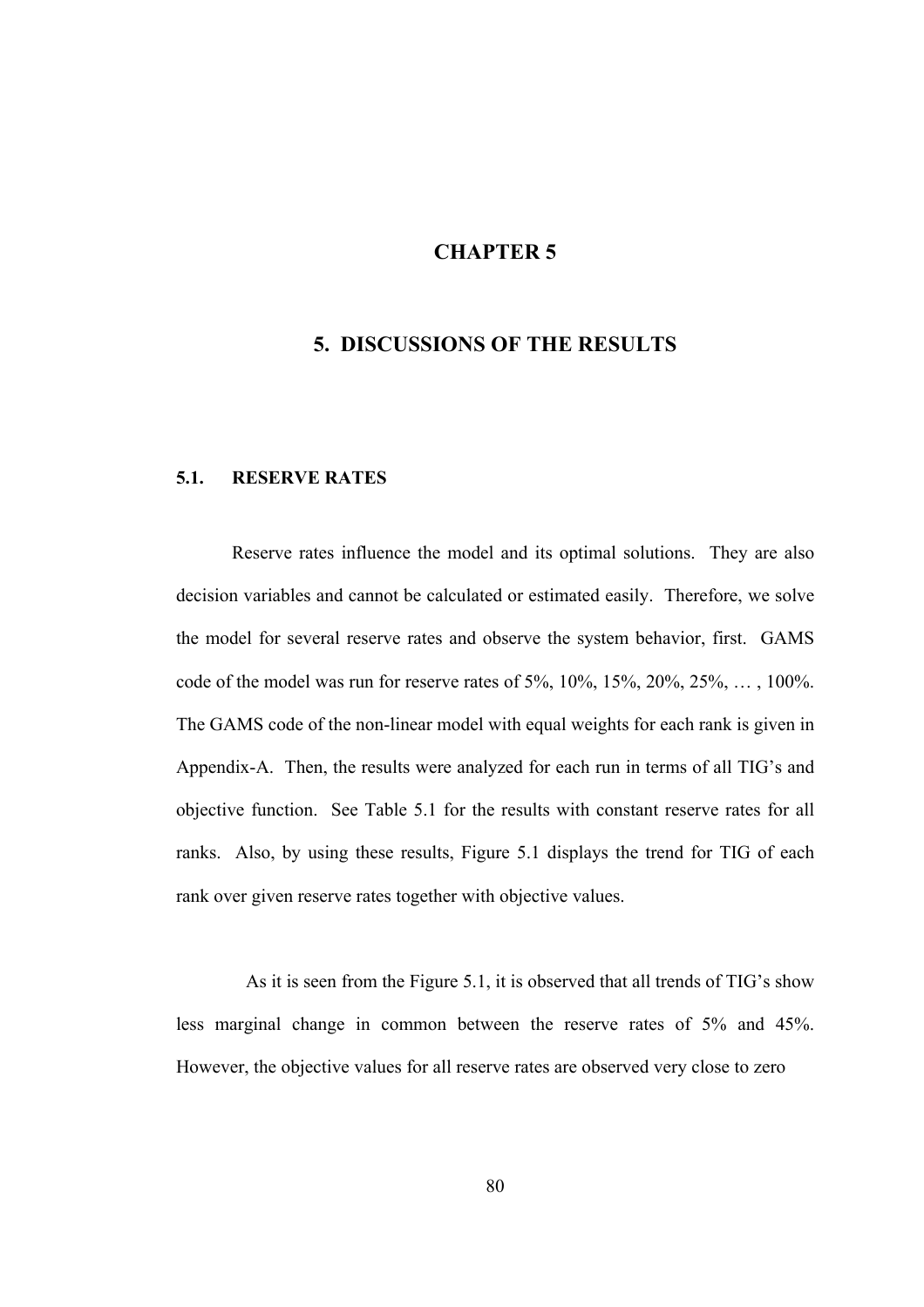# CHAPTER 5

# 5. DISCUSSIONS OF THE RESULTS

## 5.1. RESERVE RATES

Reserve rates influence the model and its optimal solutions. They are also decision variables and cannot be calculated or estimated easily. Therefore, we solve the model for several reserve rates and observe the system behavior, first. GAMS code of the model was run for reserve rates of 5%, 10%, 15%, 20%, 25%, … , 100%. The GAMS code of the non-linear model with equal weights for each rank is given in Appendix-A. Then, the results were analyzed for each run in terms of all TIG's and objective function. See Table 5.1 for the results with constant reserve rates for all ranks. Also, by using these results, Figure 5.1 displays the trend for TIG of each rank over given reserve rates together with objective values.

As it is seen from the Figure 5.1, it is observed that all trends of TIG's show less marginal change in common between the reserve rates of 5% and 45%. However, the objective values for all reserve rates are observed very close to zero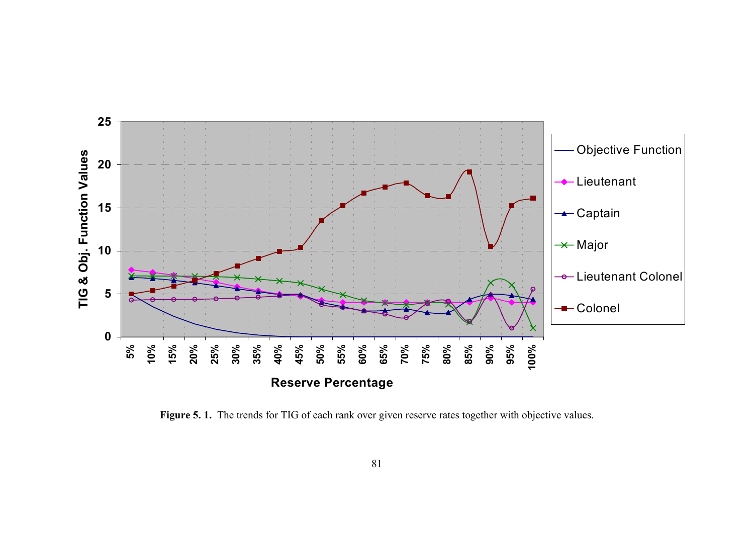**Figure 5. 1.** The trends for TIG of each rank over given reserve rates together with objective values.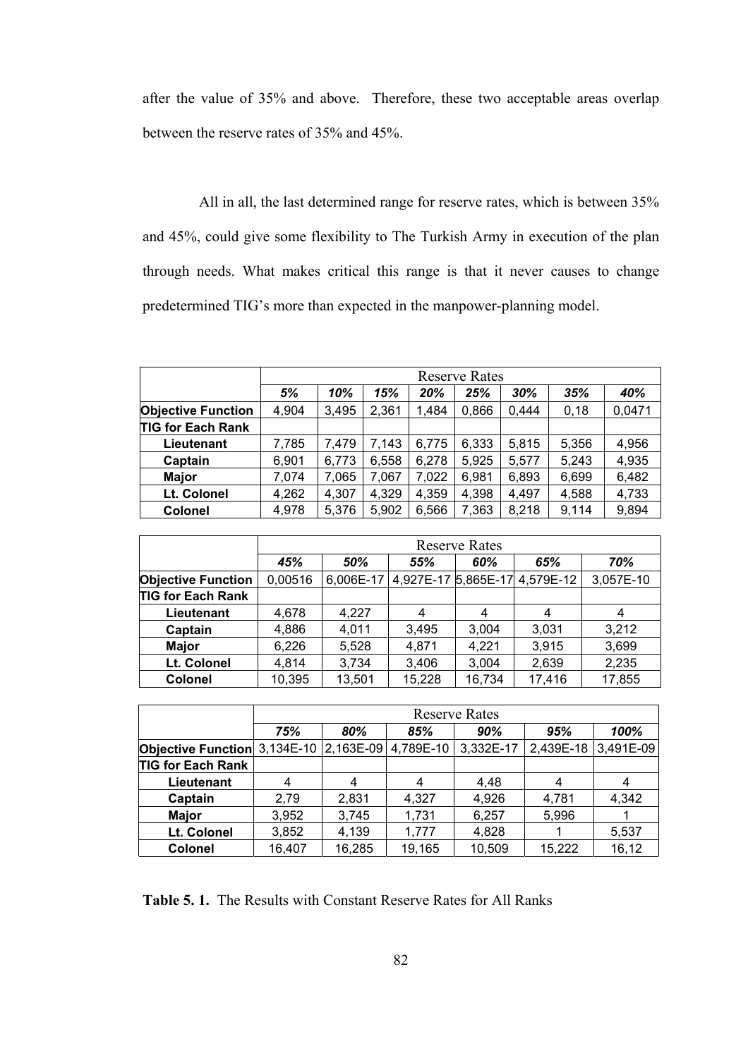after the value of 35% and above. Therefore, these two acceptable areas overlap between the reserve rates of 35% and 45%.

All in all, the last determined range for reserve rates, which is between 35% and 45%, could give some flexibility to The Turkish Army in execution of the plan through needs. What makes critical this range is that it never causes to change predetermined TIG's more than expected in the manpower-planning model.

| | Reserve Rates | | | | | | | |
|---|---|---|---|---|---|---|---|---|
| | ***5%*** | ***10%*** | ***15%*** | ***20%*** | ***25%*** | ***30%*** | ***35%*** | ***40%*** |
| **Objective Function** | 4,904 | 3,495 | 2,361 | 1,484 | 0,866 | 0,444 | 0,18 | 0,0471 |
| **TIG for Each Rank** | | | | | | | | |
| **Lieutenant** | 7,785 | 7,479 | 7,143 | 6,775 | 6,333 | 5,815 | 5,356 | 4,956 |
| **Captain** | 6,901 | 6,773 | 6,558 | 6,278 | 5,925 | 5,577 | 5,243 | 4,935 |
| **Major** | 7,074 | 7,065 | 7,067 | 7,022 | 6,981 | 6,893 | 6,699 | 6,482 |
| **Lt. Colonel** | 4,262 | 4,307 | 4,329 | 4,359 | 4,398 | 4,497 | 4,588 | 4,733 |
| **Colonel** | 4,978 | 5,376 | 5,902 | 6,566 | 7,363 | 8,218 | 9,114 | 9,894 |

| | Reserve Rates | | | | | |
|---|---|---|---|---|---|---|
| | ***45%*** | ***50%*** | ***55%*** | ***60%*** | ***65%*** | ***70%*** |
| **Objective Function** | 0,00516 | 6,006E-17 | 4,927E-17 | 5,865E-17 | 4,579E-12 | 3,057E-10 |
| **TIG for Each Rank** | | | | | | |
| **Lieutenant** | 4,678 | 4,227 | 4 | 4 | 4 | 4 |
| **Captain** | 4,886 | 4,011 | 3,495 | 3,004 | 3,031 | 3,212 |
| **Major** | 6,226 | 5,528 | 4,871 | 4,221 | 3,915 | 3,699 |
| **Lt. Colonel** | 4,814 | 3,734 | 3,406 | 3,004 | 2,639 | 2,235 |
| **Colonel** | 10,395 | 13,501 | 15,228 | 16,734 | 17,416 | 17,855 |

| | Reserve Rates | | | | | |
|---|---|---|---|---|---|---|
| | ***75%*** | ***80%*** | ***85%*** | ***90%*** | ***95%*** | ***100%*** |
| **Objective Function** | 3,134E-10 | 2,163E-09 | 4,789E-10 | 3,332E-17 | 2,439E-18 | 3,491E-09 |
| **TIG for Each Rank** | | | | | | |
| **Lieutenant** | 4 | 4 | 4 | 4,48 | 4 | 4 |
| **Captain** | 2,79 | 2,831 | 4,327 | 4,926 | 4,781 | 4,342 |
| **Major** | 3,952 | 3,745 | 1,731 | 6,257 | 5,996 | 1 |
| **Lt. Colonel** | 3,852 | 4,139 | 1,777 | 4,828 | 1 | 5,537 |
| **Colonel** | 16,407 | 16,285 | 19,165 | 10,509 | 15,222 | 16,12 |

**Table 5. 1.** The Results with Constant Reserve Rates for All Ranks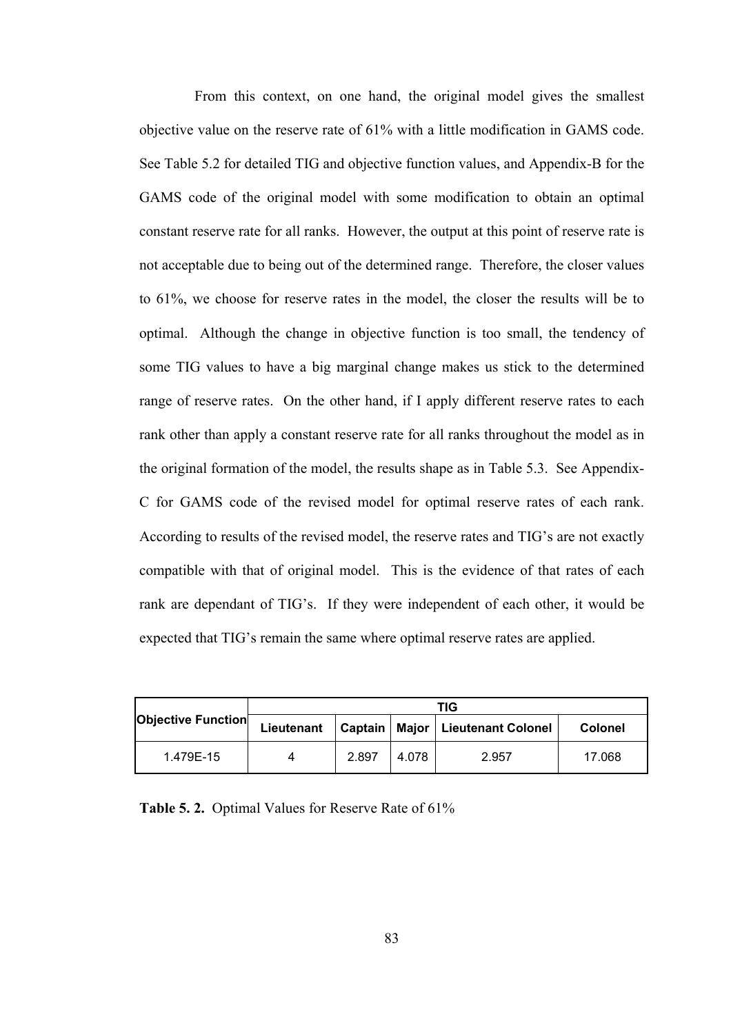From this context, on one hand, the original model gives the smallest objective value on the reserve rate of 61% with a little modification in GAMS code. See Table 5.2 for detailed TIG and objective function values, and Appendix-B for the GAMS code of the original model with some modification to obtain an optimal constant reserve rate for all ranks. However, the output at this point of reserve rate is not acceptable due to being out of the determined range. Therefore, the closer values to 61%, we choose for reserve rates in the model, the closer the results will be to optimal. Although the change in objective function is too small, the tendency of some TIG values to have a big marginal change makes us stick to the determined range of reserve rates. On the other hand, if I apply different reserve rates to each rank other than apply a constant reserve rate for all ranks throughout the model as in the original formation of the model, the results shape as in Table 5.3. See Appendix-C for GAMS code of the revised model for optimal reserve rates of each rank. According to results of the revised model, the reserve rates and TIG's are not exactly compatible with that of original model. This is the evidence of that rates of each rank are dependant of TIG's. If they were independent of each other, it would be expected that TIG's remain the same where optimal reserve rates are applied.

| Objective Function | TIG | | | | |
|---|---|---|---|---|---|
| | Lieutenant | Captain | Major | Lieutenant Colonel | Colonel |
| 1.479E-15 | 4 | 2.897 | 4.078 | 2.957 | 17.068 |

**Table 5. 2.** Optimal Values for Reserve Rate of 61%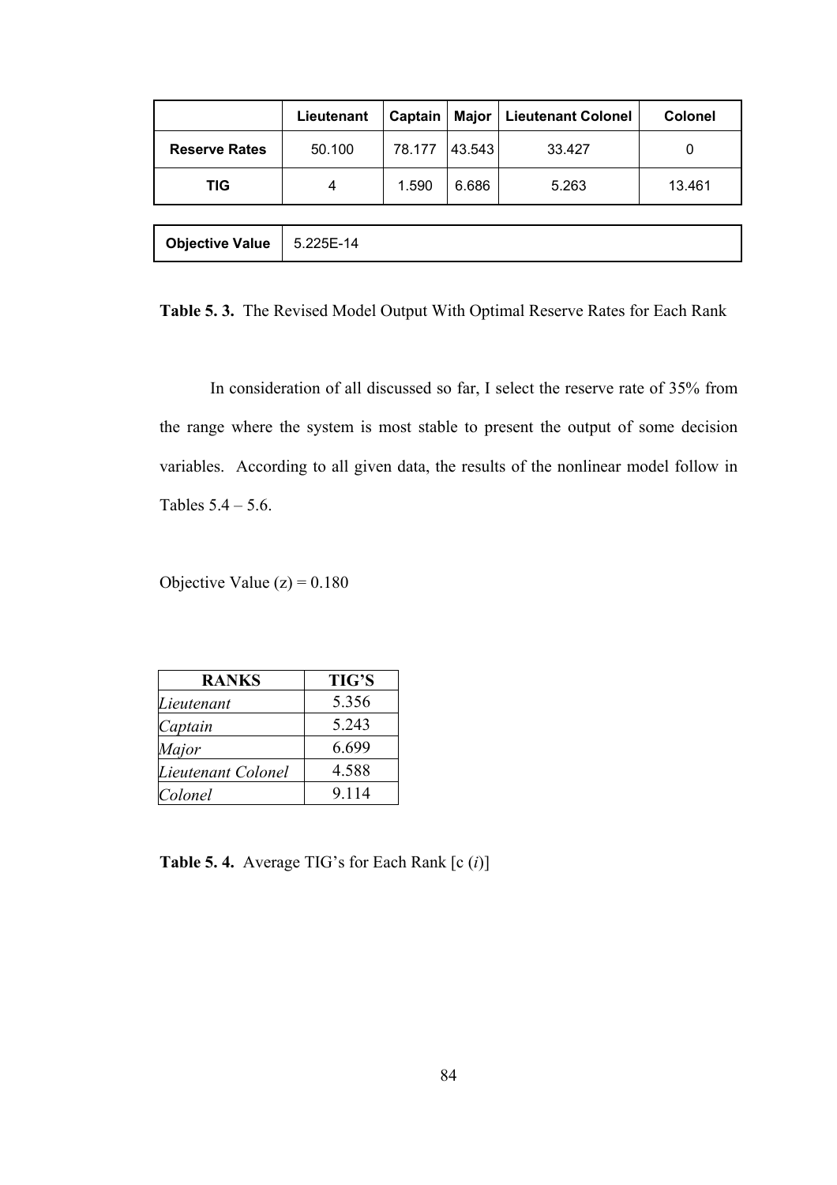| | Lieutenant | Captain | Major | Lieutenant Colonel | Colonel |
|---|---|---|---|---|---|
| **Reserve Rates** | 50.100 | 78.177 | 43.543 | 33.427 | 0 |
| **TIG** | 4 | 1.590 | 6.686 | 5.263 | 13.461 |

| **Objective Value** | 5.225E-14 |
|---|---|

**Table 5. 3.** The Revised Model Output With Optimal Reserve Rates for Each Rank

In consideration of all discussed so far, I select the reserve rate of 35% from the range where the system is most stable to present the output of some decision variables. According to all given data, the results of the nonlinear model follow in Tables 5.4 – 5.6.

Objective Value (z) = 0.180

| RANKS | TIG'S |
|---|---|
| *Lieutenant* | 5.356 |
| *Captain* | 5.243 |
| *Major* | 6.699 |
| *Lieutenant Colonel* | 4.588 |
| *Colonel* | 9.114 |

**Table 5. 4.** Average TIG's for Each Rank [c (*i*)]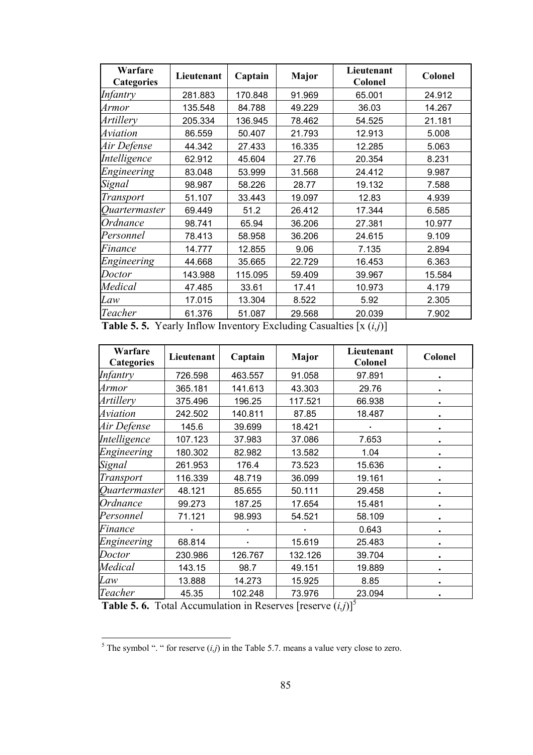| Warfare Categories | Lieutenant | Captain | Major | Lieutenant Colonel | Colonel |
|---|---|---|---|---|---|
| *Infantry* | 281.883 | 170.848 | 91.969 | 65.001 | 24.912 |
| *Armor* | 135.548 | 84.788 | 49.229 | 36.03 | 14.267 |
| *Artillery* | 205.334 | 136.945 | 78.462 | 54.525 | 21.181 |
| *Aviation* | 86.559 | 50.407 | 21.793 | 12.913 | 5.008 |
| *Air Defense* | 44.342 | 27.433 | 16.335 | 12.285 | 5.063 |
| *Intelligence* | 62.912 | 45.604 | 27.76 | 20.354 | 8.231 |
| *Engineering* | 83.048 | 53.999 | 31.568 | 24.412 | 9.987 |
| *Signal* | 98.987 | 58.226 | 28.77 | 19.132 | 7.588 |
| *Transport* | 51.107 | 33.443 | 19.097 | 12.83 | 4.939 |
| *Quartermaster* | 69.449 | 51.2 | 26.412 | 17.344 | 6.585 |
| *Ordnance* | 98.741 | 65.94 | 36.206 | 27.381 | 10.977 |
| *Personnel* | 78.413 | 58.958 | 36.206 | 24.615 | 9.109 |
| *Finance* | 14.777 | 12.855 | 9.06 | 7.135 | 2.894 |
| *Engineering* | 44.668 | 35.665 | 22.729 | 16.453 | 6.363 |
| *Doctor* | 143.988 | 115.095 | 59.409 | 39.967 | 15.584 |
| *Medical* | 47.485 | 33.61 | 17.41 | 10.973 | 4.179 |
| *Law* | 17.015 | 13.304 | 8.522 | 5.92 | 2.305 |
| *Teacher* | 61.376 | 51.087 | 29.568 | 20.039 | 7.902 |

**Table 5. 5.** Yearly Inflow Inventory Excluding Casualties [x (*i*,*j*)]

| Warfare Categories | Lieutenant | Captain | Major | Lieutenant Colonel | Colonel |
|---|---|---|---|---|---|
| *Infantry* | 726.598 | 463.557 | 91.058 | 97.891 | . |
| *Armor* | 365.181 | 141.613 | 43.303 | 29.76 | . |
| *Artillery* | 375.496 | 196.25 | 117.521 | 66.938 | . |
| *Aviation* | 242.502 | 140.811 | 87.85 | 18.487 | . |
| *Air Defense* | 145.6 | 39.699 | 18.421 | . | . |
| *Intelligence* | 107.123 | 37.983 | 37.086 | 7.653 | . |
| *Engineering* | 180.302 | 82.982 | 13.582 | 1.04 | . |
| *Signal* | 261.953 | 176.4 | 73.523 | 15.636 | . |
| *Transport* | 116.339 | 48.719 | 36.099 | 19.161 | . |
| *Quartermaster* | 48.121 | 85.655 | 50.111 | 29.458 | . |
| *Ordnance* | 99.273 | 187.25 | 17.654 | 15.481 | . |
| *Personnel* | 71.121 | 98.993 | 54.521 | 58.109 | . |
| *Finance* | . | . | . | 0.643 | . |
| *Engineering* | 68.814 | . | 15.619 | 25.483 | . |
| *Doctor* | 230.986 | 126.767 | 132.126 | 39.704 | . |
| *Medical* | 143.15 | 98.7 | 49.151 | 19.889 | . |
| *Law* | 13.888 | 14.273 | 15.925 | 8.85 | . |
| *Teacher* | 45.35 | 102.248 | 73.976 | 23.094 | . |

**Table 5. 6.** Total Accumulation in Reserves [reserve (*i*,*j*)][5]

---

[5] The symbol ". " for reserve (*i*,*j*) in the Table 5.7. means a value very close to zero.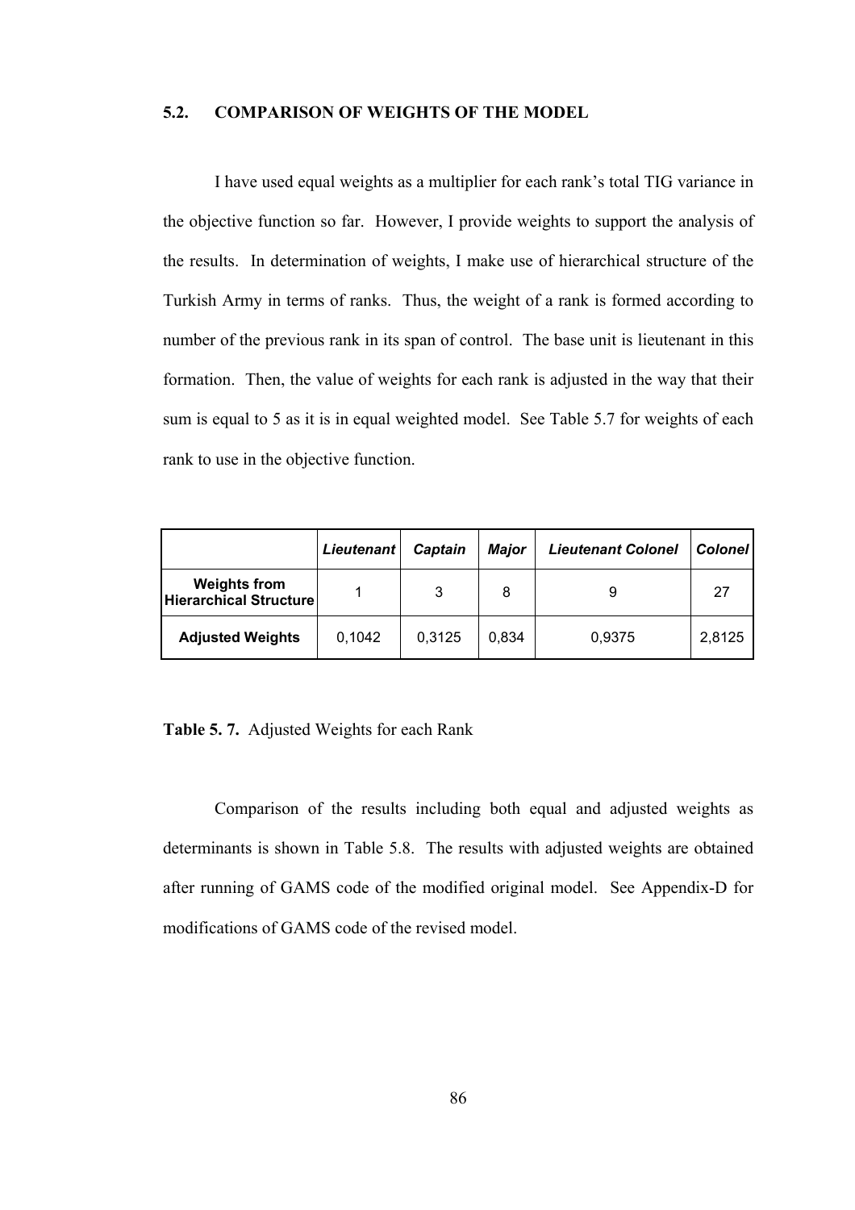## 5.2. COMPARISON OF WEIGHTS OF THE MODEL

I have used equal weights as a multiplier for each rank's total TIG variance in the objective function so far. However, I provide weights to support the analysis of the results. In determination of weights, I make use of hierarchical structure of the Turkish Army in terms of ranks. Thus, the weight of a rank is formed according to number of the previous rank in its span of control. The base unit is lieutenant in this formation. Then, the value of weights for each rank is adjusted in the way that their sum is equal to 5 as it is in equal weighted model. See Table 5.7 for weights of each rank to use in the objective function.

| | *Lieutenant* | *Captain* | *Major* | *Lieutenant Colonel* | *Colonel* |
|---|---|---|---|---|---|
| **Weights from Hierarchical Structure** | 1 | 3 | 8 | 9 | 27 |
| **Adjusted Weights** | 0,1042 | 0,3125 | 0,834 | 0,9375 | 2,8125 |

**Table 5. 7.** Adjusted Weights for each Rank

Comparison of the results including both equal and adjusted weights as determinants is shown in Table 5.8. The results with adjusted weights are obtained after running of GAMS code of the modified original model. See Appendix-D for modifications of GAMS code of the revised model.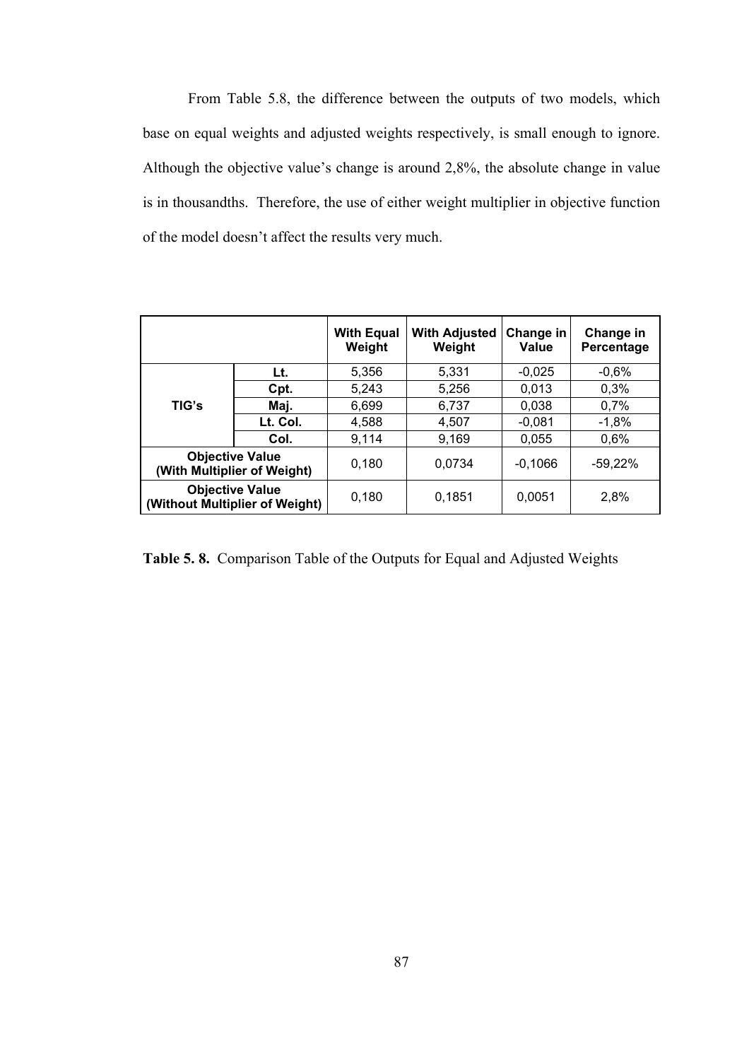From Table 5.8, the difference between the outputs of two models, which base on equal weights and adjusted weights respectively, is small enough to ignore. Although the objective value's change is around 2,8%, the absolute change in value is in thousandths. Therefore, the use of either weight multiplier in objective function of the model doesn't affect the results very much.

| | | **With Equal Weight** | **With Adjusted Weight** | **Change in Value** | **Change in Percentage** |
|---|---|---|---|---|---|
| **TIG's** | **Lt.** | 5,356 | 5,331 | -0,025 | -0,6% |
| | **Cpt.** | 5,243 | 5,256 | 0,013 | 0,3% |
| | **Maj.** | 6,699 | 6,737 | 0,038 | 0,7% |
| | **Lt. Col.** | 4,588 | 4,507 | -0,081 | -1,8% |
| | **Col.** | 9,114 | 9,169 | 0,055 | 0,6% |
| **Objective Value (With Multiplier of Weight)** | | 0,180 | 0,0734 | -0,1066 | -59,22% |
| **Objective Value (Without Multiplier of Weight)** | | 0,180 | 0,1851 | 0,0051 | 2,8% |

**Table 5. 8.** Comparison Table of the Outputs for Equal and Adjusted Weights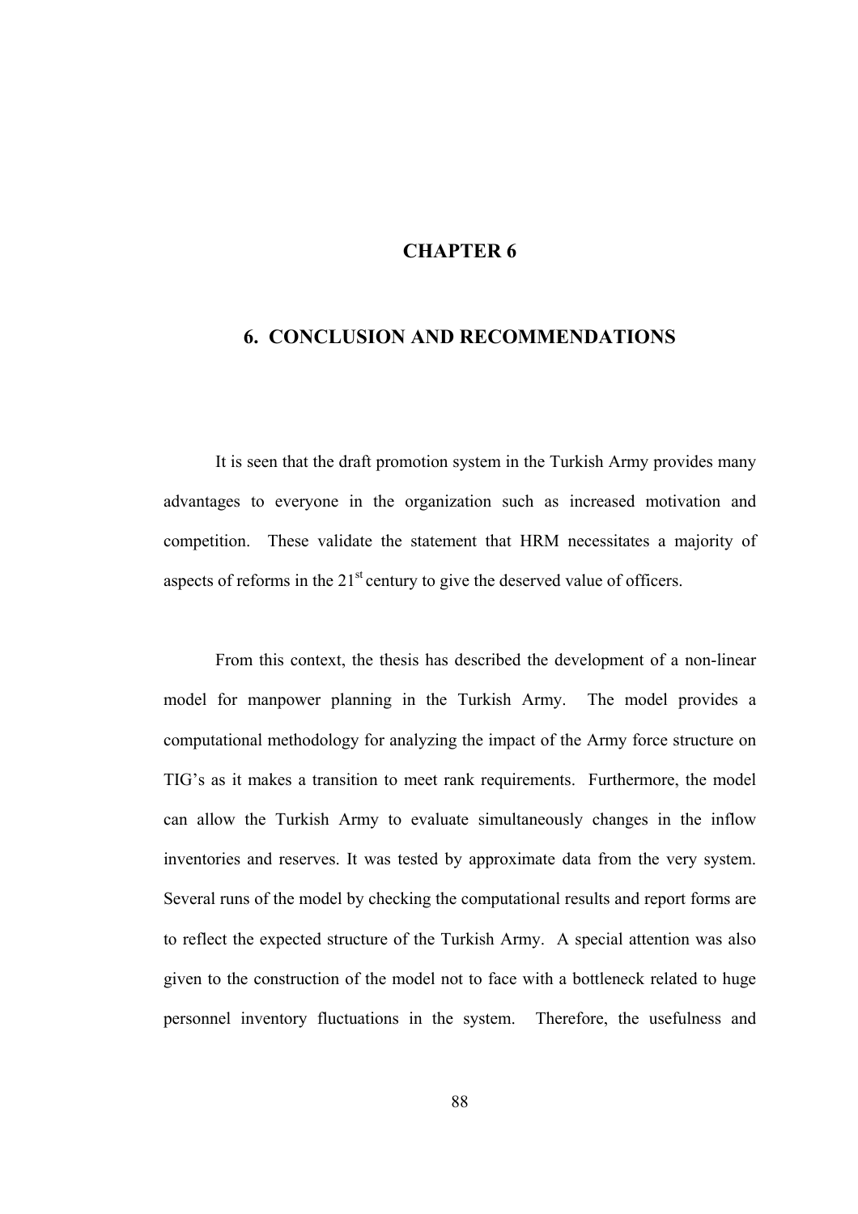# CHAPTER 6

# 6. CONCLUSION AND RECOMMENDATIONS

It is seen that the draft promotion system in the Turkish Army provides many advantages to everyone in the organization such as increased motivation and competition. These validate the statement that HRM necessitates a majority of aspects of reforms in the 21$^{st}$ century to give the deserved value of officers.

From this context, the thesis has described the development of a non-linear model for manpower planning in the Turkish Army. The model provides a computational methodology for analyzing the impact of the Army force structure on TIG's as it makes a transition to meet rank requirements. Furthermore, the model can allow the Turkish Army to evaluate simultaneously changes in the inflow inventories and reserves. It was tested by approximate data from the very system. Several runs of the model by checking the computational results and report forms are to reflect the expected structure of the Turkish Army. A special attention was also given to the construction of the model not to face with a bottleneck related to huge personnel inventory fluctuations in the system. Therefore, the usefulness and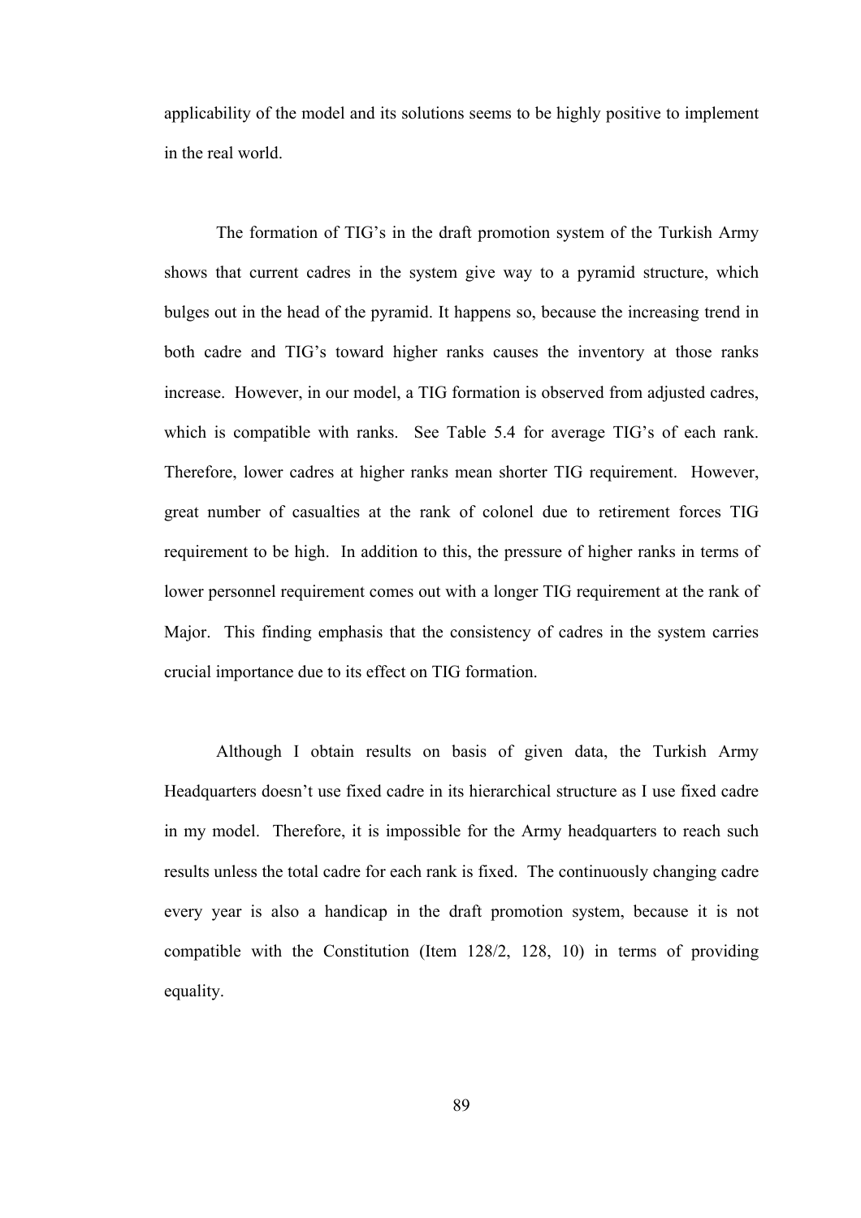applicability of the model and its solutions seems to be highly positive to implement in the real world.

The formation of TIG's in the draft promotion system of the Turkish Army shows that current cadres in the system give way to a pyramid structure, which bulges out in the head of the pyramid. It happens so, because the increasing trend in both cadre and TIG's toward higher ranks causes the inventory at those ranks increase. However, in our model, a TIG formation is observed from adjusted cadres, which is compatible with ranks. See Table 5.4 for average TIG's of each rank. Therefore, lower cadres at higher ranks mean shorter TIG requirement. However, great number of casualties at the rank of colonel due to retirement forces TIG requirement to be high. In addition to this, the pressure of higher ranks in terms of lower personnel requirement comes out with a longer TIG requirement at the rank of Major. This finding emphasis that the consistency of cadres in the system carries crucial importance due to its effect on TIG formation.

Although I obtain results on basis of given data, the Turkish Army Headquarters doesn't use fixed cadre in its hierarchical structure as I use fixed cadre in my model. Therefore, it is impossible for the Army headquarters to reach such results unless the total cadre for each rank is fixed. The continuously changing cadre every year is also a handicap in the draft promotion system, because it is not compatible with the Constitution (Item 128/2, 128, 10) in terms of providing equality.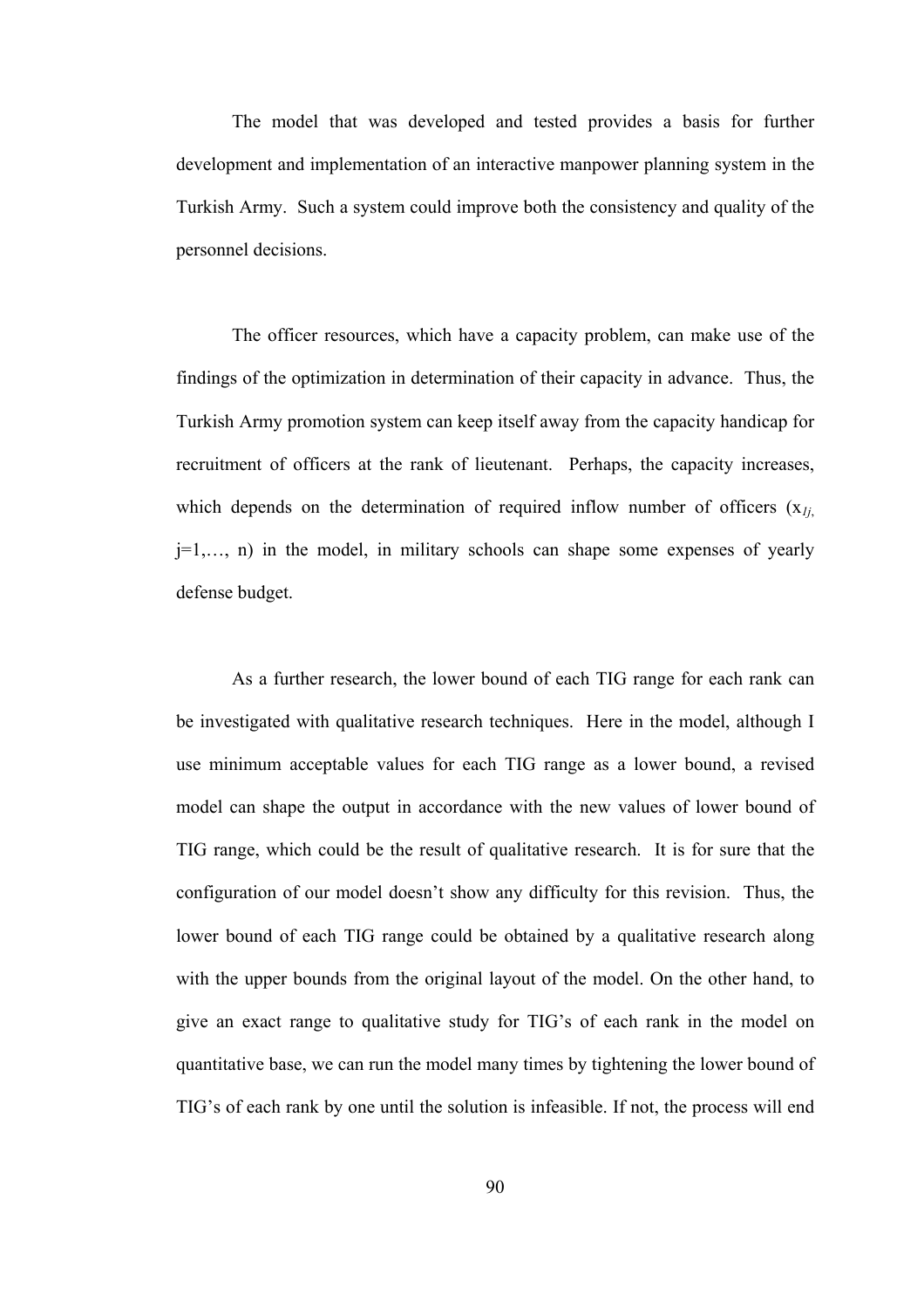The model that was developed and tested provides a basis for further development and implementation of an interactive manpower planning system in the Turkish Army. Such a system could improve both the consistency and quality of the personnel decisions.

The officer resources, which have a capacity problem, can make use of the findings of the optimization in determination of their capacity in advance. Thus, the Turkish Army promotion system can keep itself away from the capacity handicap for recruitment of officers at the rank of lieutenant. Perhaps, the capacity increases, which depends on the determination of required inflow number of officers ($x_{1j}$, $j=1,\ldots, n$) in the model, in military schools can shape some expenses of yearly defense budget.

As a further research, the lower bound of each TIG range for each rank can be investigated with qualitative research techniques. Here in the model, although I use minimum acceptable values for each TIG range as a lower bound, a revised model can shape the output in accordance with the new values of lower bound of TIG range, which could be the result of qualitative research. It is for sure that the configuration of our model doesn't show any difficulty for this revision. Thus, the lower bound of each TIG range could be obtained by a qualitative research along with the upper bounds from the original layout of the model. On the other hand, to give an exact range to qualitative study for TIG's of each rank in the model on quantitative base, we can run the model many times by tightening the lower bound of TIG's of each rank by one until the solution is infeasible. If not, the process will end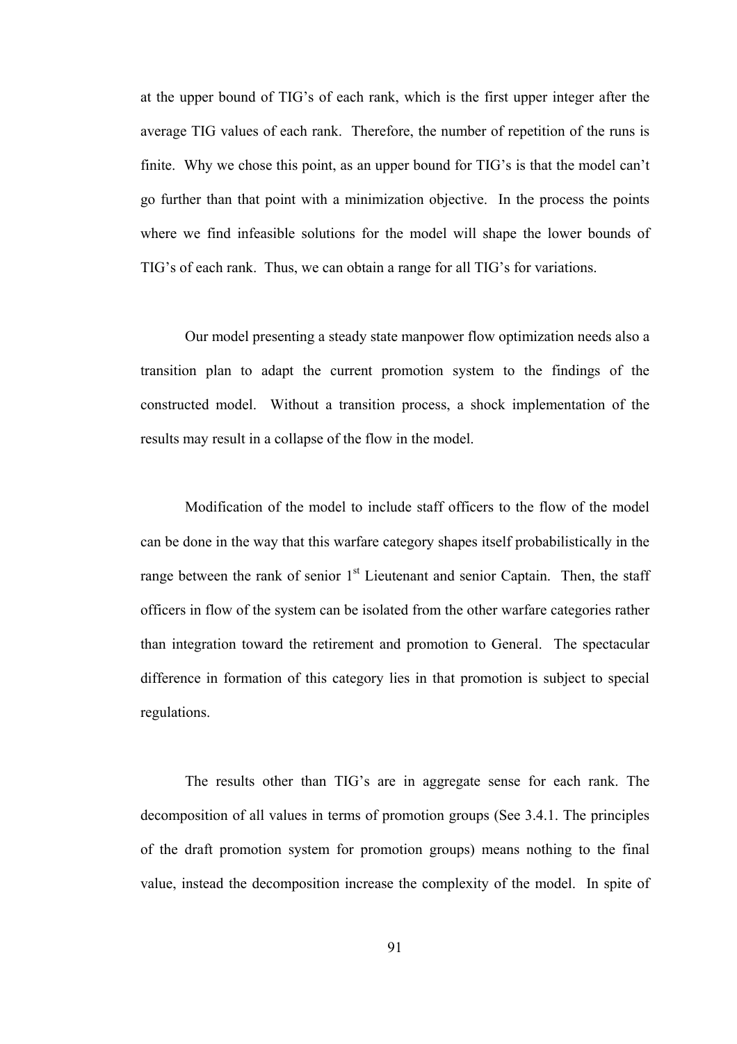at the upper bound of TIG's of each rank, which is the first upper integer after the average TIG values of each rank. Therefore, the number of repetition of the runs is finite. Why we chose this point, as an upper bound for TIG's is that the model can't go further than that point with a minimization objective. In the process the points where we find infeasible solutions for the model will shape the lower bounds of TIG's of each rank. Thus, we can obtain a range for all TIG's for variations.

Our model presenting a steady state manpower flow optimization needs also a transition plan to adapt the current promotion system to the findings of the constructed model. Without a transition process, a shock implementation of the results may result in a collapse of the flow in the model.

Modification of the model to include staff officers to the flow of the model can be done in the way that this warfare category shapes itself probabilistically in the range between the rank of senior 1st Lieutenant and senior Captain. Then, the staff officers in flow of the system can be isolated from the other warfare categories rather than integration toward the retirement and promotion to General. The spectacular difference in formation of this category lies in that promotion is subject to special regulations.

The results other than TIG's are in aggregate sense for each rank. The decomposition of all values in terms of promotion groups (See 3.4.1. The principles of the draft promotion system for promotion groups) means nothing to the final value, instead the decomposition increase the complexity of the model. In spite of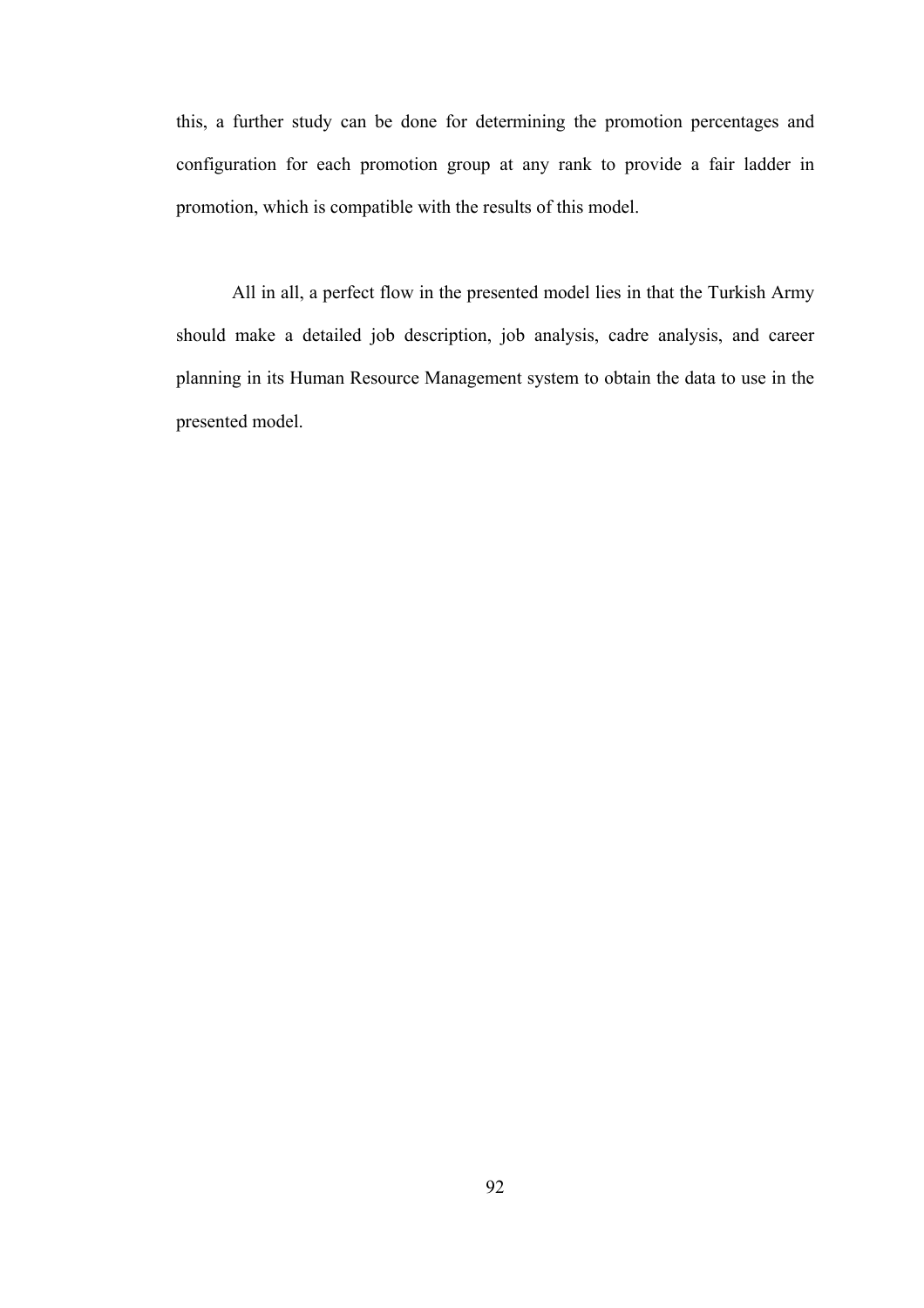this, a further study can be done for determining the promotion percentages and configuration for each promotion group at any rank to provide a fair ladder in promotion, which is compatible with the results of this model.

All in all, a perfect flow in the presented model lies in that the Turkish Army should make a detailed job description, job analysis, cadre analysis, and career planning in its Human Resource Management system to obtain the data to use in the presented model.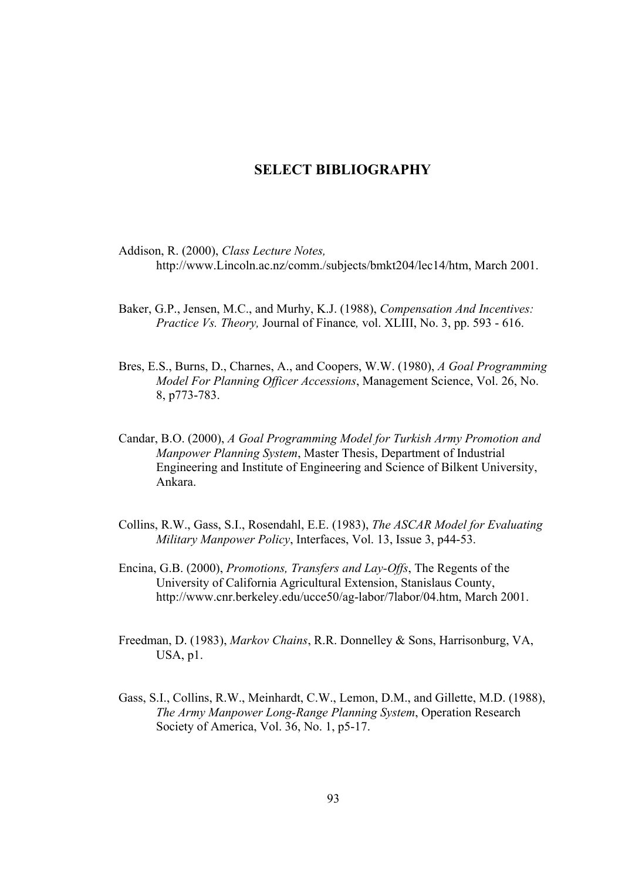# SELECT BIBLIOGRAPHY

Addison, R. (2000), *Class Lecture Notes,* http://www.Lincoln.ac.nz/comm./subjects/bmkt204/lec14/htm, March 2001.

Baker, G.P., Jensen, M.C., and Murhy, K.J. (1988), *Compensation And Incentives: Practice Vs. Theory,* Journal of Finance*,* vol. XLIII, No. 3, pp. 593 - 616.

Bres, E.S., Burns, D., Charnes, A., and Coopers, W.W. (1980), *A Goal Programming Model For Planning Officer Accessions*, Management Science, Vol. 26, No. 8, p773-783.

Candar, B.O. (2000), *A Goal Programming Model for Turkish Army Promotion and Manpower Planning System*, Master Thesis, Department of Industrial Engineering and Institute of Engineering and Science of Bilkent University, Ankara.

Collins, R.W., Gass, S.I., Rosendahl, E.E. (1983), *The ASCAR Model for Evaluating Military Manpower Policy*, Interfaces, Vol. 13, Issue 3, p44-53.

Encina, G.B. (2000), *Promotions, Transfers and Lay-Offs*, The Regents of the University of California Agricultural Extension, Stanislaus County, http://www.cnr.berkeley.edu/ucce50/ag-labor/7labor/04.htm, March 2001.

Freedman, D. (1983), *Markov Chains*, R.R. Donnelley & Sons, Harrisonburg, VA, USA, p1.

Gass, S.I., Collins, R.W., Meinhardt, C.W., Lemon, D.M., and Gillette, M.D. (1988), *The Army Manpower Long-Range Planning System*, Operation Research Society of America, Vol. 36, No. 1, p5-17.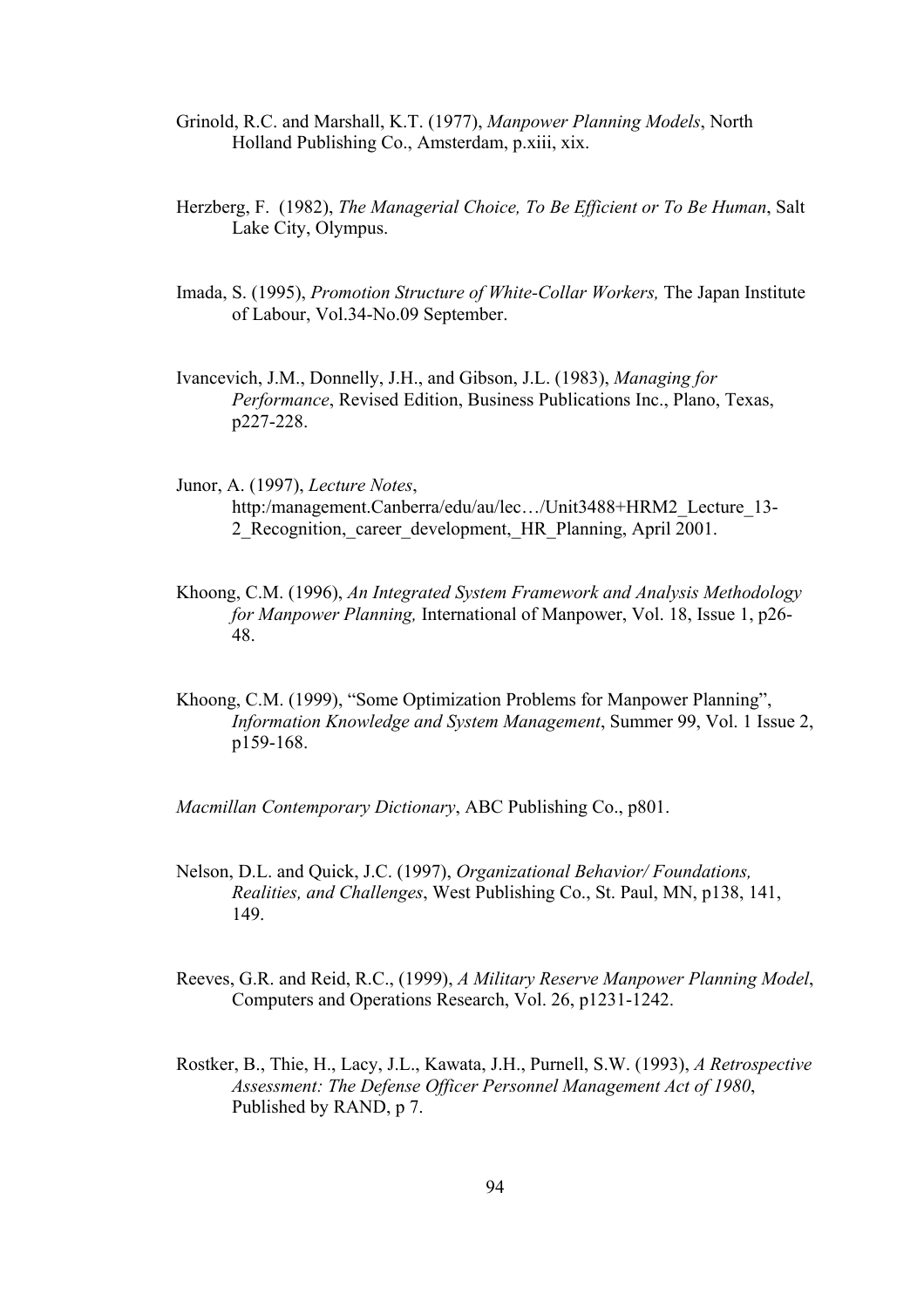Grinold, R.C. and Marshall, K.T. (1977), *Manpower Planning Models*, North Holland Publishing Co., Amsterdam, p.xiii, xix.

Herzberg, F. (1982), *The Managerial Choice, To Be Efficient or To Be Human*, Salt Lake City, Olympus.

Imada, S. (1995), *Promotion Structure of White-Collar Workers,* The Japan Institute of Labour, Vol.34-No.09 September.

Ivancevich, J.M., Donnelly, J.H., and Gibson, J.L. (1983), *Managing for Performance*, Revised Edition, Business Publications Inc., Plano, Texas, p227-228.

Junor, A. (1997), *Lecture Notes*, http:/management.Canberra/edu/au/lec…/Unit3488+HRM2_Lecture_13-2_Recognition,_career_development,_HR_Planning, April 2001.

Khoong, C.M. (1996), *An Integrated System Framework and Analysis Methodology for Manpower Planning,* International of Manpower, Vol. 18, Issue 1, p26-48.

Khoong, C.M. (1999), "Some Optimization Problems for Manpower Planning", *Information Knowledge and System Management*, Summer 99, Vol. 1 Issue 2, p159-168.

*Macmillan Contemporary Dictionary*, ABC Publishing Co., p801.

Nelson, D.L. and Quick, J.C. (1997), *Organizational Behavior/ Foundations, Realities, and Challenges*, West Publishing Co., St. Paul, MN, p138, 141, 149.

Reeves, G.R. and Reid, R.C., (1999), *A Military Reserve Manpower Planning Model*, Computers and Operations Research, Vol. 26, p1231-1242.

Rostker, B., Thie, H., Lacy, J.L., Kawata, J.H., Purnell, S.W. (1993), *A Retrospective Assessment: The Defense Officer Personnel Management Act of 1980*, Published by RAND, p 7.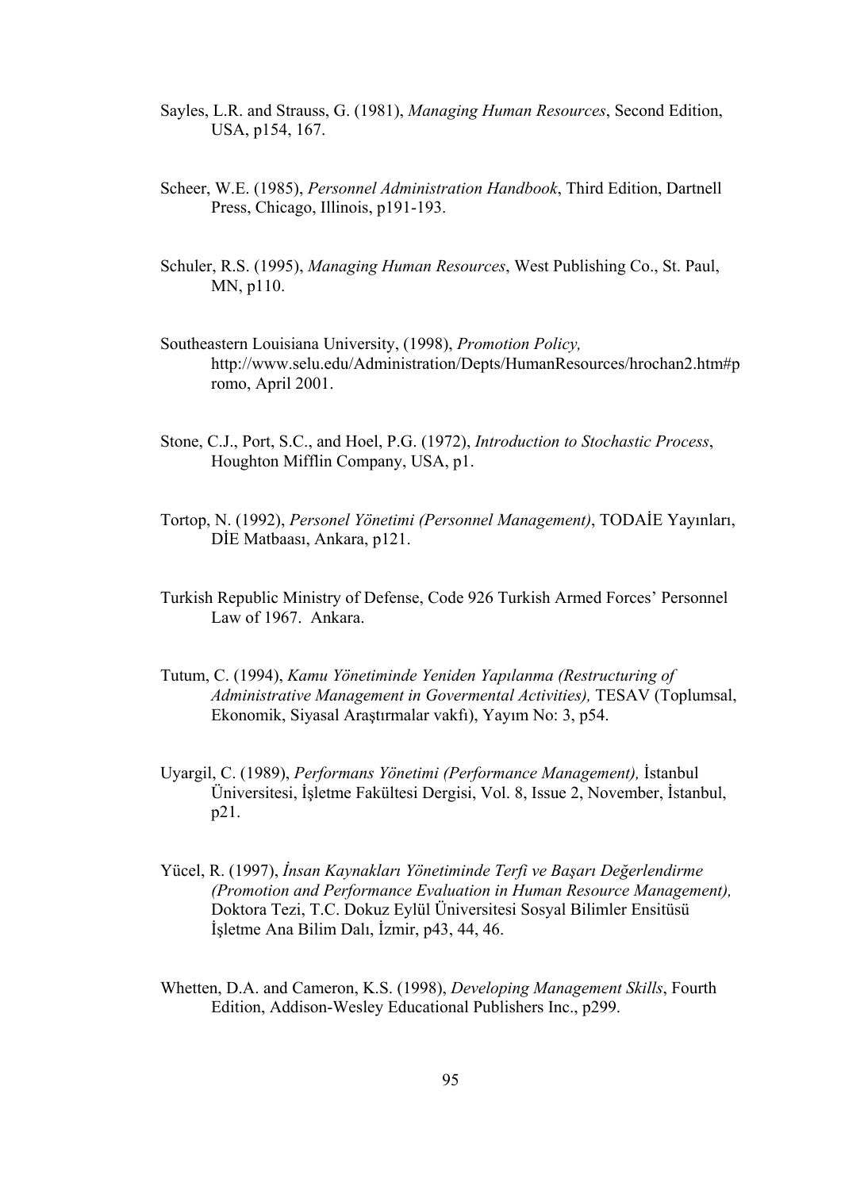Sayles, L.R. and Strauss, G. (1981), *Managing Human Resources*, Second Edition, USA, p154, 167.

Scheer, W.E. (1985), *Personnel Administration Handbook*, Third Edition, Dartnell Press, Chicago, Illinois, p191-193.

Schuler, R.S. (1995), *Managing Human Resources*, West Publishing Co., St. Paul, MN, p110.

Southeastern Louisiana University, (1998), *Promotion Policy,* http://www.selu.edu/Administration/Depts/HumanResources/hrochan2.htm#promo, April 2001.

Stone, C.J., Port, S.C., and Hoel, P.G. (1972), *Introduction to Stochastic Process*, Houghton Mifflin Company, USA, p1.

Tortop, N. (1992), *Personel Yönetimi (Personnel Management)*, TODAİE Yayınları, DİE Matbaası, Ankara, p121.

Turkish Republic Ministry of Defense, Code 926 Turkish Armed Forces' Personnel Law of 1967. Ankara.

Tutum, C. (1994), *Kamu Yönetiminde Yeniden Yapılanma (Restructuring of Administrative Management in Govermental Activities),* TESAV (Toplumsal, Ekonomik, Siyasal Araştırmalar vakfı), Yayım No: 3, p54.

Uyargil, C. (1989), *Performans Yönetimi (Performance Management),* İstanbul Üniversitesi, İşletme Fakültesi Dergisi, Vol. 8, Issue 2, November, İstanbul, p21.

Yücel, R. (1997), *İnsan Kaynakları Yönetiminde Terfi ve Başarı Değerlendirme (Promotion and Performance Evaluation in Human Resource Management),* Doktora Tezi, T.C. Dokuz Eylül Üniversitesi Sosyal Bilimler Ensitüsü İşletme Ana Bilim Dalı, İzmir, p43, 44, 46.

Whetten, D.A. and Cameron, K.S. (1998), *Developing Management Skills*, Fourth Edition, Addison-Wesley Educational Publishers Inc., p299.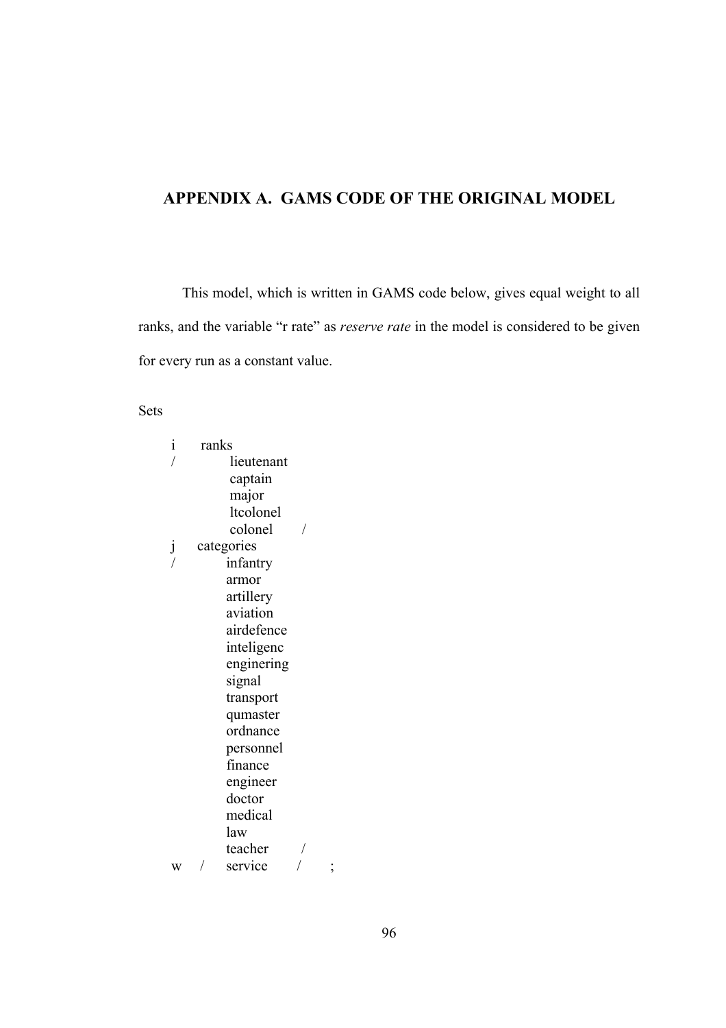# APPENDIX A. GAMS CODE OF THE ORIGINAL MODEL

This model, which is written in GAMS code below, gives equal weight to all ranks, and the variable "r rate" as *reserve rate* in the model is considered to be given for every run as a constant value.

```
Sets

    i     ranks
    /          lieutenant
               captain
               major
               ltcolonel
               colonel      /
    j     categories
    /          infantry
               armor
               artillery
               aviation
               airdefence
               inteligenc
               enginering
               signal
               transport
               qumaster
               ordnance
               personnel
               finance
               engineer
               doctor
               medical
               law
               teacher      /
    w   /      service      /      ;
```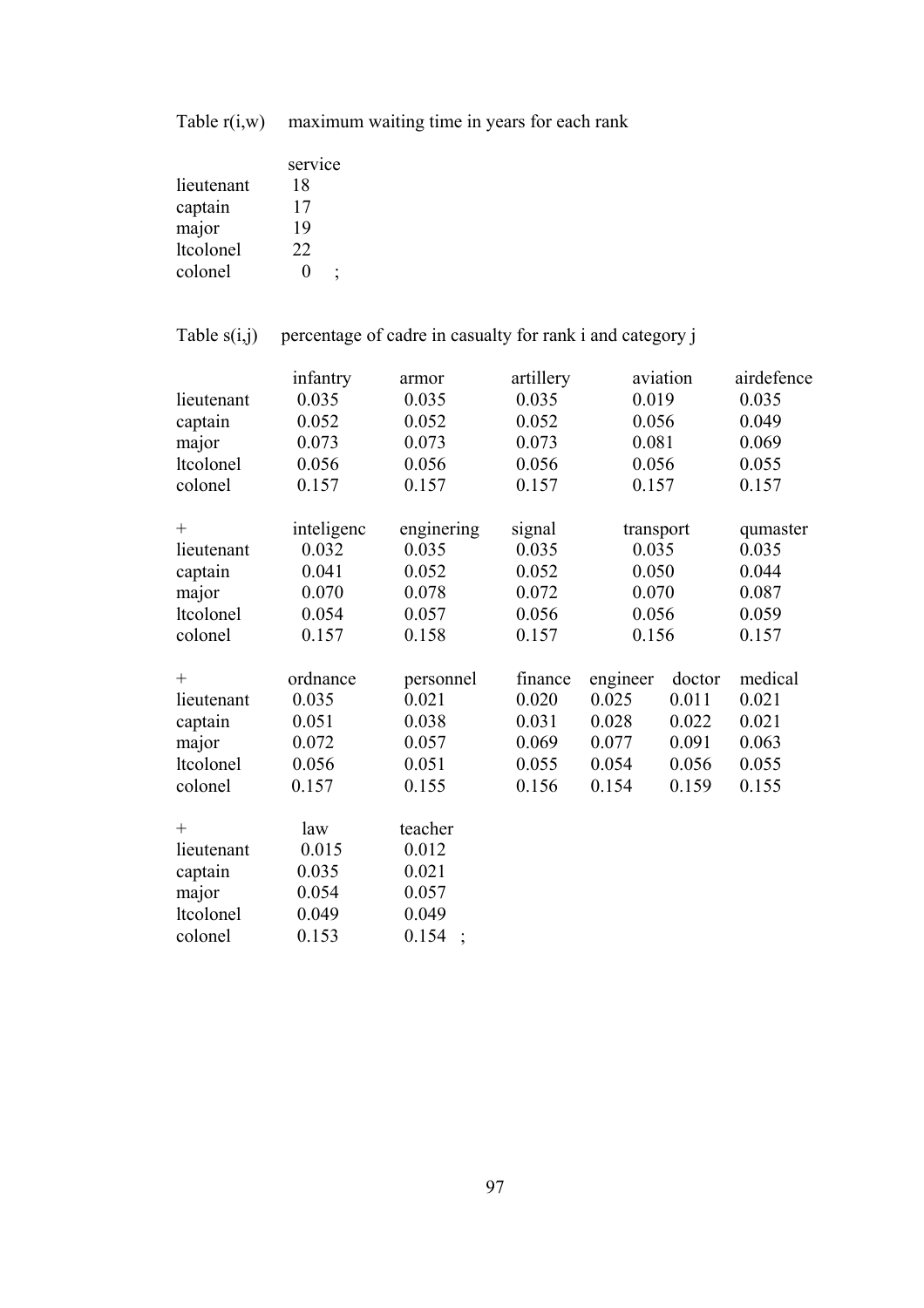Table r(i,w) maximum waiting time in years for each rank

| | service |
|---|---|
| lieutenant | 18 |
| captain | 17 |
| major | 19 |
| ltcolonel | 22 |
| colonel | 0 ; |

Table s(i,j) percentage of cadre in casualty for rank i and category j

| | infantry | armor | artillery | aviation | airdefence |
|---|---|---|---|---|---|
| lieutenant | 0.035 | 0.035 | 0.035 | 0.019 | 0.035 |
| captain | 0.052 | 0.052 | 0.052 | 0.056 | 0.049 |
| major | 0.073 | 0.073 | 0.073 | 0.081 | 0.069 |
| ltcolonel | 0.056 | 0.056 | 0.056 | 0.056 | 0.055 |
| colonel | 0.157 | 0.157 | 0.157 | 0.157 | 0.157 |

| + | inteligenc | enginering | signal | transport | qumaster |
|---|---|---|---|---|---|
| lieutenant | 0.032 | 0.035 | 0.035 | 0.035 | 0.035 |
| captain | 0.041 | 0.052 | 0.052 | 0.050 | 0.044 |
| major | 0.070 | 0.078 | 0.072 | 0.070 | 0.087 |
| ltcolonel | 0.054 | 0.057 | 0.056 | 0.056 | 0.059 |
| colonel | 0.157 | 0.158 | 0.157 | 0.156 | 0.157 |

| + | ordnance | personnel | finance | engineer | doctor | medical |
|---|---|---|---|---|---|---|
| lieutenant | 0.035 | 0.021 | 0.020 | 0.025 | 0.011 | 0.021 |
| captain | 0.051 | 0.038 | 0.031 | 0.028 | 0.022 | 0.021 |
| major | 0.072 | 0.057 | 0.069 | 0.077 | 0.091 | 0.063 |
| ltcolonel | 0.056 | 0.051 | 0.055 | 0.054 | 0.056 | 0.055 |
| colonel | 0.157 | 0.155 | 0.156 | 0.154 | 0.159 | 0.155 |

| + | law | teacher |
|---|---|---|
| lieutenant | 0.015 | 0.012 |
| captain | 0.035 | 0.021 |
| major | 0.054 | 0.057 |
| ltcolonel | 0.049 | 0.049 |
| colonel | 0.153 | 0.154 ; |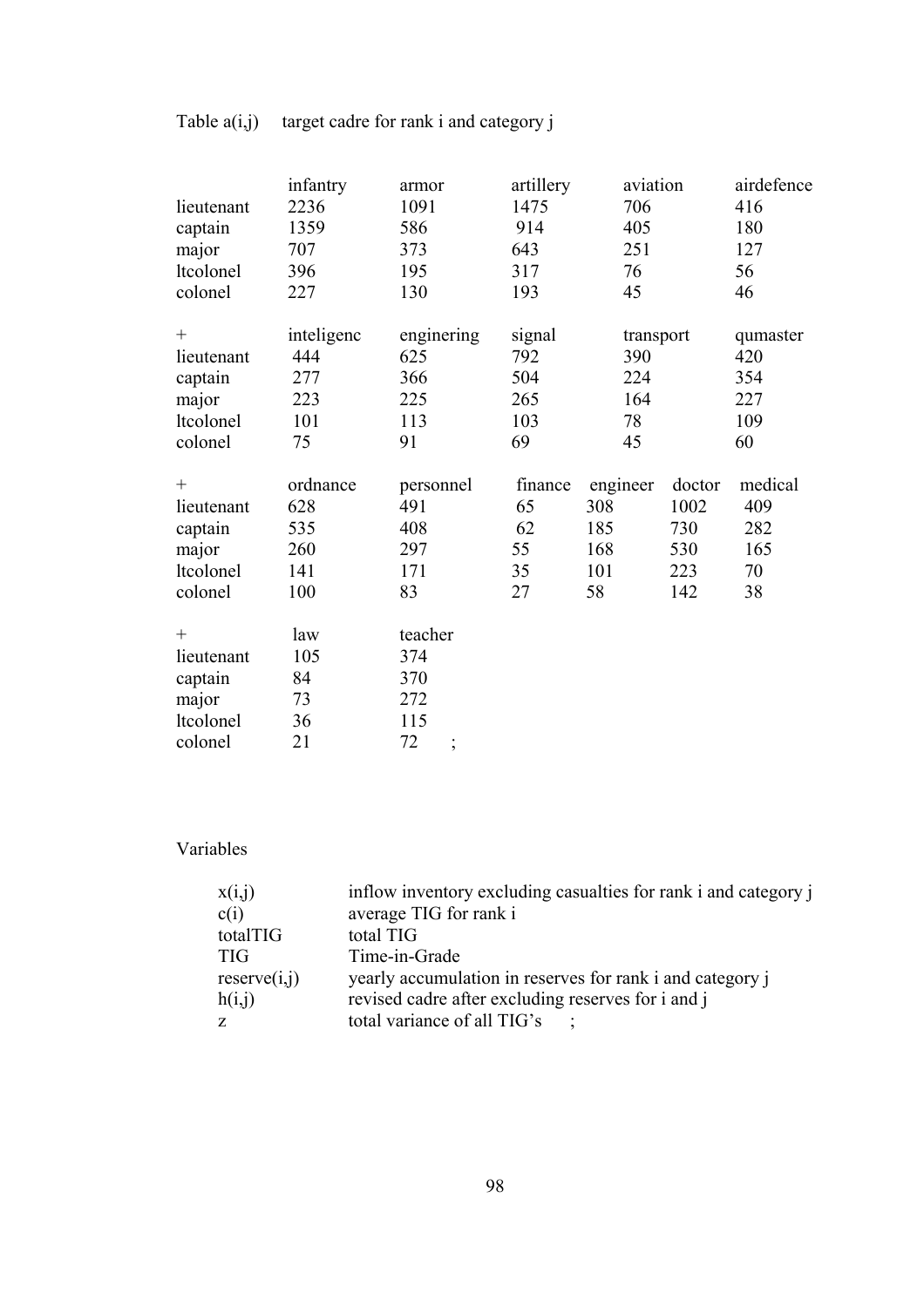Table a(i,j) target cadre for rank i and category j

|  | infantry | armor | artillery | aviation | airdefence |
|---|---|---|---|---|---|
| lieutenant | 2236 | 1091 | 1475 | 706 | 416 |
| captain | 1359 | 586 | 914 | 405 | 180 |
| major | 707 | 373 | 643 | 251 | 127 |
| ltcolonel | 396 | 195 | 317 | 76 | 56 |
| colonel | 227 | 130 | 193 | 45 | 46 |

| + | inteligenc | enginering | signal | transport | qumaster |
|---|---|---|---|---|---|
| lieutenant | 444 | 625 | 792 | 390 | 420 |
| captain | 277 | 366 | 504 | 224 | 354 |
| major | 223 | 225 | 265 | 164 | 227 |
| ltcolonel | 101 | 113 | 103 | 78 | 109 |
| colonel | 75 | 91 | 69 | 45 | 60 |

| + | ordnance | personnel | finance | engineer | doctor | medical |
|---|---|---|---|---|---|---|
| lieutenant | 628 | 491 | 65 | 308 | 1002 | 409 |
| captain | 535 | 408 | 62 | 185 | 730 | 282 |
| major | 260 | 297 | 55 | 168 | 530 | 165 |
| ltcolonel | 141 | 171 | 35 | 101 | 223 | 70 |
| colonel | 100 | 83 | 27 | 58 | 142 | 38 |

| + | law | teacher |
|---|---|---|
| lieutenant | 105 | 374 |
| captain | 84 | 370 |
| major | 73 | 272 |
| ltcolonel | 36 | 115 |
| colonel | 21 | 72 ; |

Variables

| | |
|---|---|
| x(i,j) | inflow inventory excluding casualties for rank i and category j |
| c(i) | average TIG for rank i |
| totalTIG | total TIG |
| TIG | Time-in-Grade |
| reserve(i,j) | yearly accumulation in reserves for rank i and category j |
| h(i,j) | revised cadre after excluding reserves for i and j |
| z | total variance of all TIG's ; |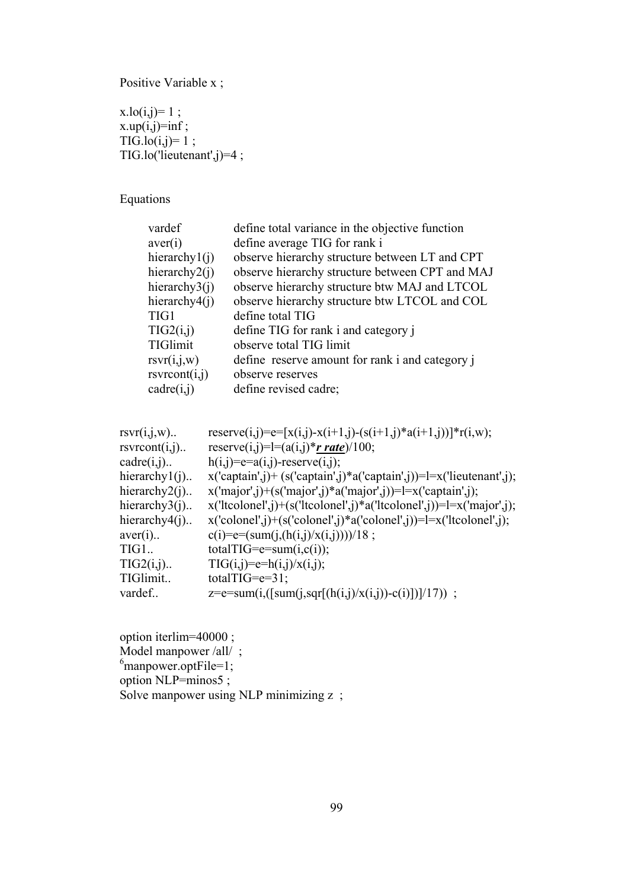```
Positive Variable x ;

x.lo(i,j)= 1 ;
x.up(i,j)=inf ;
TIG.lo(i,j)= 1 ;
TIG.lo('lieutenant',j)=4 ;


Equations

      vardef             define total variance in the objective function
      aver(i)            define average TIG for rank i
      hierarchy1(j)      observe hierarchy structure between LT and CPT
      hierarchy2(j)      observe hierarchy structure between CPT and MAJ
      hierarchy3(j)      observe hierarchy structure btw MAJ and LTCOL
      hierarchy4(j)      observe hierarchy structure btw LTCOL and COL
      TIG1               define total TIG
      TIG2(i,j)          define TIG for rank i and category j
      TIGlimit           observe total TIG limit
      rsvr(i,j,w)        define  reserve amount for rank i and category j
      rsvrcont(i,j)      observe reserves
      cadre(i,j)         define revised cadre;


rsvr(i,j,w)..       reserve(i,j)=e=[x(i,j)-x(i+1,j)-(s(i+1,j)*a(i+1,j))]*r(i,w);
rsvrcont(i,j)..     reserve(i,j)=l=(a(i,j)*r rate)/100;
cadre(i,j)..        h(i,j)=e=a(i,j)-reserve(i,j);
hierarchy1(j)..     x('captain',j)+ (s('captain',j)*a('captain',j))=l=x('lieutenant',j);
hierarchy2(j)..     x('major',j)+(s('major',j)*a('major',j))=l=x('captain',j);
hierarchy3(j)..     x('ltcolonel',j)+(s('ltcolonel',j)*a('ltcolonel',j))=l=x('major',j);
hierarchy4(j)..     x('colonel',j)+(s('colonel',j)*a('colonel',j))=l=x('ltcolonel',j);
aver(i)..           c(i)=e=(sum(j,(h(i,j)/x(i,j))))/18 ;
TIG1..              totalTIG=e=sum(i,c(i));
TIG2(i,j)..         TIG(i,j)=e=h(i,j)/x(i,j);
TIGlimit..          totalTIG=e=31;
vardef..            z=e=sum(i,([sum(j,sqr[(h(i,j)/x(i,j))-c(i)])]/17))  ;


option iterlim=40000 ;
Model manpower /all/  ;
[6]manpower.optFile=1;
option NLP=minos5 ;
Solve manpower using NLP minimizing z  ;
```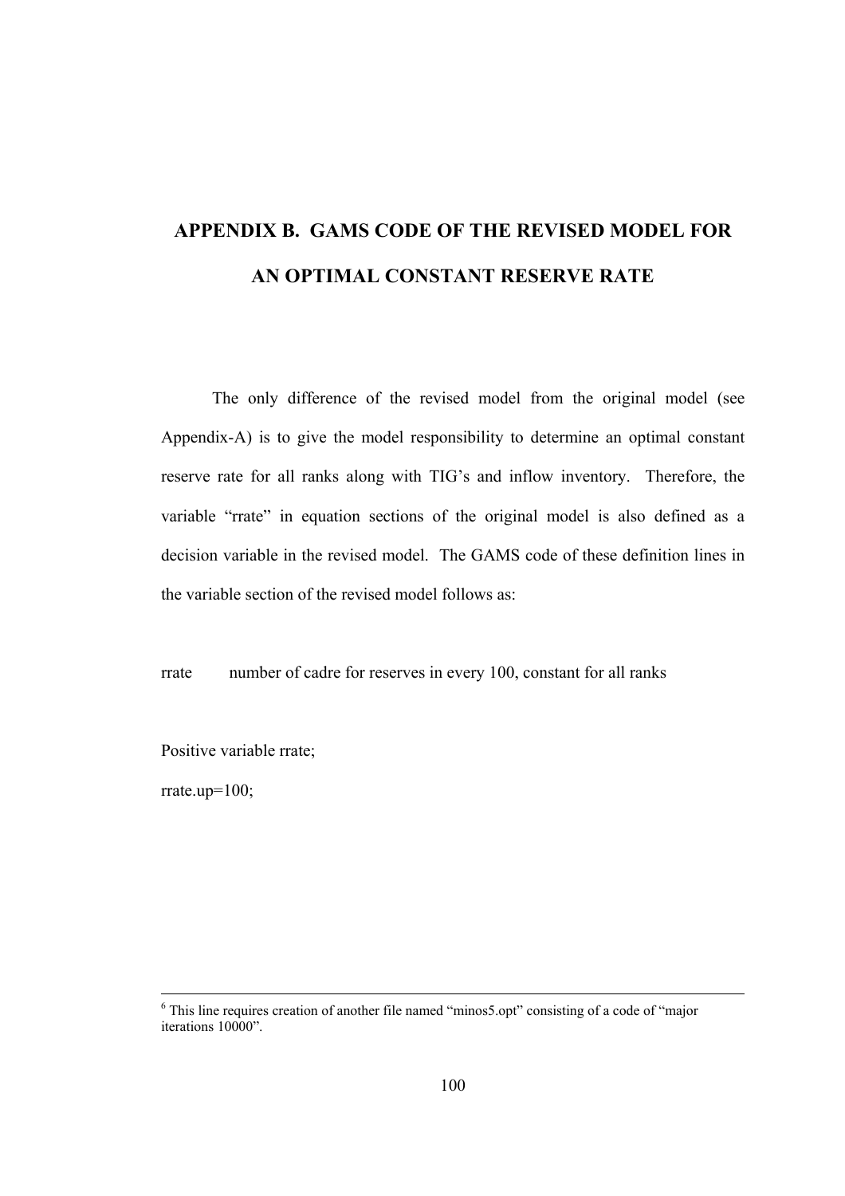# APPENDIX B. GAMS CODE OF THE REVISED MODEL FOR AN OPTIMAL CONSTANT RESERVE RATE

The only difference of the revised model from the original model (see Appendix-A) is to give the model responsibility to determine an optimal constant reserve rate for all ranks along with TIG's and inflow inventory. Therefore, the variable "rrate" in equation sections of the original model is also defined as a decision variable in the revised model. The GAMS code of these definition lines in the variable section of the revised model follows as:

```
rrate        number of cadre for reserves in every 100, constant for all ranks

Positive variable rrate;
rrate.up=100;
```

---

[6] This line requires creation of another file named "minos5.opt" consisting of a code of "major iterations 10000".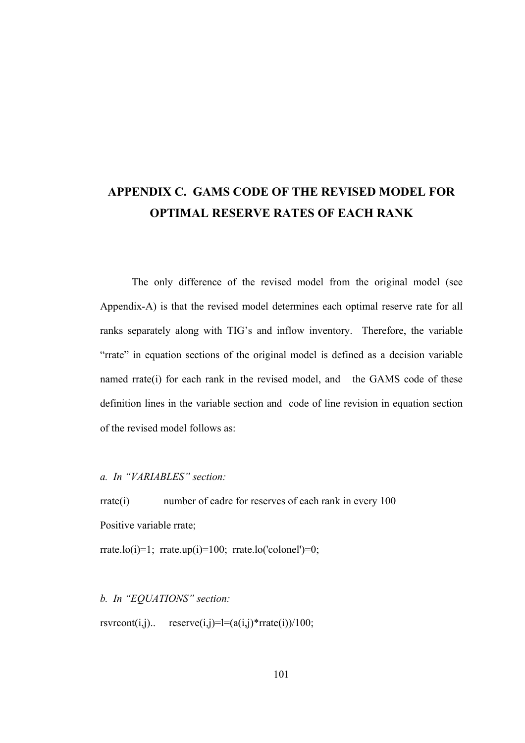# APPENDIX C. GAMS CODE OF THE REVISED MODEL FOR OPTIMAL RESERVE RATES OF EACH RANK

The only difference of the revised model from the original model (see Appendix-A) is that the revised model determines each optimal reserve rate for all ranks separately along with TIG's and inflow inventory. Therefore, the variable "rrate" in equation sections of the original model is defined as a decision variable named rrate(i) for each rank in the revised model, and the GAMS code of these definition lines in the variable section and code of line revision in equation section of the revised model follows as:

*a. In "VARIABLES" section:*

```
rrate(i)            number of cadre for reserves of each rank in every 100
Positive variable rrate;
rrate.lo(i)=1;  rrate.up(i)=100;  rrate.lo('colonel')=0;
```

*b. In "EQUATIONS" section:*

```
rsvrcont(i,j)..    reserve(i,j)=l=(a(i,j)*rrate(i))/100;
```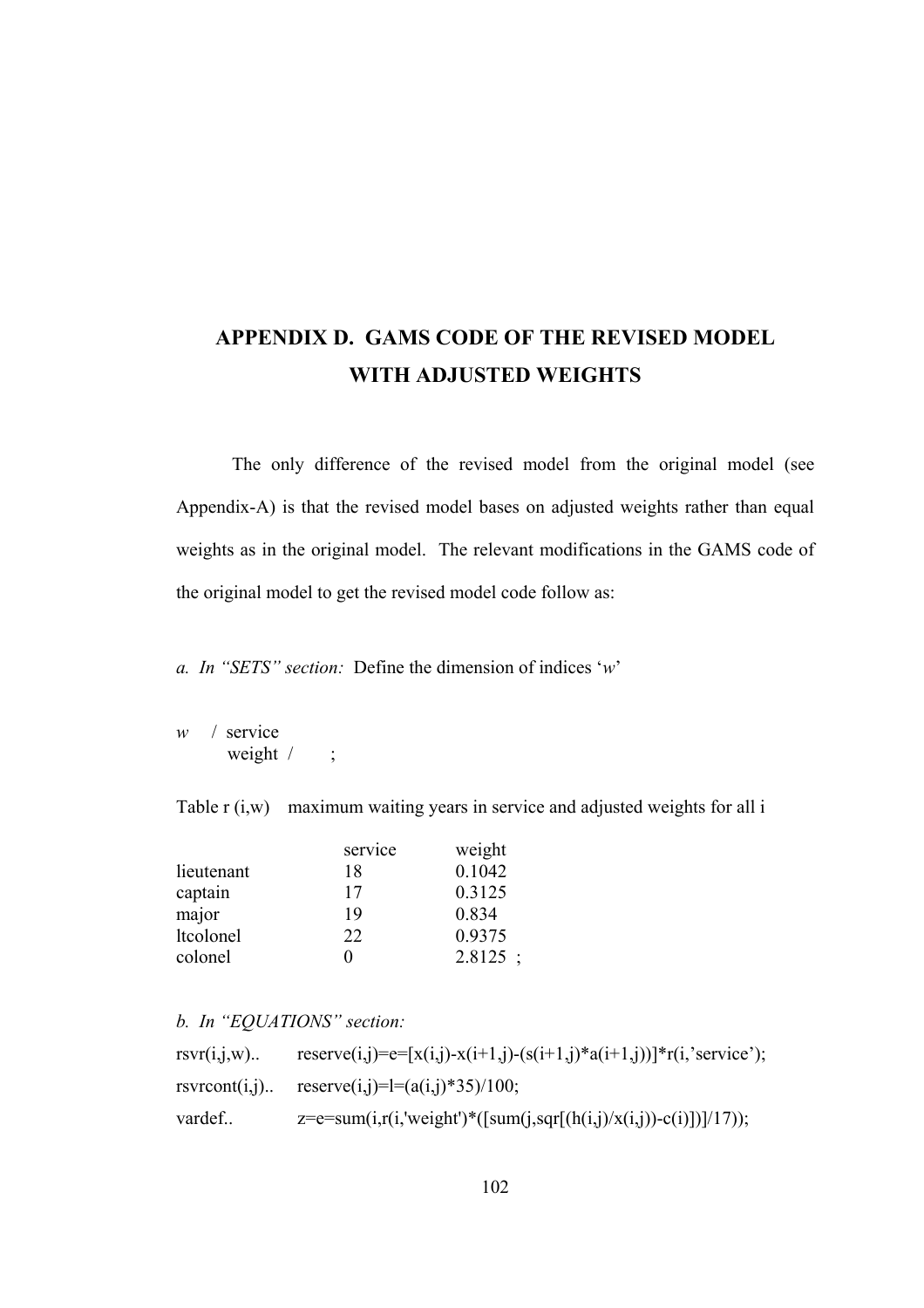# APPENDIX D. GAMS CODE OF THE REVISED MODEL WITH ADJUSTED WEIGHTS

The only difference of the revised model from the original model (see Appendix-A) is that the revised model bases on adjusted weights rather than equal weights as in the original model. The relevant modifications in the GAMS code of the original model to get the revised model code follow as:

*a. In “SETS” section:* Define the dimension of indices ‘*w*’

```
w    / service
       weight  /       ;
```

Table r (i,w)    maximum waiting years in service and adjusted weights for all i

| | service | weight |
|---|---|---|
| lieutenant | 18 | 0.1042 |
| captain | 17 | 0.3125 |
| major | 19 | 0.834 |
| ltcolonel | 22 | 0.9375 |
| colonel | 0 | 2.8125 ; |

*b. In “EQUATIONS” section:*

```
rsvr(i,j,w)..      reserve(i,j)=e=[x(i,j)-x(i+1,j)-(s(i+1,j)*a(i+1,j))]*r(i,’service’);
rsvrcont(i,j)..    reserve(i,j)=l=(a(i,j)*35)/100;
vardef..           z=e=sum(i,r(i,'weight')*([sum(j,sqr[(h(i,j)/x(i,j))-c(i)])]/17));
```